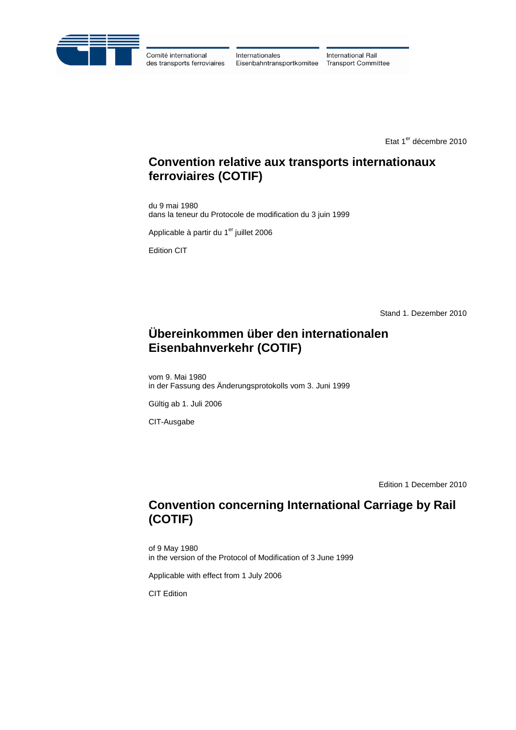Comité international des transports ferroviaires | Internationales Eisenbahntransportkomitee | International Rail Transport Committee

Etat 1[er] décembre 2010

# Convention relative aux transports internationaux ferroviaires (COTIF)

du 9 mai 1980
dans la teneur du Protocole de modification du 3 juin 1999

Applicable à partir du 1[er] juillet 2006

Edition CIT

Stand 1. Dezember 2010

# Übereinkommen über den internationalen Eisenbahnverkehr (COTIF)

vom 9. Mai 1980
in der Fassung des Änderungsprotokolls vom 3. Juni 1999

Gültig ab 1. Juli 2006

CIT-Ausgabe

Edition 1 December 2010

# Convention concerning International Carriage by Rail (COTIF)

of 9 May 1980
in the version of the Protocol of Modification of 3 June 1999

Applicable with effect from 1 July 2006

CIT Edition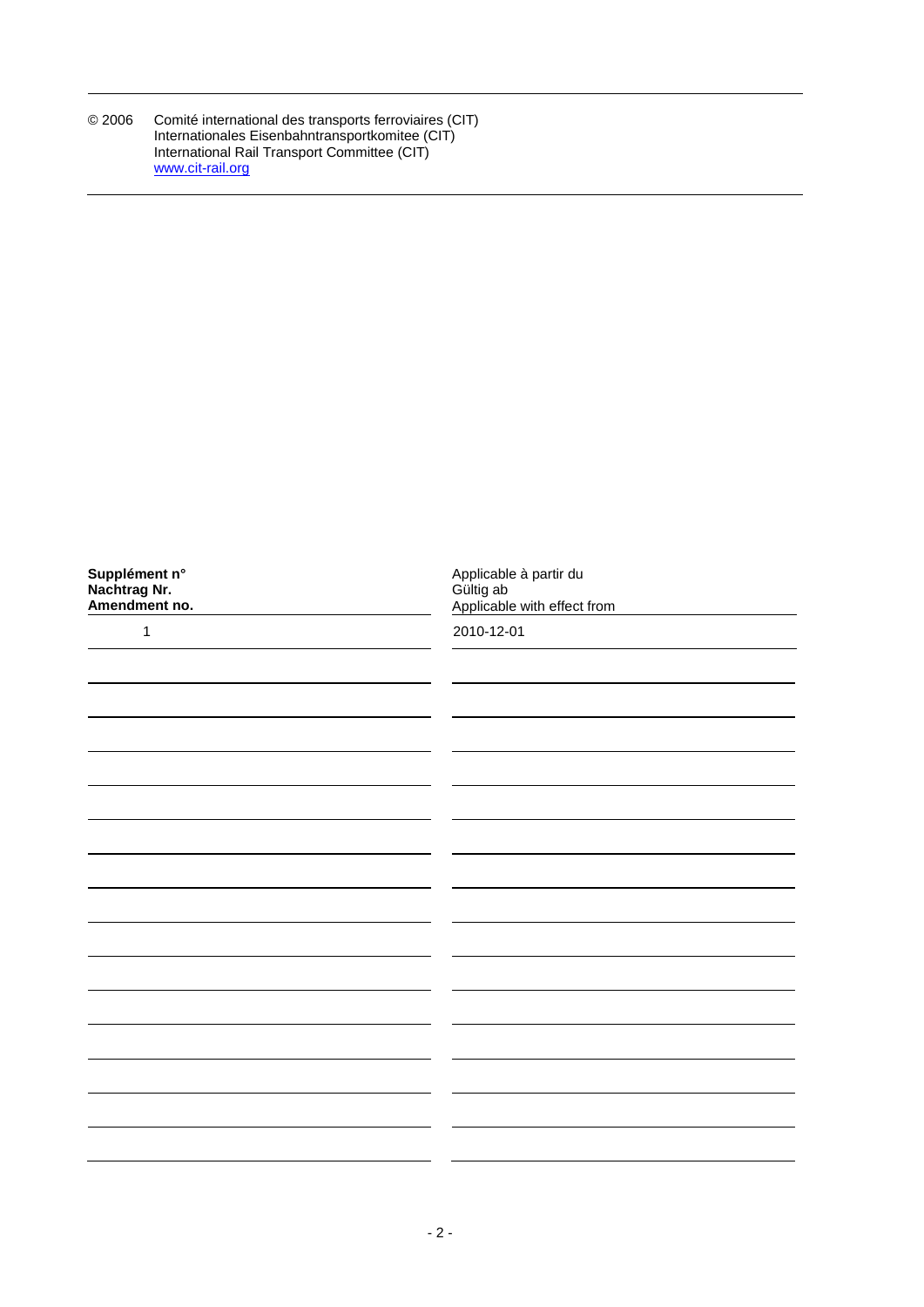© 2006 Comité international des transports ferroviaires (CIT)
Internationales Eisenbahntransportkomitee (CIT)
International Rail Transport Committee (CIT)
[www.cit-rail.org](http://www.cit-rail.org)

| **Supplément n°**<br>**Nachtrag Nr.**<br>**Amendment no.** | Applicable à partir du<br>Gültig ab<br>Applicable with effect from |
|---|---|
| 1 | 2010-12-01 |
| | |
| | |
| | |
| | |
| | |
| | |
| | |
| | |
| | |
| | |
| | |
| | |
| | |
| | |
| | |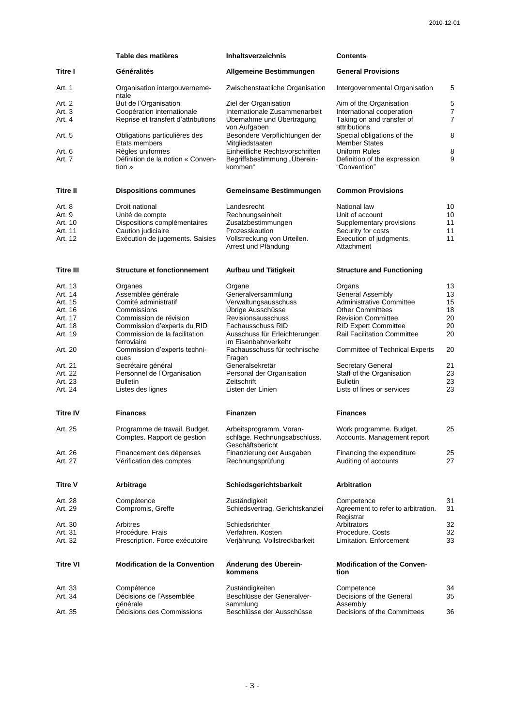| | Table des matières | Inhaltsverzeichnis | Contents | |
|---|---|---|---|---|
| **Titre I** | **Généralités** | **Allgemeine Bestimmungen** | **General Provisions** | |
| Art. 1 | Organisation intergouverneme-ntale | Zwischenstaatliche Organisation | Intergovernmental Organisation | 5 |
| Art. 2 | But de l'Organisation | Ziel der Organisation | Aim of the Organisation | 5 |
| Art. 3 | Coopération internationale | Internationale Zusammenarbeit | International cooperation | 7 |
| Art. 4 | Reprise et transfert d'attributions | Übernahme und Übertragung von Aufgaben | Taking on and transfer of attributions | 7 |
| Art. 5 | Obligations particulières des Etats members | Besondere Verpflichtungen der Mitgliedstaaten | Special obligations of the Member States | 8 |
| Art. 6 | Règles uniformes | Einheitliche Rechtsvorschriften | Uniform Rules | 8 |
| Art. 7 | Définition de la notion « Convention » | Begriffsbestimmung „Übereinkommen" | Definition of the expression "Convention" | 9 |
| **Titre II** | **Dispositions communes** | **Gemeinsame Bestimmungen** | **Common Provisions** | |
| Art. 8 | Droit national | Landesrecht | National law | 10 |
| Art. 9 | Unité de compte | Rechnungseinheit | Unit of account | 10 |
| Art. 10 | Dispositions complémentaires | Zusatzbestimmungen | Supplementary provisions | 11 |
| Art. 11 | Caution judiciaire | Prozesskaution | Security for costs | 11 |
| Art. 12 | Exécution de jugements. Saisies | Vollstreckung von Urteilen. Arrest und Pfändung | Execution of judgments. Attachment | 11 |
| **Titre III** | **Structure et fonctionnement** | **Aufbau und Tätigkeit** | **Structure and Functioning** | |
| Art. 13 | Organes | Organe | Organs | 13 |
| Art. 14 | Assemblée générale | Generalversammlung | General Assembly | 13 |
| Art. 15 | Comité administratif | Verwaltungsausschuss | Administrative Committee | 15 |
| Art. 16 | Commissions | Übrige Ausschüsse | Other Committees | 18 |
| Art. 17 | Commission de révision | Revisionsausschuss | Revision Committee | 20 |
| Art. 18 | Commission d'experts du RID | Fachausschuss RID | RID Expert Committee | 20 |
| Art. 19 | Commission de la facilitation ferroviaire | Ausschuss für Erleichterungen im Eisenbahnverkehr | Rail Facilitation Committee | 20 |
| Art. 20 | Commission d'experts techniques | Fachausschuss für technische Fragen | Committee of Technical Experts | 20 |
| Art. 21 | Secrétaire général | Generalsekretär | Secretary General | 21 |
| Art. 22 | Personnel de l'Organisation | Personal der Organisation | Staff of the Organisation | 23 |
| Art. 23 | Bulletin | Zeitschrift | Bulletin | 23 |
| Art. 24 | Listes des lignes | Listen der Linien | Lists of lines or services | 23 |
| **Titre IV** | **Finances** | **Finanzen** | **Finances** | |
| Art. 25 | Programme de travail. Budget. Comptes. Rapport de gestion | Arbeitsprogramm. Voranschläge. Rechnungsabschluss. Geschäftsbericht | Work programme. Budget. Accounts. Management report | 25 |
| Art. 26 | Financement des dépenses | Finanzierung der Ausgaben | Financing the expenditure | 25 |
| Art. 27 | Vérification des comptes | Rechnungsprüfung | Auditing of accounts | 27 |
| **Titre V** | **Arbitrage** | **Schiedsgerichtsbarkeit** | **Arbitration** | |
| Art. 28 | Compétence | Zuständigkeit | Competence | 31 |
| Art. 29 | Compromis, Greffe | Schiedsvertrag, Gerichtskanzlei | Agreement to refer to arbitration. Registrar | 31 |
| Art. 30 | Arbitres | Schiedsrichter | Arbitrators | 32 |
| Art. 31 | Procédure. Frais | Verfahren. Kosten | Procedure. Costs | 32 |
| Art. 32 | Prescription. Force exécutoire | Verjährung. Vollstreckbarkeit | Limitation. Enforcement | 33 |
| **Titre VI** | **Modification de la Convention** | **Änderung des Übereinkommens** | **Modification of the Convention** | |
| Art. 33 | Compétence | Zuständigkeiten | Competence | 34 |
| Art. 34 | Décisions de l'Assemblée générale | Beschlüsse der Generalversammlung | Decisions of the General Assembly | 35 |
| Art. 35 | Décisions des Commissions | Beschlüsse der Ausschüsse | Decisions of the Committees | 36 |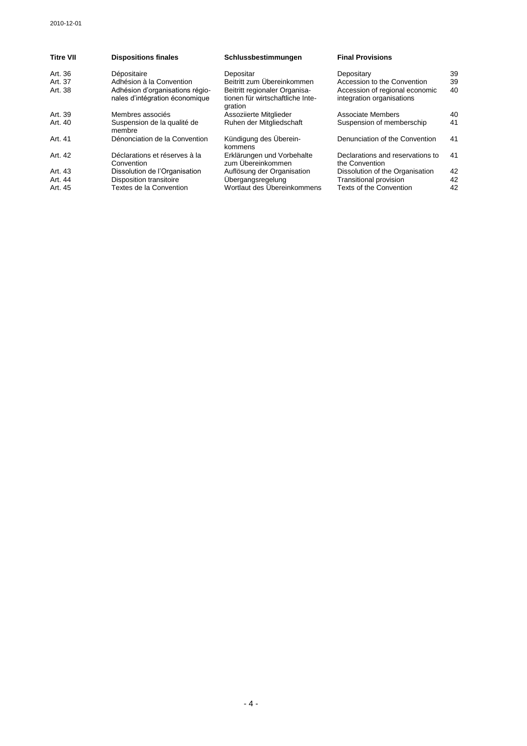| Titre VII | Dispositions finales | Schlussbestimmungen | Final Provisions | |
|---|---|---|---|---|
| Art. 36 | Dépositaire | Depositar | Depositary | 39 |
| Art. 37 | Adhésion à la Convention | Beitritt zum Übereinkommen | Accession to the Convention | 39 |
| Art. 38 | Adhésion d'organisations régionales d'intégration économique | Beitritt regionaler Organisationen für wirtschaftliche Integration | Accession of regional economic integration organisations | 40 |
| Art. 39 | Membres associés | Assoziierte Mitglieder | Associate Members | 40 |
| Art. 40 | Suspension de la qualité de membre | Ruhen der Mitgliedschaft | Suspension of memberschip | 41 |
| Art. 41 | Dénonciation de la Convention | Kündigung des Übereinkommens | Denunciation of the Convention | 41 |
| Art. 42 | Déclarations et réserves à la Convention | Erklärungen und Vorbehalte zum Übereinkommen | Declarations and reservations to the Convention | 41 |
| Art. 43 | Dissolution de l'Organisation | Auflösung der Organisation | Dissolution of the Organisation | 42 |
| Art. 44 | Disposition transitoire | Übergangsregelung | Transitional provision | 42 |
| Art. 45 | Textes de la Convention | Wortlaut des Übereinkommens | Texts of the Convention | 42 |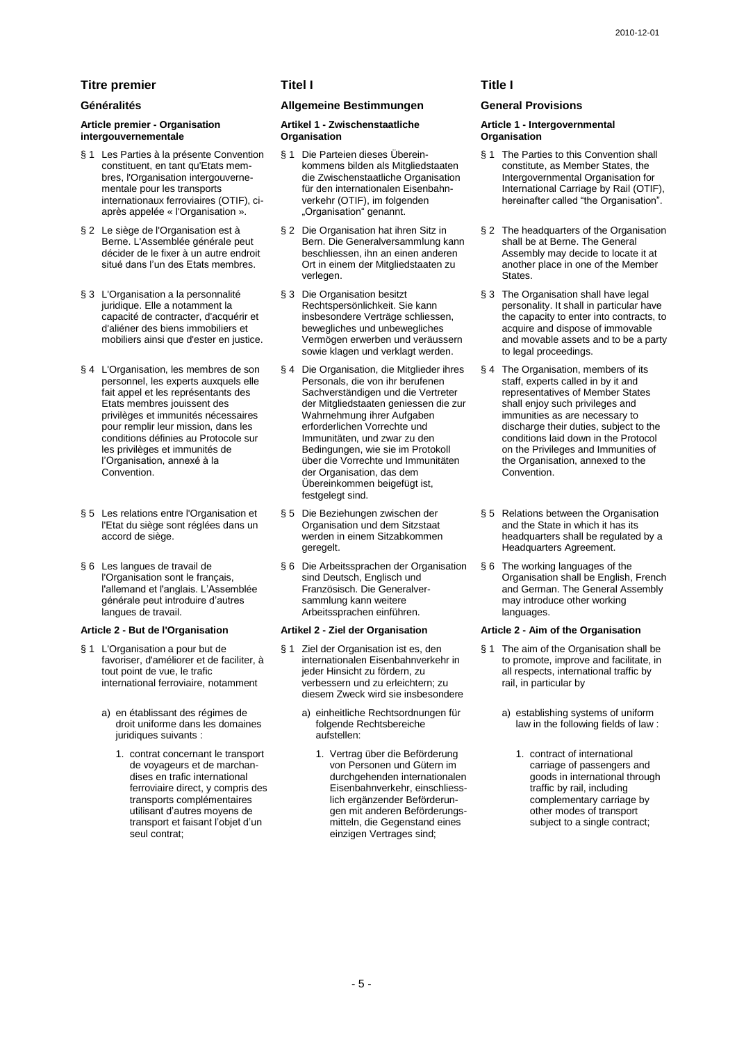# Titre premier

## Généralités

### Article premier - Organisation intergouvernementale

§ 1 Les Parties à la présente Convention constituent, en tant qu'Etats membres, l'Organisation intergouvernementale pour les transports internationaux ferroviaires (OTIF), ci-après appelée « l'Organisation ».

§ 2 Le siège de l'Organisation est à Berne. L'Assemblée générale peut décider de le fixer à un autre endroit situé dans l'un des Etats membres.

§ 3 L'Organisation a la personnalité juridique. Elle a notamment la capacité de contracter, d'acquérir et d'aliéner des biens immobiliers et mobiliers ainsi que d'ester en justice.

§ 4 L'Organisation, les membres de son personnel, les experts auxquels elle fait appel et les représentants des Etats membres jouissent des privilèges et immunités nécessaires pour remplir leur mission, dans les conditions définies au Protocole sur les privilèges et immunités de l'Organisation, annexé à la Convention.

§ 5 Les relations entre l'Organisation et l'Etat du siège sont réglées dans un accord de siège.

§ 6 Les langues de travail de l'Organisation sont le français, l'allemand et l'anglais. L'Assemblée générale peut introduire d'autres langues de travail.

### Article 2 - But de l'Organisation

§ 1 L'Organisation a pour but de favoriser, d'améliorer et de faciliter, à tout point de vue, le trafic international ferroviaire, notamment

a) en établissant des régimes de droit uniforme dans les domaines juridiques suivants :

1. contrat concernant le transport de voyageurs et de marchandises en trafic international ferroviaire direct, y compris des transports complémentaires utilisant d'autres moyens de transport et faisant l'objet d'un seul contrat;

# Titel I

## Allgemeine Bestimmungen

### Artikel 1 - Zwischenstaatliche Organisation

§ 1 Die Parteien dieses Übereinkommens bilden als Mitgliedstaaten die Zwischenstaatliche Organisation für den internationalen Eisenbahnverkehr (OTIF), im folgenden „Organisation" genannt.

§ 2 Die Organisation hat ihren Sitz in Bern. Die Generalversammlung kann beschliessen, ihn an einen anderen Ort in einem der Mitgliedstaaten zu verlegen.

§ 3 Die Organisation besitzt Rechtspersönlichkeit. Sie kann insbesondere Verträge schliessen, bewegliches und unbewegliches Vermögen erwerben und veräussern sowie klagen und verklagt werden.

§ 4 Die Organisation, die Mitglieder ihres Personals, die von ihr berufenen Sachverständigen und die Vertreter der Mitgliedstaaten geniessen die zur Wahrnehmung ihrer Aufgaben erforderlichen Vorrechte und Immunitäten, und zwar zu den Bedingungen, wie sie im Protokoll über die Vorrechte und Immunitäten der Organisation, das dem Übereinkommen beigefügt ist, festgelegt sind.

§ 5 Die Beziehungen zwischen der Organisation und dem Sitzstaat werden in einem Sitzabkommen geregelt.

§ 6 Die Arbeitssprachen der Organisation sind Deutsch, Englisch und Französisch. Die Generalversammlung kann weitere Arbeitssprachen einführen.

### Artikel 2 - Ziel der Organisation

§ 1 Ziel der Organisation ist es, den internationalen Eisenbahnverkehr in jeder Hinsicht zu fördern, zu verbessern und zu erleichtern; zu diesem Zweck wird sie insbesondere

a) einheitliche Rechtsordnungen für folgende Rechtsbereiche aufstellen:

1. Vertrag über die Beförderung von Personen und Gütern im durchgehenden internationalen Eisenbahnverkehr, einschliesslich ergänzender Beförderungen mit anderen Beförderungsmitteln, die Gegenstand eines einzigen Vertrages sind;

# Title I

## General Provisions

### Article 1 - Intergovernmental Organisation

§ 1 The Parties to this Convention shall constitute, as Member States, the Intergovernmental Organisation for International Carriage by Rail (OTIF), hereinafter called "the Organisation".

§ 2 The headquarters of the Organisation shall be at Berne. The General Assembly may decide to locate it at another place in one of the Member States.

§ 3 The Organisation shall have legal personality. It shall in particular have the capacity to enter into contracts, to acquire and dispose of immovable and movable assets and to be a party to legal proceedings.

§ 4 The Organisation, members of its staff, experts called in by it and representatives of Member States shall enjoy such privileges and immunities as are necessary to discharge their duties, subject to the conditions laid down in the Protocol on the Privileges and Immunities of the Organisation, annexed to the Convention.

§ 5 Relations between the Organisation and the State in which it has its headquarters shall be regulated by a Headquarters Agreement.

§ 6 The working languages of the Organisation shall be English, French and German. The General Assembly may introduce other working languages.

### Article 2 - Aim of the Organisation

§ 1 The aim of the Organisation shall be to promote, improve and facilitate, in all respects, international traffic by rail, in particular by

a) establishing systems of uniform law in the following fields of law :

1. contract of international carriage of passengers and goods in international through traffic by rail, including complementary carriage by other modes of transport subject to a single contract;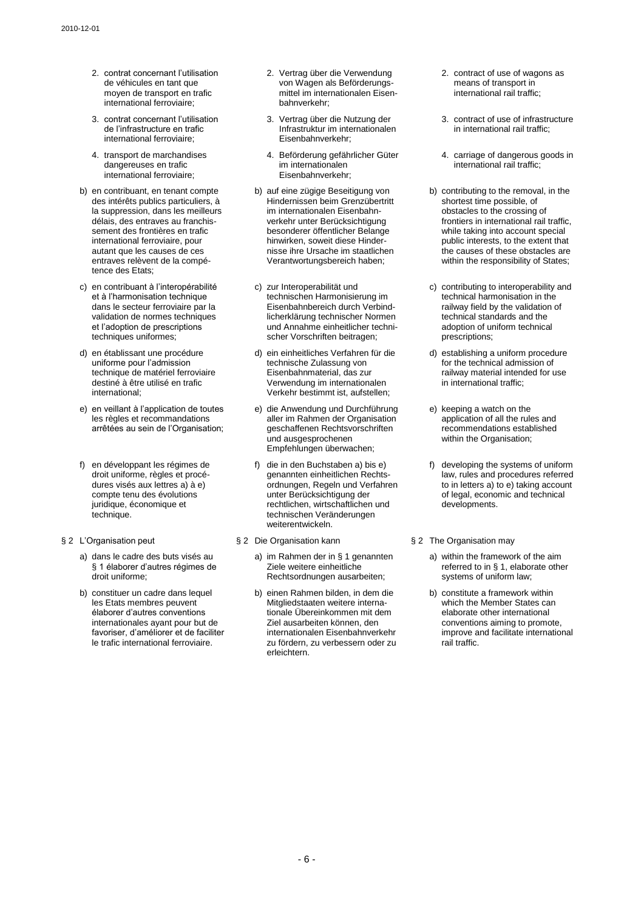2. contrat concernant l'utilisation de véhicules en tant que moyen de transport en trafic international ferroviaire;
3. contrat concernant l'utilisation de l'infrastructure en trafic international ferroviaire;
4. transport de marchandises dangereuses en trafic international ferroviaire;

b) en contribuant, en tenant compte des intérêts publics particuliers, à la suppression, dans les meilleurs délais, des entraves au franchissement des frontières en trafic international ferroviaire, pour autant que les causes de ces entraves relèvent de la compétence des Etats;

c) en contribuant à l'interopérabilité et à l'harmonisation technique dans le secteur ferroviaire par la validation de normes techniques et l'adoption de prescriptions techniques uniformes;

d) en établissant une procédure uniforme pour l'admission technique de matériel ferroviaire destiné à être utilisé en trafic international;

e) en veillant à l'application de toutes les règles et recommandations arrêtées au sein de l'Organisation;

f) en développant les régimes de droit uniforme, règles et procédures visés aux lettres a) à e) compte tenu des évolutions juridique, économique et technique.

§ 2 L'Organisation peut

a) dans le cadre des buts visés au § 1 élaborer d'autres régimes de droit uniforme;

b) constituer un cadre dans lequel les Etats membres peuvent élaborer d'autres conventions internationales ayant pour but de favoriser, d'améliorer et de faciliter le trafic international ferroviaire.

2. Vertrag über die Verwendung von Wagen als Beförderungsmittel im internationalen Eisenbahnverkehr;
3. Vertrag über die Nutzung der Infrastruktur im internationalen Eisenbahnverkehr;
4. Beförderung gefährlicher Güter im internationalen Eisenbahnverkehr;

b) auf eine zügige Beseitigung von Hindernissen beim Grenzübertritt im internationalen Eisenbahnverkehr unter Berücksichtigung besonderer öffentlicher Belange hinwirken, soweit diese Hindernisse ihre Ursache im staatlichen Verantwortungsbereich haben;

c) zur Interoperabilität und technischen Harmonisierung im Eisenbahnbereich durch Verbindlicherklärung technischer Normen und Annahme einheitlicher technischer Vorschriften beitragen;

d) ein einheitliches Verfahren für die technische Zulassung von Eisenbahnmaterial, das zur Verwendung im internationalen Verkehr bestimmt ist, aufstellen;

e) die Anwendung und Durchführung aller im Rahmen der Organisation geschaffenen Rechtsvorschriften und ausgesprochenen Empfehlungen überwachen;

f) die in den Buchstaben a) bis e) genannten einheitlichen Rechtsordnungen, Regeln und Verfahren unter Berücksichtigung der rechtlichen, wirtschaftlichen und technischen Veränderungen weiterentwickeln.

§ 2 Die Organisation kann

a) im Rahmen der in § 1 genannten Ziele weitere einheitliche Rechtsordnungen ausarbeiten;

b) einen Rahmen bilden, in dem die Mitgliedstaaten weitere internationale Übereinkommen mit dem Ziel ausarbeiten können, den internationalen Eisenbahnverkehr zu fördern, zu verbessern oder zu erleichtern.

2. contract of use of wagons as means of transport in international rail traffic;
3. contract of use of infrastructure in international rail traffic;
4. carriage of dangerous goods in international rail traffic;

b) contributing to the removal, in the shortest time possible, of obstacles to the crossing of frontiers in international rail traffic, while taking into account special public interests, to the extent that the causes of these obstacles are within the responsibility of States;

c) contributing to interoperability and technical harmonisation in the railway field by the validation of technical standards and the adoption of uniform technical prescriptions;

d) establishing a uniform procedure for the technical admission of railway material intended for use in international traffic;

e) keeping a watch on the application of all the rules and recommendations established within the Organisation;

f) developing the systems of uniform law, rules and procedures referred to in letters a) to e) taking account of legal, economic and technical developments.

§ 2 The Organisation may

a) within the framework of the aim referred to in § 1, elaborate other systems of uniform law;

b) constitute a framework within which the Member States can elaborate other international conventions aiming to promote, improve and facilitate international rail traffic.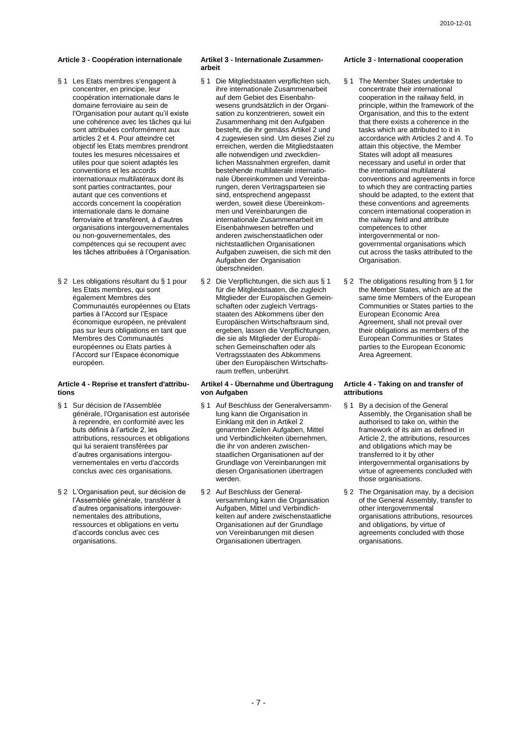### Article 3 - Coopération internationale

§ 1 Les Etats membres s'engagent à concentrer, en principe, leur coopération internationale dans le domaine ferroviaire au sein de l'Organisation pour autant qu'il existe une cohérence avec les tâches qui lui sont attribuées conformément aux articles 2 et 4. Pour atteindre cet objectif les Etats membres prendront toutes les mesures nécessaires et utiles pour que soient adaptés les conventions et les accords internationaux multilatéraux dont ils sont parties contractantes, pour autant que ces conventions et accords concernent la coopération internationale dans le domaine ferroviaire et transfèrent, à d'autres organisations intergouvernementales ou non-gouvernementales, des compétences qui se recoupent avec les tâches attribuées à l'Organisation.

§ 2 Les obligations résultant du § 1 pour les Etats membres, qui sont également Membres des Communautés européennes ou Etats parties à l'Accord sur l'Espace économique européen, ne prévalent pas sur leurs obligations en tant que Membres des Communautés européennes ou Etats parties à l'Accord sur l'Espace économique européen.

### Article 4 - Reprise et transfert d'attributions

§ 1 Sur décision de l'Assemblée générale, l'Organisation est autorisée à reprendre, en conformité avec les buts définis à l'article 2, les attributions, ressources et obligations qui lui seraient transférées par d'autres organisations intergouvernementales en vertu d'accords conclus avec ces organisations.

§ 2 L'Organisation peut, sur décision de l'Assemblée générale, transférer à d'autres organisations intergouvernementales des attributions, ressources et obligations en vertu d'accords conclus avec ces organisations.

### Artikel 3 - Internationale Zusammenarbeit

§ 1 Die Mitgliedstaaten verpflichten sich, ihre internationale Zusammenarbeit auf dem Gebiet des Eisenbahnwesens grundsätzlich in der Organisation zu konzentrieren, soweit ein Zusammenhang mit den Aufgaben besteht, die ihr gemäss Artikel 2 und 4 zugewiesen sind. Um dieses Ziel zu erreichen, werden die Mitgliedstaaten alle notwendigen und zweckdienlichen Massnahmen ergreifen, damit bestehende multilaterale internationale Übereinkommen und Vereinbarungen, deren Vertragsparteien sie sind, entsprechend angepasst werden, soweit diese Übereinkommen und Vereinbarungen die internationale Zusammenarbeit im Eisenbahnwesen betreffen und anderen zwischenstaatlichen oder nichtstaatlichen Organisationen Aufgaben zuweisen, die sich mit den Aufgaben der Organisation überschneiden.

§ 2 Die Verpflichtungen, die sich aus § 1 für die Mitgliedstaaten, die zugleich Mitglieder der Europäischen Gemeinschaften oder zugleich Vertragsstaaten des Abkommens über den Europäischen Wirtschaftsraum sind, ergeben, lassen die Verpflichtungen, die sie als Mitglieder der Europäischen Gemeinschaften oder als Vertragsstaaten des Abkommens über den Europäischen Wirtschaftsraum treffen, unberührt.

### Artikel 4 - Übernahme und Übertragung von Aufgaben

§ 1 Auf Beschluss der Generalversammlung kann die Organisation in Einklang mit den in Artikel 2 genannten Zielen Aufgaben, Mittel und Verbindlichkeiten übernehmen, die ihr von anderen zwischenstaatlichen Organisationen auf der Grundlage von Vereinbarungen mit diesen Organisationen übertragen werden.

§ 2 Auf Beschluss der Generalversammlung kann die Organisation Aufgaben, Mittel und Verbindlichkeiten auf andere zwischenstaatliche Organisationen auf der Grundlage von Vereinbarungen mit diesen Organisationen übertragen.

### Article 3 - International cooperation

§ 1 The Member States undertake to concentrate their international cooperation in the railway field, in principle, within the framework of the Organisation, and this to the extent that there exists a coherence in the tasks which are attributed to it in accordance with Articles 2 and 4. To attain this objective, the Member States will adopt all measures necessary and useful in order that the international multilateral conventions and agreements in force to which they are contracting parties should be adapted, to the extent that these conventions and agreements concern international cooperation in the railway field and attribute competences to other intergovernmental or non-governmental organisations which cut across the tasks attributed to the Organisation.

§ 2 The obligations resulting from § 1 for the Member States, which are at the same time Members of the European Communities or States parties to the European Economic Area Agreement, shall not prevail over their obligations as members of the European Communities or States parties to the European Economic Area Agreement.

### Article 4 - Taking on and transfer of attributions

§ 1 By a decision of the General Assembly, the Organisation shall be authorised to take on, within the framework of its aim as defined in Article 2, the attributions, resources and obligations which may be transferred to it by other intergovernmental organisations by virtue of agreements concluded with those organisations.

§ 2 The Organisation may, by a decision of the General Assembly, transfer to other intergovernmental organisations attributions, resources and obligations, by virtue of agreements concluded with those organisations.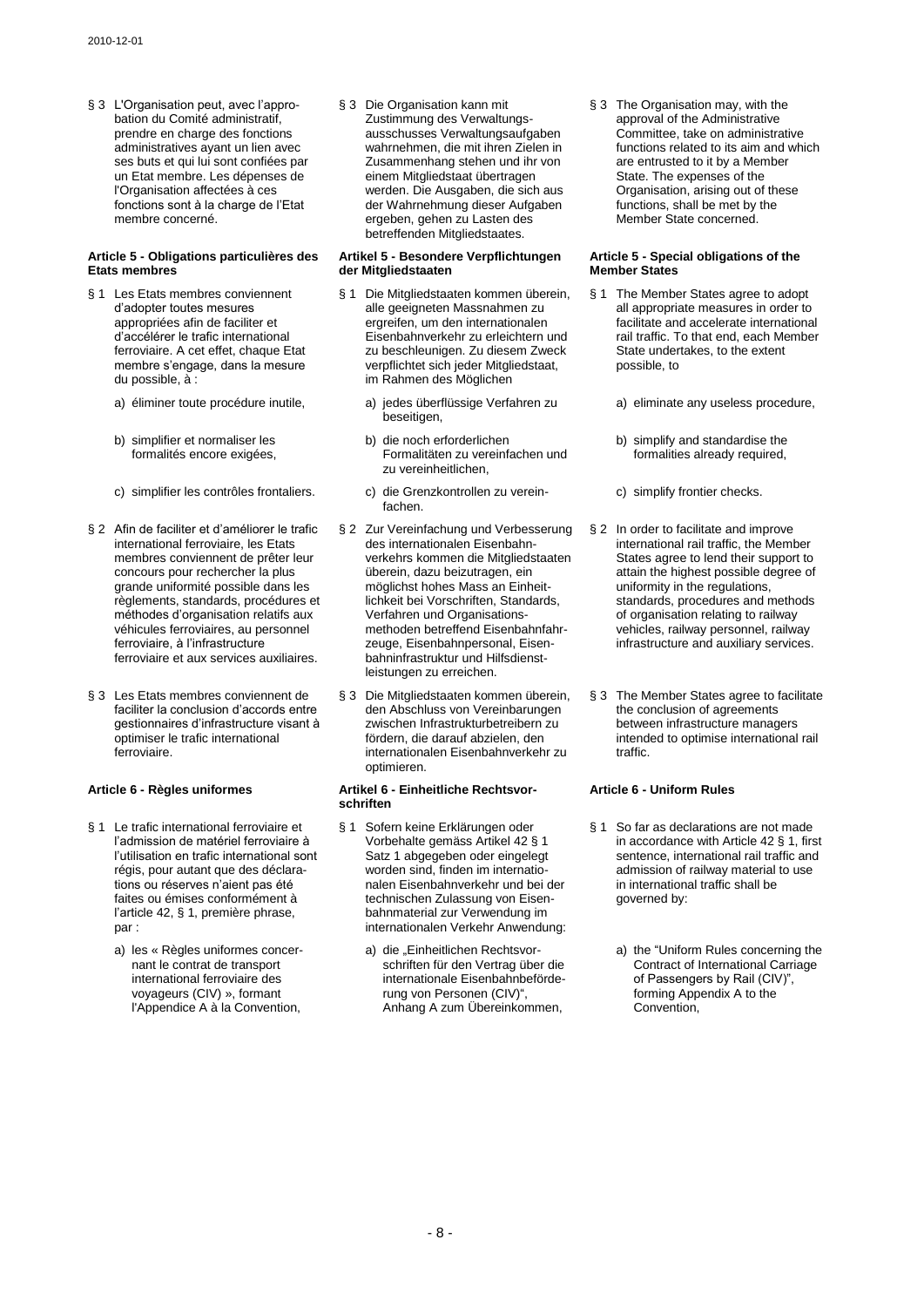§ 3 L'Organisation peut, avec l'approbation du Comité administratif, prendre en charge des fonctions administratives ayant un lien avec ses buts et qui lui sont confiées par un Etat membre. Les dépenses de l'Organisation affectées à ces fonctions sont à la charge de l'Etat membre concerné.

**Article 5 - Obligations particulières des Etats membres**

§ 1 Les Etats membres conviennent d'adopter toutes mesures appropriées afin de faciliter et d'accélérer le trafic international ferroviaire. A cet effet, chaque Etat membre s'engage, dans la mesure du possible, à :

a) éliminer toute procédure inutile,

b) simplifier et normaliser les formalités encore exigées,

c) simplifier les contrôles frontaliers.

§ 2 Afin de faciliter et d'améliorer le trafic international ferroviaire, les Etats membres conviennent de prêter leur concours pour rechercher la plus grande uniformité possible dans les règlements, standards, procédures et méthodes d'organisation relatifs aux véhicules ferroviaires, au personnel ferroviaire, à l'infrastructure ferroviaire et aux services auxiliaires.

§ 3 Les Etats membres conviennent de faciliter la conclusion d'accords entre gestionnaires d'infrastructure visant à optimiser le trafic international ferroviaire.

**Article 6 - Règles uniformes**

§ 1 Le trafic international ferroviaire et l'admission de matériel ferroviaire à l'utilisation en trafic international sont régis, pour autant que des déclarations ou réserves n'aient pas été faites ou émises conformément à l'article 42, § 1, première phrase, par :

a) les « Règles uniformes concernant le contrat de transport international ferroviaire des voyageurs (CIV) », formant l'Appendice A à la Convention,

§ 3 Die Organisation kann mit Zustimmung des Verwaltungsausschusses Verwaltungsaufgaben wahrnehmen, die mit ihren Zielen in Zusammenhang stehen und ihr von einem Mitgliedstaat übertragen werden. Die Ausgaben, die sich aus der Wahrnehmung dieser Aufgaben ergeben, gehen zu Lasten des betreffenden Mitgliedstaates.

**Artikel 5 - Besondere Verpflichtungen der Mitgliedstaaten**

§ 1 Die Mitgliedstaaten kommen überein, alle geeigneten Massnahmen zu ergreifen, um den internationalen Eisenbahnverkehr zu erleichtern und zu beschleunigen. Zu diesem Zweck verpflichtet sich jeder Mitgliedstaat, im Rahmen des Möglichen

a) jedes überflüssige Verfahren zu beseitigen,

b) die noch erforderlichen Formalitäten zu vereinfachen und zu vereinheitlichen,

c) die Grenzkontrollen zu vereinfachen.

§ 2 Zur Vereinfachung und Verbesserung des internationalen Eisenbahnverkehrs kommen die Mitgliedstaaten überein, dazu beizutragen, ein möglichst hohes Mass an Einheitlichkeit bei Vorschriften, Standards, Verfahren und Organisationsmethoden betreffend Eisenbahnfahrzeuge, Eisenbahnpersonal, Eisenbahninfrastruktur und Hilfsdienstleistungen zu erreichen.

§ 3 Die Mitgliedstaaten kommen überein, den Abschluss von Vereinbarungen zwischen Infrastrukturbetreibern zu fördern, die darauf abzielen, den internationalen Eisenbahnverkehr zu optimieren.

**Artikel 6 - Einheitliche Rechtsvorschriften**

§ 1 Sofern keine Erklärungen oder Vorbehalte gemäss Artikel 42 § 1 Satz 1 abgegeben oder eingelegt worden sind, finden im internationalen Eisenbahnverkehr und bei der technischen Zulassung von Eisenbahnmaterial zur Verwendung im internationalen Verkehr Anwendung:

a) die „Einheitlichen Rechtsvorschriften für den Vertrag über die internationale Eisenbahnbeförderung von Personen (CIV)", Anhang A zum Übereinkommen,

§ 3 The Organisation may, with the approval of the Administrative Committee, take on administrative functions related to its aim and which are entrusted to it by a Member State. The expenses of the Organisation, arising out of these functions, shall be met by the Member State concerned.

**Article 5 - Special obligations of the Member States**

§ 1 The Member States agree to adopt all appropriate measures in order to facilitate and accelerate international rail traffic. To that end, each Member State undertakes, to the extent possible, to

a) eliminate any useless procedure,

b) simplify and standardise the formalities already required,

c) simplify frontier checks.

§ 2 In order to facilitate and improve international rail traffic, the Member States agree to lend their support to attain the highest possible degree of uniformity in the regulations, standards, procedures and methods of organisation relating to railway vehicles, railway personnel, railway infrastructure and auxiliary services.

§ 3 The Member States agree to facilitate the conclusion of agreements between infrastructure managers intended to optimise international rail traffic.

**Article 6 - Uniform Rules**

§ 1 So far as declarations are not made in accordance with Article 42 § 1, first sentence, international rail traffic and admission of railway material to use in international traffic shall be governed by:

a) the "Uniform Rules concerning the Contract of International Carriage of Passengers by Rail (CIV)", forming Appendix A to the Convention,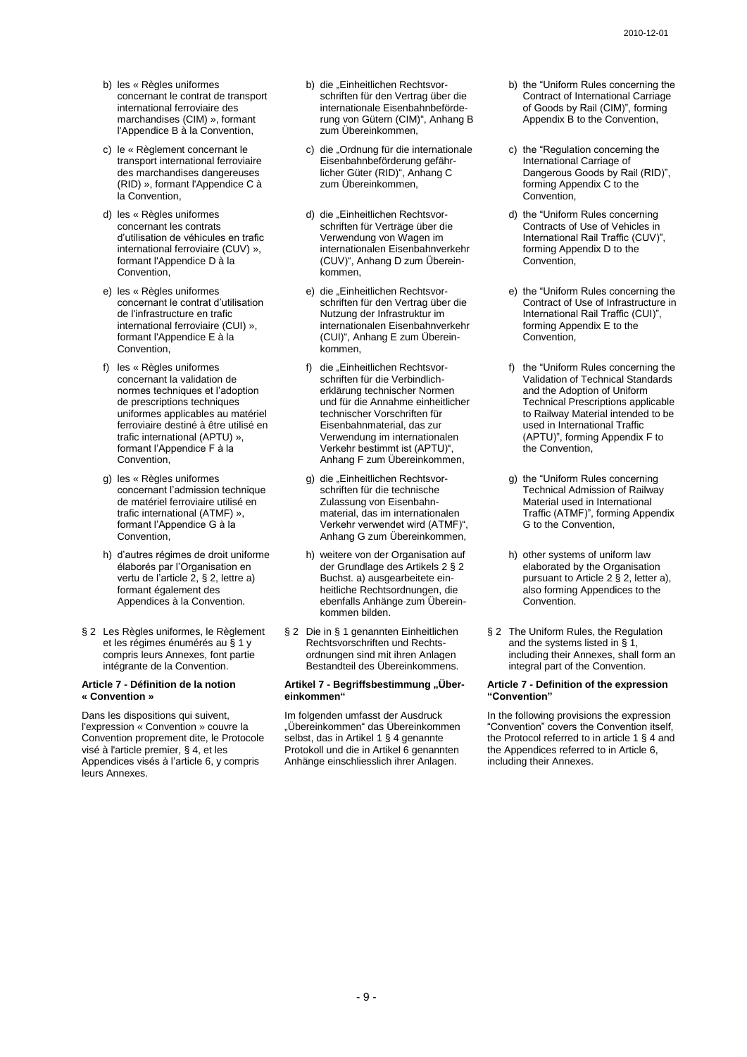b) les « Règles uniformes concernant le contrat de transport international ferroviaire des marchandises (CIM) », formant l'Appendice B à la Convention,

c) le « Règlement concernant le transport international ferroviaire des marchandises dangereuses (RID) », formant l'Appendice C à la Convention,

d) les « Règles uniformes concernant les contrats d'utilisation de véhicules en trafic international ferroviaire (CUV) », formant l'Appendice D à la Convention,

e) les « Règles uniformes concernant le contrat d'utilisation de l'infrastructure en trafic international ferroviaire (CUI) », formant l'Appendice E à la Convention,

f) les « Règles uniformes concernant la validation de normes techniques et l'adoption de prescriptions techniques uniformes applicables au matériel ferroviaire destiné à être utilisé en trafic international (APTU) », formant l'Appendice F à la Convention,

g) les « Règles uniformes concernant l'admission technique de matériel ferroviaire utilisé en trafic international (ATMF) », formant l'Appendice G à la Convention,

h) d'autres régimes de droit uniforme élaborés par l'Organisation en vertu de l'article 2, § 2, lettre a) formant également des Appendices à la Convention.

§ 2 Les Règles uniformes, le Règlement et les régimes énumérés au § 1 y compris leurs Annexes, font partie intégrante de la Convention.

#### Article 7 - Définition de la notion « Convention »

Dans les dispositions qui suivent, l'expression « Convention » couvre la Convention proprement dite, le Protocole visé à l'article premier, § 4, et les Appendices visés à l'article 6, y compris leurs Annexes.

b) die „Einheitlichen Rechtsvorschriften für den Vertrag über die internationale Eisenbahnbeförderung von Gütern (CIM)", Anhang B zum Übereinkommen,

c) die „Ordnung für die internationale Eisenbahnbeförderung gefährlicher Güter (RID)", Anhang C zum Übereinkommen,

d) die „Einheitlichen Rechtsvorschriften für Verträge über die Verwendung von Wagen im internationalen Eisenbahnverkehr (CUV)", Anhang D zum Übereinkommen,

e) die „Einheitlichen Rechtsvorschriften für den Vertrag über die Nutzung der Infrastruktur im internationalen Eisenbahnverkehr (CUI)", Anhang E zum Übereinkommen,

f) die „Einheitlichen Rechtsvorschriften für die Verbindlicherklärung technischer Normen und für die Annahme einheitlicher technischer Vorschriften für Eisenbahnmaterial, das zur Verwendung im internationalen Verkehr bestimmt ist (APTU)", Anhang F zum Übereinkommen,

g) die „Einheitlichen Rechtsvorschriften für die technische Zulassung von Eisenbahnmaterial, das im internationalen Verkehr verwendet wird (ATMF)", Anhang G zum Übereinkommen,

h) weitere von der Organisation auf der Grundlage des Artikels 2 § 2 Buchst. a) ausgearbeitete einheitliche Rechtsordnungen, die ebenfalls Anhänge zum Übereinkommen bilden.

§ 2 Die in § 1 genannten Einheitlichen Rechtsvorschriften und Rechtsordnungen sind mit ihren Anlagen Bestandteil des Übereinkommens.

#### Artikel 7 - Begriffsbestimmung „Übereinkommen"

Im folgenden umfasst der Ausdruck „Übereinkommen" das Übereinkommen selbst, das in Artikel 1 § 4 genannte Protokoll und die in Artikel 6 genannten Anhänge einschliesslich ihrer Anlagen.

b) the "Uniform Rules concerning the Contract of International Carriage of Goods by Rail (CIM)", forming Appendix B to the Convention,

c) the "Regulation concerning the International Carriage of Dangerous Goods by Rail (RID)", forming Appendix C to the Convention,

d) the "Uniform Rules concerning Contracts of Use of Vehicles in International Rail Traffic (CUV)", forming Appendix D to the Convention,

e) the "Uniform Rules concerning the Contract of Use of Infrastructure in International Rail Traffic (CUI)", forming Appendix E to the Convention,

f) the "Uniform Rules concerning the Validation of Technical Standards and the Adoption of Uniform Technical Prescriptions applicable to Railway Material intended to be used in International Traffic (APTU)", forming Appendix F to the Convention,

g) the "Uniform Rules concerning Technical Admission of Railway Material used in International Traffic (ATMF)", forming Appendix G to the Convention,

h) other systems of uniform law elaborated by the Organisation pursuant to Article 2 § 2, letter a), also forming Appendices to the Convention.

§ 2 The Uniform Rules, the Regulation and the systems listed in § 1, including their Annexes, shall form an integral part of the Convention.

#### Article 7 - Definition of the expression "Convention"

In the following provisions the expression "Convention" covers the Convention itself, the Protocol referred to in article 1 § 4 and the Appendices referred to in Article 6, including their Annexes.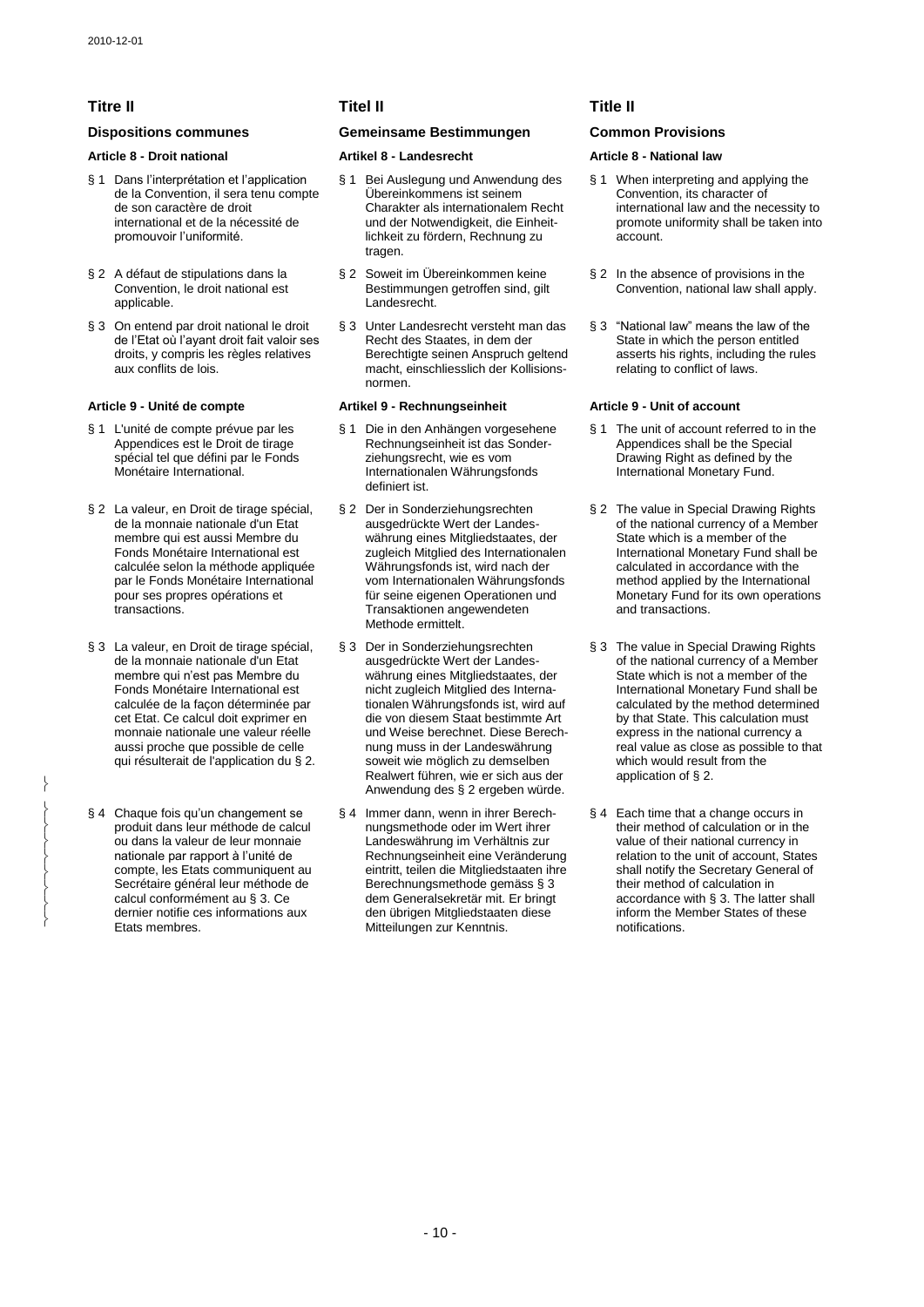# Titre II

## Dispositions communes

### Article 8 - Droit national

§ 1 Dans l'interprétation et l'application de la Convention, il sera tenu compte de son caractère de droit international et de la nécessité de promouvoir l'uniformité.

§ 2 A défaut de stipulations dans la Convention, le droit national est applicable.

§ 3 On entend par droit national le droit de l'Etat où l'ayant droit fait valoir ses droits, y compris les règles relatives aux conflits de lois.

### Article 9 - Unité de compte

§ 1 L'unité de compte prévue par les Appendices est le Droit de tirage spécial tel que défini par le Fonds Monétaire International.

§ 2 La valeur, en Droit de tirage spécial, de la monnaie nationale d'un Etat membre qui est aussi Membre du Fonds Monétaire International est calculée selon la méthode appliquée par le Fonds Monétaire International pour ses propres opérations et transactions.

§ 3 La valeur, en Droit de tirage spécial, de la monnaie nationale d'un Etat membre qui n'est pas Membre du Fonds Monétaire International est calculée de la façon déterminée par cet Etat. Ce calcul doit exprimer en monnaie nationale une valeur réelle aussi proche que possible de celle qui résulterait de l'application du § 2.

§ 4 Chaque fois qu'un changement se produit dans leur méthode de calcul ou dans la valeur de leur monnaie nationale par rapport à l'unité de compte, les Etats communiquent au Secrétaire général leur méthode de calcul conformément au § 3. Ce dernier notifie ces informations aux Etats membres.

# Titel II

## Gemeinsame Bestimmungen

### Artikel 8 - Landesrecht

§ 1 Bei Auslegung und Anwendung des Übereinkommens ist seinem Charakter als internationalem Recht und der Notwendigkeit, die Einheitlichkeit zu fördern, Rechnung zu tragen.

§ 2 Soweit im Übereinkommen keine Bestimmungen getroffen sind, gilt Landesrecht.

§ 3 Unter Landesrecht versteht man das Recht des Staates, in dem der Berechtigte seinen Anspruch geltend macht, einschliesslich der Kollisionsnormen.

### Artikel 9 - Rechnungseinheit

§ 1 Die in den Anhängen vorgesehene Rechnungseinheit ist das Sonderziehungsrecht, wie es vom Internationalen Währungsfonds definiert ist.

§ 2 Der in Sonderziehungsrechten ausgedrückte Wert der Landeswährung eines Mitgliedstaates, der zugleich Mitglied des Internationalen Währungsfonds ist, wird nach der vom Internationalen Währungsfonds für seine eigenen Operationen und Transaktionen angewendeten Methode ermittelt.

§ 3 Der in Sonderziehungsrechten ausgedrückte Wert der Landeswährung eines Mitgliedstaates, der nicht zugleich Mitglied des Internationalen Währungsfonds ist, wird auf die von diesem Staat bestimmte Art und Weise berechnet. Diese Berechnung muss in der Landeswährung soweit wie möglich zu demselben Realwert führen, wie er sich aus der Anwendung des § 2 ergeben würde.

§ 4 Immer dann, wenn in ihrer Berechnungsmethode oder im Wert ihrer Landeswährung im Verhältnis zur Rechnungseinheit eine Veränderung eintritt, teilen die Mitgliedstaaten ihre Berechnungsmethode gemäss § 3 dem Generalsekretär mit. Er bringt den übrigen Mitgliedstaaten diese Mitteilungen zur Kenntnis.

# Title II

## Common Provisions

### Article 8 - National law

§ 1 When interpreting and applying the Convention, its character of international law and the necessity to promote uniformity shall be taken into account.

§ 2 In the absence of provisions in the Convention, national law shall apply.

§ 3 "National law" means the law of the State in which the person entitled asserts his rights, including the rules relating to conflict of laws.

### Article 9 - Unit of account

§ 1 The unit of account referred to in the Appendices shall be the Special Drawing Right as defined by the International Monetary Fund.

§ 2 The value in Special Drawing Rights of the national currency of a Member State which is a member of the International Monetary Fund shall be calculated in accordance with the method applied by the International Monetary Fund for its own operations and transactions.

§ 3 The value in Special Drawing Rights of the national currency of a Member State which is not a member of the International Monetary Fund shall be calculated by the method determined by that State. This calculation must express in the national currency a real value as close as possible to that which would result from the application of § 2.

§ 4 Each time that a change occurs in their method of calculation or in the value of their national currency in relation to the unit of account, States shall notify the Secretary General of their method of calculation in accordance with § 3. The latter shall inform the Member States of these notifications.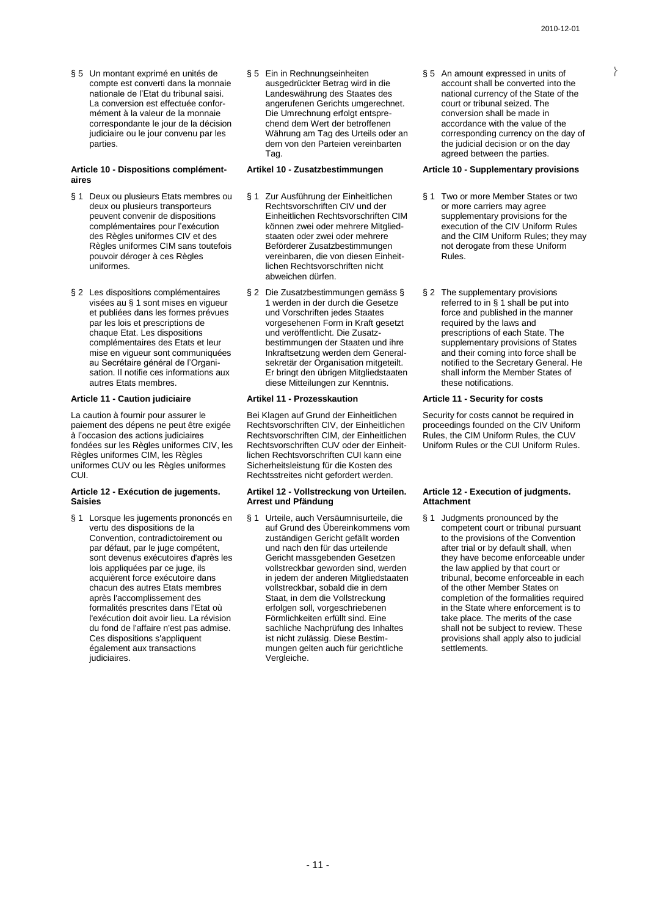§ 5 Un montant exprimé en unités de compte est converti dans la monnaie nationale de l'Etat du tribunal saisi. La conversion est effectuée conformément à la valeur de la monnaie correspondante le jour de la décision judiciaire ou le jour convenu par les parties.

#### Article 10 - Dispositions complémentaires

§ 1 Deux ou plusieurs Etats membres ou deux ou plusieurs transporteurs peuvent convenir de dispositions complémentaires pour l'exécution des Règles uniformes CIV et des Règles uniformes CIM sans toutefois pouvoir déroger à ces Règles uniformes.

§ 2 Les dispositions complémentaires visées au § 1 sont mises en vigueur et publiées dans les formes prévues par les lois et prescriptions de chaque Etat. Les dispositions complémentaires des Etats et leur mise en vigueur sont communiquées au Secrétaire général de l'Organisation. Il notifie ces informations aux autres Etats membres.

#### Article 11 - Caution judiciaire

La caution à fournir pour assurer le paiement des dépens ne peut être exigée à l'occasion des actions judiciaires fondées sur les Règles uniformes CIV, les Règles uniformes CIM, les Règles uniformes CUV ou les Règles uniformes CUI.

#### Article 12 - Exécution de jugements. Saisies

§ 1 Lorsque les jugements prononcés en vertu des dispositions de la Convention, contradictoirement ou par défaut, par le juge compétent, sont devenus exécutoires d'après les lois appliquées par ce juge, ils acquièrent force exécutoire dans chacun des autres Etats membres après l'accomplissement des formalités prescrites dans l'Etat où l'exécution doit avoir lieu. La révision du fond de l'affaire n'est pas admise. Ces dispositions s'appliquent également aux transactions judiciaires.

§ 5 Ein in Rechnungseinheiten ausgedrückter Betrag wird in die Landeswährung des Staates des angerufenen Gerichts umgerechnet. Die Umrechnung erfolgt entsprechend dem Wert der betroffenen Währung am Tag des Urteils oder an dem von den Parteien vereinbarten Tag.

#### Artikel 10 - Zusatzbestimmungen

§ 1 Zur Ausführung der Einheitlichen Rechtsvorschriften CIV und der Einheitlichen Rechtsvorschriften CIM können zwei oder mehrere Mitgliedstaaten oder zwei oder mehrere Beförderer Zusatzbestimmungen vereinbaren, die von diesen Einheitlichen Rechtsvorschriften nicht abweichen dürfen.

§ 2 Die Zusatzbestimmungen gemäss § 1 werden in der durch die Gesetze und Vorschriften jedes Staates vorgesehenen Form in Kraft gesetzt und veröffentlicht. Die Zusatzbestimmungen der Staaten und ihre Inkraftsetzung werden dem Generalsekretär der Organisation mitgeteilt. Er bringt den übrigen Mitgliedstaaten diese Mitteilungen zur Kenntnis.

#### Artikel 11 - Prozesskaution

Bei Klagen auf Grund der Einheitlichen Rechtsvorschriften CIV, der Einheitlichen Rechtsvorschriften CIM, der Einheitlichen Rechtsvorschriften CUV oder der Einheitlichen Rechtsvorschriften CUI kann eine Sicherheitsleistung für die Kosten des Rechtsstreites nicht gefordert werden.

#### Artikel 12 - Vollstreckung von Urteilen. Arrest und Pfändung

§ 1 Urteile, auch Versäumnisurteile, die auf Grund des Übereinkommens vom zuständigen Gericht gefällt worden und nach den für das urteilende Gericht massgebenden Gesetzen vollstreckbar geworden sind, werden in jedem der anderen Mitgliedstaaten vollstreckbar, sobald die in dem Staat, in dem die Vollstreckung erfolgen soll, vorgeschriebenen Förmlichkeiten erfüllt sind. Eine sachliche Nachprüfung des Inhaltes ist nicht zulässig. Diese Bestimmungen gelten auch für gerichtliche Vergleiche.

§ 5 An amount expressed in units of account shall be converted into the national currency of the State of the court or tribunal seized. The conversion shall be made in accordance with the value of the corresponding currency on the day of the judicial decision or on the day agreed between the parties.

#### Article 10 - Supplementary provisions

§ 1 Two or more Member States or two or more carriers may agree supplementary provisions for the execution of the CIV Uniform Rules and the CIM Uniform Rules; they may not derogate from these Uniform Rules.

§ 2 The supplementary provisions referred to in § 1 shall be put into force and published in the manner required by the laws and prescriptions of each State. The supplementary provisions of States and their coming into force shall be notified to the Secretary General. He shall inform the Member States of these notifications.

#### Article 11 - Security for costs

Security for costs cannot be required in proceedings founded on the CIV Uniform Rules, the CIM Uniform Rules, the CUV Uniform Rules or the CUI Uniform Rules.

#### Article 12 - Execution of judgments. Attachment

§ 1 Judgments pronounced by the competent court or tribunal pursuant to the provisions of the Convention after trial or by default shall, when they have become enforceable under the law applied by that court or tribunal, become enforceable in each of the other Member States on completion of the formalities required in the State where enforcement is to take place. The merits of the case shall not be subject to review. These provisions shall apply also to judicial settlements.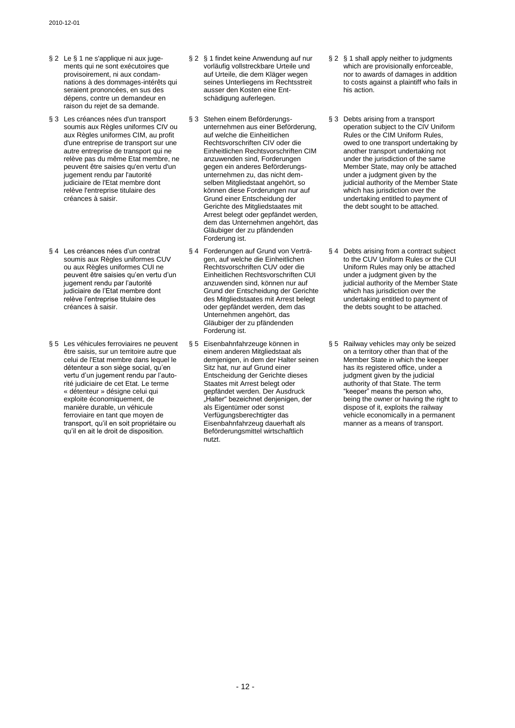§ 2 Le § 1 ne s'applique ni aux jugements qui ne sont exécutoires que provisoirement, ni aux condamnations à des dommages-intérêts qui seraient prononcées, en sus des dépens, contre un demandeur en raison du rejet de sa demande.

§ 3 Les créances nées d'un transport soumis aux Règles uniformes CIV ou aux Règles uniformes CIM, au profit d'une entreprise de transport sur une autre entreprise de transport qui ne relève pas du même Etat membre, ne peuvent être saisies qu'en vertu d'un jugement rendu par l'autorité judiciaire de l'Etat membre dont relève l'entreprise titulaire des créances à saisir.

§ 4 Les créances nées d'un contrat soumis aux Règles uniformes CUV ou aux Règles uniformes CUI ne peuvent être saisies qu'en vertu d'un jugement rendu par l'autorité judiciaire de l'Etat membre dont relève l'entreprise titulaire des créances à saisir.

§ 5 Les véhicules ferroviaires ne peuvent être saisis, sur un territoire autre que celui de l'Etat membre dans lequel le détenteur a son siège social, qu'en vertu d'un jugement rendu par l'autorité judiciaire de cet Etat. Le terme « détenteur » désigne celui qui exploite économiquement, de manière durable, un véhicule ferroviaire en tant que moyen de transport, qu'il en soit propriétaire ou qu'il en ait le droit de disposition.

§ 2 § 1 findet keine Anwendung auf nur vorläufig vollstreckbare Urteile und auf Urteile, die dem Kläger wegen seines Unterliegens im Rechtsstreit ausser den Kosten eine Entschädigung auferlegen.

§ 3 Stehen einem Beförderungsunternehmen aus einer Beförderung, auf welche die Einheitlichen Rechtsvorschriften CIV oder die Einheitlichen Rechtsvorschriften CIM anzuwenden sind, Forderungen gegen ein anderes Beförderungsunternehmen zu, das nicht demselben Mitgliedstaat angehört, so können diese Forderungen nur auf Grund einer Entscheidung der Gerichte des Mitgliedstaates mit Arrest belegt oder gepfändet werden, dem das Unternehmen angehört, das Gläubiger der zu pfändenden Forderung ist.

§ 4 Forderungen auf Grund von Verträgen, auf welche die Einheitlichen Rechtsvorschriften CUV oder die Einheitlichen Rechtsvorschriften CUI anzuwenden sind, können nur auf Grund der Entscheidung der Gerichte des Mitgliedstaates mit Arrest belegt oder gepfändet werden, dem das Unternehmen angehört, das Gläubiger der zu pfändenden Forderung ist.

§ 5 Eisenbahnfahrzeuge können in einem anderen Mitgliedstaat als demjenigen, in dem der Halter seinen Sitz hat, nur auf Grund einer Entscheidung der Gerichte dieses Staates mit Arrest belegt oder gepfändet werden. Der Ausdruck „Halter" bezeichnet denjenigen, der als Eigentümer oder sonst Verfügungsberechtigter das Eisenbahnfahrzeug dauerhaft als Beförderungsmittel wirtschaftlich nutzt.

§ 2 § 1 shall apply neither to judgments which are provisionally enforceable, nor to awards of damages in addition to costs against a plaintiff who fails in his action.

§ 3 Debts arising from a transport operation subject to the CIV Uniform Rules or the CIM Uniform Rules, owed to one transport undertaking by another transport undertaking not under the jurisdiction of the same Member State, may only be attached under a judgment given by the judicial authority of the Member State which has jurisdiction over the undertaking entitled to payment of the debt sought to be attached.

§ 4 Debts arising from a contract subject to the CUV Uniform Rules or the CUI Uniform Rules may only be attached under a judgment given by the judicial authority of the Member State which has jurisdiction over the undertaking entitled to payment of the debts sought to be attached.

§ 5 Railway vehicles may only be seized on a territory other than that of the Member State in which the keeper has its registered office, under a judgment given by the judicial authority of that State. The term "keeper" means the person who, being the owner or having the right to dispose of it, exploits the railway vehicle economically in a permanent manner as a means of transport.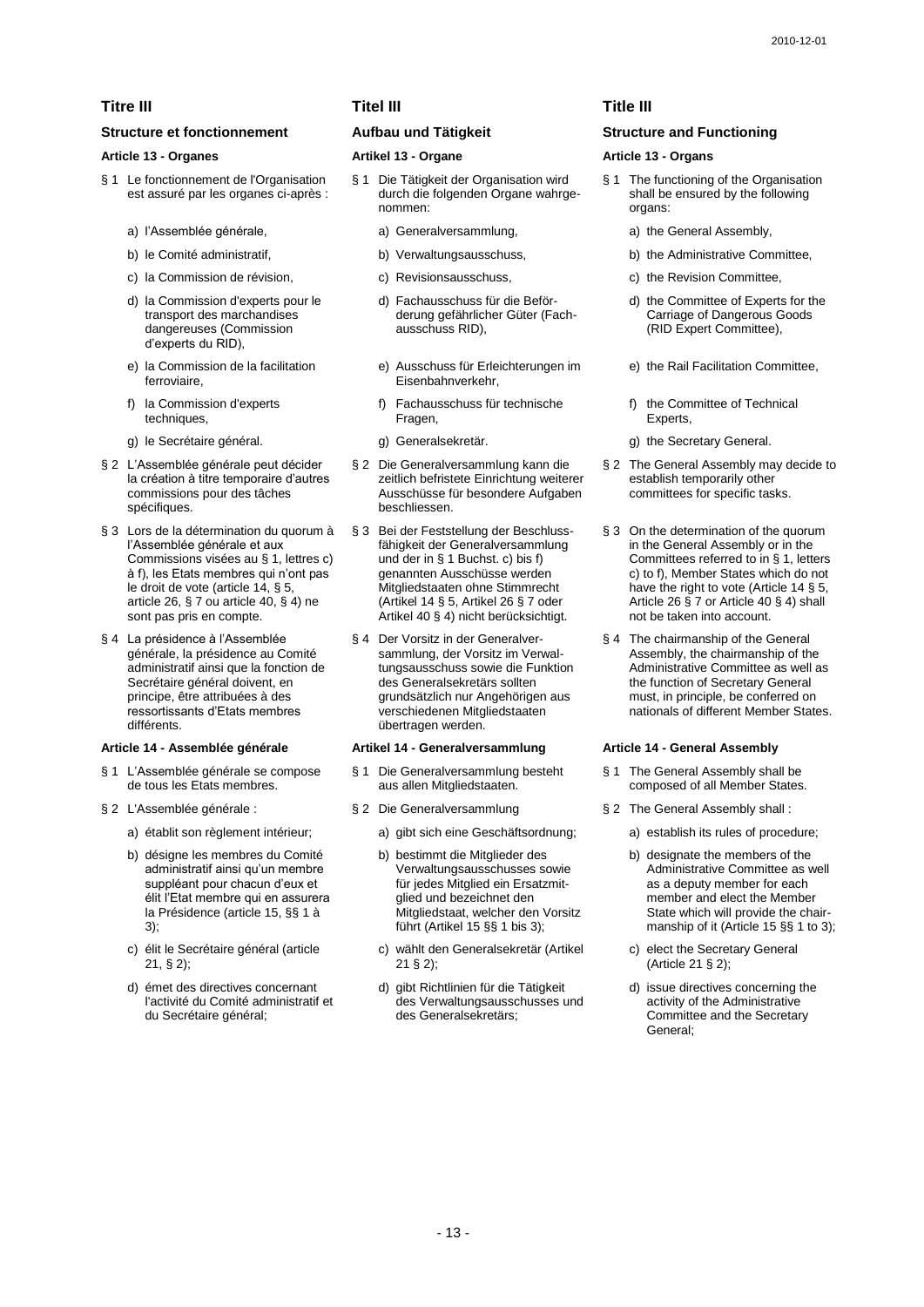# Titre III

## Structure et fonctionnement

### Article 13 - Organes

§ 1 Le fonctionnement de l'Organisation est assuré par les organes ci-après :

a) l'Assemblée générale,

b) le Comité administratif,

c) la Commission de révision,

d) la Commission d'experts pour le transport des marchandises dangereuses (Commission d'experts du RID),

e) la Commission de la facilitation ferroviaire,

f) la Commission d'experts techniques,

g) le Secrétaire général.

§ 2 L'Assemblée générale peut décider la création à titre temporaire d'autres commissions pour des tâches spécifiques.

§ 3 Lors de la détermination du quorum à l'Assemblée générale et aux Commissions visées au § 1, lettres c) à f), les Etats membres qui n'ont pas le droit de vote (article 14, § 5, article 26, § 7 ou article 40, § 4) ne sont pas pris en compte.

§ 4 La présidence à l'Assemblée générale, la présidence au Comité administratif ainsi que la fonction de Secrétaire général doivent, en principe, être attribuées à des ressortissants d'Etats membres différents.

### Article 14 - Assemblée générale

§ 1 L'Assemblée générale se compose de tous les Etats membres.

§ 2 L'Assemblée générale :

a) établit son règlement intérieur;

b) désigne les membres du Comité administratif ainsi qu'un membre suppléant pour chacun d'eux et élit l'Etat membre qui en assurera la Présidence (article 15, §§ 1 à 3);

c) élit le Secrétaire général (article 21, § 2);

d) émet des directives concernant l'activité du Comité administratif et du Secrétaire général;

# Titel III

## Aufbau und Tätigkeit

### Artikel 13 - Organe

§ 1 Die Tätigkeit der Organisation wird durch die folgenden Organe wahrgenommen:

a) Generalversammlung,

b) Verwaltungsausschuss,

c) Revisionsausschuss,

d) Fachausschuss für die Beförderung gefährlicher Güter (Fachausschuss RID),

e) Ausschuss für Erleichterungen im Eisenbahnverkehr,

f) Fachausschuss für technische Fragen,

g) Generalsekretär.

§ 2 Die Generalversammlung kann die zeitlich befristete Einrichtung weiterer Ausschüsse für besondere Aufgaben beschliessen.

§ 3 Bei der Feststellung der Beschlussfähigkeit der Generalversammlung und der in § 1 Buchst. c) bis f) genannten Ausschüsse werden Mitgliedstaaten ohne Stimmrecht (Artikel 14 § 5, Artikel 26 § 7 oder Artikel 40 § 4) nicht berücksichtigt.

§ 4 Der Vorsitz in der Generalversammlung, der Vorsitz im Verwaltungsausschuss sowie die Funktion des Generalsekretärs sollten grundsätzlich nur Angehörigen aus verschiedenen Mitgliedstaaten übertragen werden.

### Artikel 14 - Generalversammlung

§ 1 Die Generalversammlung besteht aus allen Mitgliedstaaten.

§ 2 Die Generalversammlung

a) gibt sich eine Geschäftsordnung;

b) bestimmt die Mitglieder des Verwaltungsausschusses sowie für jedes Mitglied ein Ersatzmitglied und bezeichnet den Mitgliedstaat, welcher den Vorsitz führt (Artikel 15 §§ 1 bis 3);

c) wählt den Generalsekretär (Artikel 21 § 2);

d) gibt Richtlinien für die Tätigkeit des Verwaltungsausschusses und des Generalsekretärs;

# Title III

## Structure and Functioning

### Article 13 - Organs

§ 1 The functioning of the Organisation shall be ensured by the following organs:

a) the General Assembly,

b) the Administrative Committee,

c) the Revision Committee,

d) the Committee of Experts for the Carriage of Dangerous Goods (RID Expert Committee),

e) the Rail Facilitation Committee,

f) the Committee of Technical Experts,

g) the Secretary General.

§ 2 The General Assembly may decide to establish temporarily other committees for specific tasks.

§ 3 On the determination of the quorum in the General Assembly or in the Committees referred to in § 1, letters c) to f), Member States which do not have the right to vote (Article 14 § 5, Article 26 § 7 or Article 40 § 4) shall not be taken into account.

§ 4 The chairmanship of the General Assembly, the chairmanship of the Administrative Committee as well as the function of Secretary General must, in principle, be conferred on nationals of different Member States.

### Article 14 - General Assembly

§ 1 The General Assembly shall be composed of all Member States.

§ 2 The General Assembly shall :

a) establish its rules of procedure;

b) designate the members of the Administrative Committee as well as a deputy member for each member and elect the Member State which will provide the chairmanship of it (Article 15 §§ 1 to 3);

c) elect the Secretary General (Article 21 § 2);

d) issue directives concerning the activity of the Administrative Committee and the Secretary General;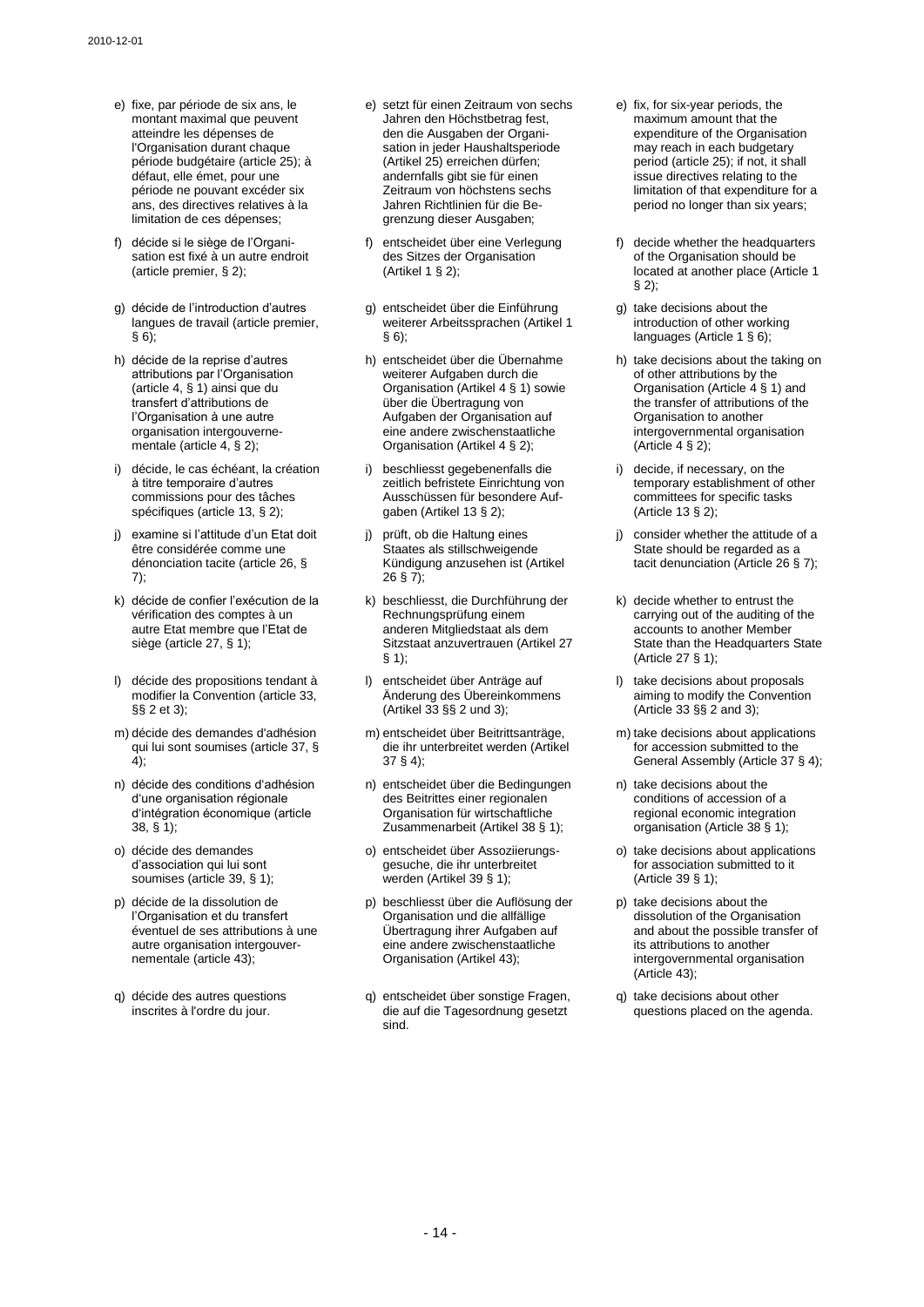e) fixe, par période de six ans, le montant maximal que peuvent atteindre les dépenses de l'Organisation durant chaque période budgétaire (article 25); à défaut, elle émet, pour une période ne pouvant excéder six ans, des directives relatives à la limitation de ces dépenses;

f) décide si le siège de l'Organisation est fixé à un autre endroit (article premier, § 2);

g) décide de l'introduction d'autres langues de travail (article premier, § 6);

h) décide de la reprise d'autres attributions par l'Organisation (article 4, § 1) ainsi que du transfert d'attributions de l'Organisation à une autre organisation intergouvernementale (article 4, § 2);

i) décide, le cas échéant, la création à titre temporaire d'autres commissions pour des tâches spécifiques (article 13, § 2);

j) examine si l'attitude d'un Etat doit être considérée comme une dénonciation tacite (article 26, § 7);

k) décide de confier l'exécution de la vérification des comptes à un autre Etat membre que l'Etat de siège (article 27, § 1);

l) décide des propositions tendant à modifier la Convention (article 33, §§ 2 et 3);

m) décide des demandes d'adhésion qui lui sont soumises (article 37, § 4);

n) décide des conditions d'adhésion d'une organisation régionale d'intégration économique (article 38, § 1);

o) décide des demandes d'association qui lui sont soumises (article 39, § 1);

p) décide de la dissolution de l'Organisation et du transfert éventuel de ses attributions à une autre organisation intergouvernementale (article 43);

q) décide des autres questions inscrites à l'ordre du jour.

e) setzt für einen Zeitraum von sechs Jahren den Höchstbetrag fest, den die Ausgaben der Organisation in jeder Haushaltsperiode (Artikel 25) erreichen dürfen; andernfalls gibt sie für einen Zeitraum von höchstens sechs Jahren Richtlinien für die Begrenzung dieser Ausgaben;

f) entscheidet über eine Verlegung des Sitzes der Organisation (Artikel 1 § 2);

g) entscheidet über die Einführung weiterer Arbeitssprachen (Artikel 1 § 6);

h) entscheidet über die Übernahme weiterer Aufgaben durch die Organisation (Artikel 4 § 1) sowie über die Übertragung von Aufgaben der Organisation auf eine andere zwischenstaatliche Organisation (Artikel 4 § 2);

i) beschliesst gegebenenfalls die zeitlich befristete Einrichtung von Ausschüssen für besondere Aufgaben (Artikel 13 § 2);

j) prüft, ob die Haltung eines Staates als stillschweigende Kündigung anzusehen ist (Artikel 26 § 7);

k) beschliesst, die Durchführung der Rechnungsprüfung einem anderen Mitgliedstaat als dem Sitzstaat anzuvertrauen (Artikel 27 § 1);

l) entscheidet über Anträge auf Änderung des Übereinkommens (Artikel 33 §§ 2 und 3);

m) entscheidet über Beitrittsanträge, die ihr unterbreitet werden (Artikel 37 § 4);

n) entscheidet über die Bedingungen des Beitrittes einer regionalen Organisation für wirtschaftliche Zusammenarbeit (Artikel 38 § 1);

o) entscheidet über Assoziierungsgesuche, die ihr unterbreitet werden (Artikel 39 § 1);

p) beschliesst über die Auflösung der Organisation und die allfällige Übertragung ihrer Aufgaben auf eine andere zwischenstaatliche Organisation (Artikel 43);

q) entscheidet über sonstige Fragen, die auf die Tagesordnung gesetzt sind.

e) fix, for six-year periods, the maximum amount that the expenditure of the Organisation may reach in each budgetary period (article 25); if not, it shall issue directives relating to the limitation of that expenditure for a period no longer than six years;

f) decide whether the headquarters of the Organisation should be located at another place (Article 1 § 2);

g) take decisions about the introduction of other working languages (Article 1 § 6);

h) take decisions about the taking on of other attributions by the Organisation (Article 4 § 1) and the transfer of attributions of the Organisation to another intergovernmental organisation (Article 4 § 2);

i) decide, if necessary, on the temporary establishment of other committees for specific tasks (Article 13 § 2);

j) consider whether the attitude of a State should be regarded as a tacit denunciation (Article 26 § 7);

k) decide whether to entrust the carrying out of the auditing of the accounts to another Member State than the Headquarters State (Article 27 § 1);

l) take decisions about proposals aiming to modify the Convention (Article 33 §§ 2 and 3);

m) take decisions about applications for accession submitted to the General Assembly (Article 37 § 4);

n) take decisions about the conditions of accession of a regional economic integration organisation (Article 38 § 1);

o) take decisions about applications for association submitted to it (Article 39 § 1);

p) take decisions about the dissolution of the Organisation and about the possible transfer of its attributions to another intergovernmental organisation (Article 43);

q) take decisions about other questions placed on the agenda.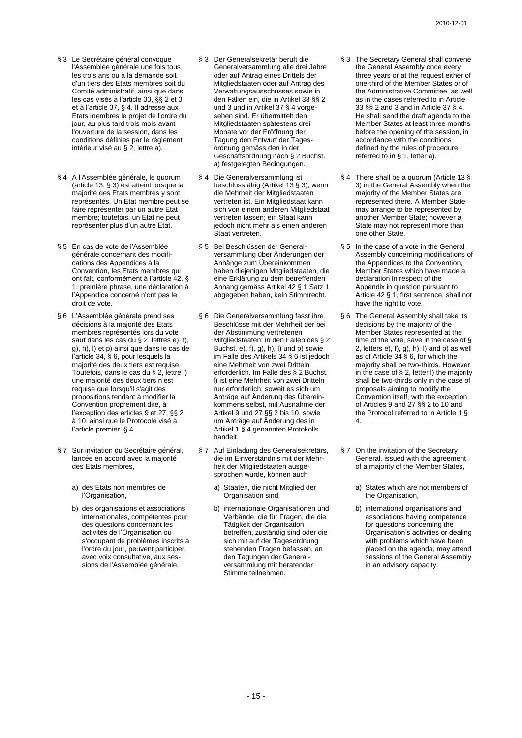§ 3 Le Secrétaire général convoque l'Assemblée générale une fois tous les trois ans ou à la demande soit d'un tiers des Etats membres soit du Comité administratif, ainsi que dans les cas visés à l'article 33, §§ 2 et 3 et à l'article 37, § 4. Il adresse aux Etats membres le projet de l'ordre du jour, au plus tard trois mois avant l'ouverture de la session, dans les conditions définies par le règlement intérieur visé au § 2, lettre a).

§ 4 A l'Assemblée générale, le quorum (article 13, § 3) est atteint lorsque la majorité des Etats membres y sont représentés. Un Etat membre peut se faire représenter par un autre Etat membre; toutefois, un Etat ne peut représenter plus d'un autre Etat.

§ 5 En cas de vote de l'Assemblée générale concernant des modifications des Appendices à la Convention, les Etats membres qui ont fait, conformément à l'article 42, § 1, première phrase, une déclaration à l'Appendice concerné n'ont pas le droit de vote.

§ 6 L'Assemblée générale prend ses décisions à la majorité des Etats membres représentés lors du vote sauf dans les cas du § 2, lettres e), f), g), h), l) et p) ainsi que dans le cas de l'article 34, § 6, pour lesquels la majorité des deux tiers est requise. Toutefois, dans le cas du § 2, lettre l) une majorité des deux tiers n'est requise que lorsqu'il s'agit des propositions tendant à modifier la Convention proprement dite, à l'exception des articles 9 et 27, §§ 2 à 10, ainsi que le Protocole visé à l'article premier, § 4.

§ 7 Sur invitation du Secrétaire général, lancée en accord avec la majorité des Etats membres,

a) des Etats non membres de l'Organisation,

b) des organisations et associations internationales, compétentes pour des questions concernant les activités de l'Organisation ou s'occupant de problèmes inscrits à l'ordre du jour, peuvent participer, avec voix consultative, aux sessions de l'Assemblée générale.

§ 3 Der Generalsekretär beruft die Generalversammlung alle drei Jahre oder auf Antrag eines Drittels der Mitgliedstaaten oder auf Antrag des Verwaltungsausschusses sowie in den Fällen ein, die in Artikel 33 §§ 2 und 3 und in Artikel 37 § 4 vorgesehen sind. Er übermittelt den Mitgliedstaaten spätestens drei Monate vor der Eröffnung der Tagung den Entwurf der Tagesordnung gemäss den in der Geschäftsordnung nach § 2 Buchst. a) festgelegten Bedingungen.

§ 4 Die Generalversammlung ist beschlussfähig (Artikel 13 § 3), wenn die Mehrheit der Mitgliedstaaten vertreten ist. Ein Mitgliedstaat kann sich von einem anderen Mitgliedstaat vertreten lassen; ein Staat kann jedoch nicht mehr als einen anderen Staat vertreten.

§ 5 Bei Beschlüssen der Generalversammlung über Änderungen der Anhänge zum Übereinkommen haben diejenigen Mitgliedstaaten, die eine Erklärung zu dem betreffenden Anhang gemäss Artikel 42 § 1 Satz 1 abgegeben haben, kein Stimmrecht.

§ 6 Die Generalversammlung fasst ihre Beschlüsse mit der Mehrheit der bei der Abstimmung vertretenen Mitgliedstaaten; in den Fällen des § 2 Buchst. e), f), g), h), l) und p) sowie im Falle des Artikels 34 § 6 ist jedoch eine Mehrheit von zwei Dritteln erforderlich. Im Falle des § 2 Buchst. l) ist eine Mehrheit von zwei Dritteln nur erforderlich, soweit es sich um Anträge auf Änderung des Übereinkommens selbst, mit Ausnahme der Artikel 9 und 27 §§ 2 bis 10, sowie um Anträge auf Änderung des in Artikel 1 § 4 genannten Protokolls handelt.

§ 7 Auf Einladung des Generalsekretärs, die im Einverständnis mit der Mehrheit der Mitgliedstaaten ausgesprochen wurde, können auch

a) Staaten, die nicht Mitglied der Organisation sind,

b) internationale Organisationen und Verbände, die für Fragen, die die Tätigkeit der Organisation betreffen, zuständig sind oder die sich mit auf der Tagesordnung stehenden Fragen befassen, an den Tagungen der Generalversammlung mit beratender Stimme teilnehmen.

§ 3 The Secretary General shall convene the General Assembly once every three years or at the request either of one-third of the Member States or of the Administrative Committee, as well as in the cases referred to in Article 33 §§ 2 and 3 and in Article 37 § 4. He shall send the draft agenda to the Member States at least three months before the opening of the session, in accordance with the conditions defined by the rules of procedure referred to in § 1, letter a).

§ 4 There shall be a quorum (Article 13 § 3) in the General Assembly when the majority of the Member States are represented there. A Member State may arrange to be represented by another Member State; however a State may not represent more than one other State.

§ 5 In the case of a vote in the General Assembly concerning modifications of the Appendices to the Convention, Member States which have made a declaration in respect of the Appendix in question pursuant to Article 42 § 1, first sentence, shall not have the right to vote.

§ 6 The General Assembly shall take its decisions by the majority of the Member States represented at the time of the vote, save in the case of § 2, letters e), f), g), h), l) and p) as well as of Article 34 § 6, for which the majority shall be two-thirds. However, in the case of § 2, letter l) the majority shall be two-thirds only in the case of proposals aiming to modify the Convention itself, with the exception of Articles 9 and 27 §§ 2 to 10 and the Protocol referred to in Article 1 § 4.

§ 7 On the invitation of the Secretary General, issued with the agreement of a majority of the Member States,

a) States which are not members of the Organisation,

b) international organisations and associations having competence for questions concerning the Organisation's activities or dealing with problems which have been placed on the agenda, may attend sessions of the General Assembly in an advisory capacity.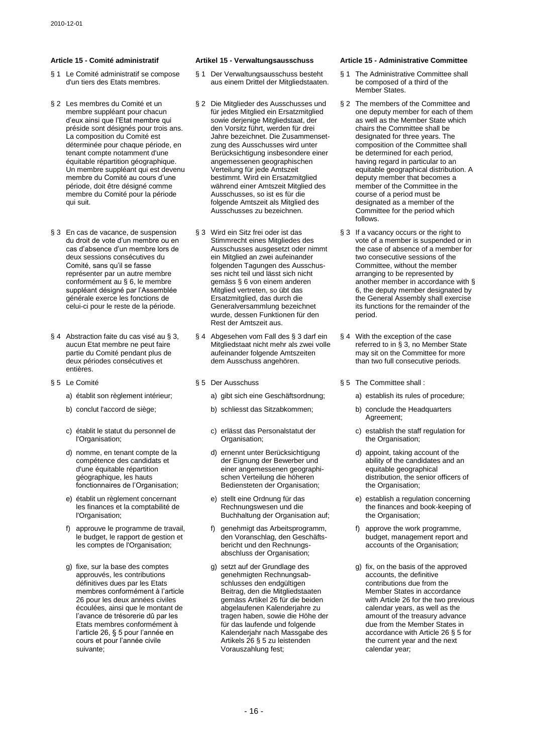### Article 15 - Comité administratif

§ 1 Le Comité administratif se compose d'un tiers des Etats membres.

§ 2 Les membres du Comité et un membre suppléant pour chacun d'eux ainsi que l'Etat membre qui préside sont désignés pour trois ans. La composition du Comité est déterminée pour chaque période, en tenant compte notamment d'une équitable répartition géographique. Un membre suppléant qui est devenu membre du Comité au cours d'une période, doit être désigné comme membre du Comité pour la période qui suit.

§ 3 En cas de vacance, de suspension du droit de vote d'un membre ou en cas d'absence d'un membre lors de deux sessions consécutives du Comité, sans qu'il se fasse représenter par un autre membre conformément au § 6, le membre suppléant désigné par l'Assemblée générale exerce les fonctions de celui-ci pour le reste de la période.

§ 4 Abstraction faite du cas visé au § 3, aucun Etat membre ne peut faire partie du Comité pendant plus de deux périodes consécutives et entières.

§ 5 Le Comité

a) établit son règlement intérieur;

b) conclut l'accord de siège;

c) établit le statut du personnel de l'Organisation;

d) nomme, en tenant compte de la compétence des candidats et d'une équitable répartition géographique, les hauts fonctionnaires de l'Organisation;

e) établit un règlement concernant les finances et la comptabilité de l'Organisation;

f) approuve le programme de travail, le budget, le rapport de gestion et les comptes de l'Organisation;

g) fixe, sur la base des comptes approuvés, les contributions définitives dues par les Etats membres conformément à l'article 26 pour les deux années civiles écoulées, ainsi que le montant de l'avance de trésorerie dû par les Etats membres conformément à l'article 26, § 5 pour l'année en cours et pour l'année civile suivante;

### Artikel 15 - Verwaltungsausschuss

§ 1 Der Verwaltungsausschuss besteht aus einem Drittel der Mitgliedstaaten.

§ 2 Die Mitglieder des Ausschusses und für jedes Mitglied ein Ersatzmitglied sowie derjenige Mitgliedstaat, der den Vorsitz führt, werden für drei Jahre bezeichnet. Die Zusammensetzung des Ausschusses wird unter Berücksichtigung insbesondere einer angemessenen geographischen Verteilung für jede Amtszeit bestimmt. Wird ein Ersatzmitglied während einer Amtszeit Mitglied des Ausschusses, so ist es für die folgende Amtszeit als Mitglied des Ausschusses zu bezeichnen.

§ 3 Wird ein Sitz frei oder ist das Stimmrecht eines Mitgliedes des Ausschusses ausgesetzt oder nimmt ein Mitglied an zwei aufeinander folgenden Tagungen des Ausschusses nicht teil und lässt sich nicht gemäss § 6 von einem anderen Mitglied vertreten, so übt das Ersatzmitglied, das durch die Generalversammlung bezeichnet wurde, dessen Funktionen für den Rest der Amtszeit aus.

§ 4 Abgesehen vom Fall des § 3 darf ein Mitgliedstaat nicht mehr als zwei volle aufeinander folgende Amtszeiten dem Ausschuss angehören.

§ 5 Der Ausschuss

a) gibt sich eine Geschäftsordnung;

b) schliesst das Sitzabkommen;

c) erlässt das Personalstatut der Organisation;

d) ernennt unter Berücksichtigung der Eignung der Bewerber und einer angemessenen geographischen Verteilung die höheren Bediensteten der Organisation;

e) stellt eine Ordnung für das Rechnungswesen und die Buchhaltung der Organisation auf;

f) genehmigt das Arbeitsprogramm, den Voranschlag, den Geschäftsbericht und den Rechnungsabschluss der Organisation;

g) setzt auf der Grundlage des genehmigten Rechnungsabschlusses den endgültigen Beitrag, den die Mitgliedstaaten gemäss Artikel 26 für die beiden abgelaufenen Kalenderjahre zu tragen haben, sowie die Höhe der für das laufende und folgende Kalenderjahr nach Massgabe des Artikels 26 § 5 zu leistenden Vorauszahlung fest;

### Article 15 - Administrative Committee

§ 1 The Administrative Committee shall be composed of a third of the Member States.

§ 2 The members of the Committee and one deputy member for each of them as well as the Member State which chairs the Committee shall be designated for three years. The composition of the Committee shall be determined for each period, having regard in particular to an equitable geographical distribution. A deputy member that becomes a member of the Committee in the course of a period must be designated as a member of the Committee for the period which follows.

§ 3 If a vacancy occurs or the right to vote of a member is suspended or in the case of absence of a member for two consecutive sessions of the Committee, without the member arranging to be represented by another member in accordance with § 6, the deputy member designated by the General Assembly shall exercise its functions for the remainder of the period.

§ 4 With the exception of the case referred to in § 3, no Member State may sit on the Committee for more than two full consecutive periods.

§ 5 The Committee shall :

a) establish its rules of procedure;

b) conclude the Headquarters Agreement;

c) establish the staff regulation for the Organisation;

d) appoint, taking account of the ability of the candidates and an equitable geographical distribution, the senior officers of the Organisation;

e) establish a regulation concerning the finances and book-keeping of the Organisation;

f) approve the work programme, budget, management report and accounts of the Organisation;

g) fix, on the basis of the approved accounts, the definitive contributions due from the Member States in accordance with Article 26 for the two previous calendar years, as well as the amount of the treasury advance due from the Member States in accordance with Article 26 § 5 for the current year and the next calendar year;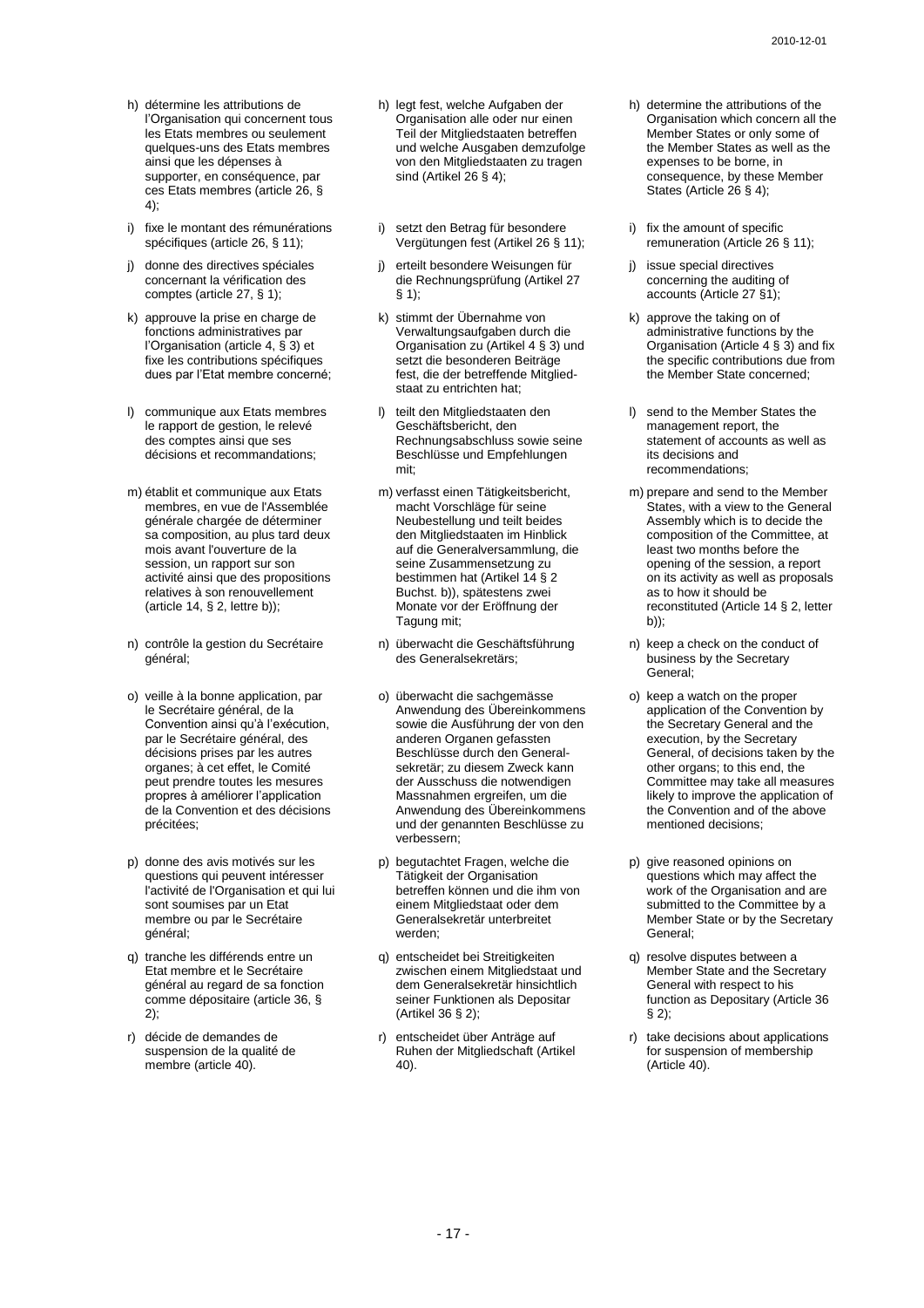h) détermine les attributions de l'Organisation qui concernent tous les Etats membres ou seulement quelques-uns des Etats membres ainsi que les dépenses à supporter, en conséquence, par ces Etats membres (article 26, § 4);

i) fixe le montant des rémunérations spécifiques (article 26, § 11);

j) donne des directives spéciales concernant la vérification des comptes (article 27, § 1);

k) approuve la prise en charge de fonctions administratives par l'Organisation (article 4, § 3) et fixe les contributions spécifiques dues par l'Etat membre concerné;

l) communique aux Etats membres le rapport de gestion, le relevé des comptes ainsi que ses décisions et recommandations;

m) établit et communique aux Etats membres, en vue de l'Assemblée générale chargée de déterminer sa composition, au plus tard deux mois avant l'ouverture de la session, un rapport sur son activité ainsi que des propositions relatives à son renouvellement (article 14, § 2, lettre b));

n) contrôle la gestion du Secrétaire général;

o) veille à la bonne application, par le Secrétaire général, de la Convention ainsi qu'à l'exécution, par le Secrétaire général, des décisions prises par les autres organes; à cet effet, le Comité peut prendre toutes les mesures propres à améliorer l'application de la Convention et des décisions précitées;

p) donne des avis motivés sur les questions qui peuvent intéresser l'activité de l'Organisation et qui lui sont soumises par un Etat membre ou par le Secrétaire général;

q) tranche les différends entre un Etat membre et le Secrétaire général au regard de sa fonction comme dépositaire (article 36, § 2);

r) décide de demandes de suspension de la qualité de membre (article 40).

h) legt fest, welche Aufgaben der Organisation alle oder nur einen Teil der Mitgliedstaaten betreffen und welche Ausgaben demzufolge von den Mitgliedstaaten zu tragen sind (Artikel 26 § 4);

i) setzt den Betrag für besondere Vergütungen fest (Artikel 26 § 11);

j) erteilt besondere Weisungen für die Rechnungsprüfung (Artikel 27 § 1);

k) stimmt der Übernahme von Verwaltungsaufgaben durch die Organisation zu (Artikel 4 § 3) und setzt die besonderen Beiträge fest, die der betreffende Mitgliedstaat zu entrichten hat;

l) teilt den Mitgliedstaaten den Geschäftsbericht, den Rechnungsabschluss sowie seine Beschlüsse und Empfehlungen mit;

m) verfasst einen Tätigkeitsbericht, macht Vorschläge für seine Neubestellung und teilt beides den Mitgliedstaaten im Hinblick auf die Generalversammlung, die seine Zusammensetzung zu bestimmen hat (Artikel 14 § 2 Buchst. b)), spätestens zwei Monate vor der Eröffnung der Tagung mit;

n) überwacht die Geschäftsführung des Generalsekretärs;

o) überwacht die sachgemässe Anwendung des Übereinkommens sowie die Ausführung der von den anderen Organen gefassten Beschlüsse durch den Generalsekretär; zu diesem Zweck kann der Ausschuss die notwendigen Massnahmen ergreifen, um die Anwendung des Übereinkommens und der genannten Beschlüsse zu verbessern;

p) begutachtet Fragen, welche die Tätigkeit der Organisation betreffen können und die ihm von einem Mitgliedstaat oder dem Generalsekretär unterbreitet werden;

q) entscheidet bei Streitigkeiten zwischen einem Mitgliedstaat und dem Generalsekretär hinsichtlich seiner Funktionen als Depositar (Artikel 36 § 2);

r) entscheidet über Anträge auf Ruhen der Mitgliedschaft (Artikel 40).

h) determine the attributions of the Organisation which concern all the Member States or only some of the Member States as well as the expenses to be borne, in consequence, by these Member States (Article 26 § 4);

i) fix the amount of specific remuneration (Article 26 § 11);

j) issue special directives concerning the auditing of accounts (Article 27 §1);

k) approve the taking on of administrative functions by the Organisation (Article 4 § 3) and fix the specific contributions due from the Member State concerned;

l) send to the Member States the management report, the statement of accounts as well as its decisions and recommendations;

m) prepare and send to the Member States, with a view to the General Assembly which is to decide the composition of the Committee, at least two months before the opening of the session, a report on its activity as well as proposals as to how it should be reconstituted (Article 14 § 2, letter b));

n) keep a check on the conduct of business by the Secretary General;

o) keep a watch on the proper application of the Convention by the Secretary General and the execution, by the Secretary General, of decisions taken by the other organs; to this end, the Committee may take all measures likely to improve the application of the Convention and of the above mentioned decisions;

p) give reasoned opinions on questions which may affect the work of the Organisation and are submitted to the Committee by a Member State or by the Secretary General;

q) resolve disputes between a Member State and the Secretary General with respect to his function as Depositary (Article 36 § 2);

r) take decisions about applications for suspension of membership (Article 40).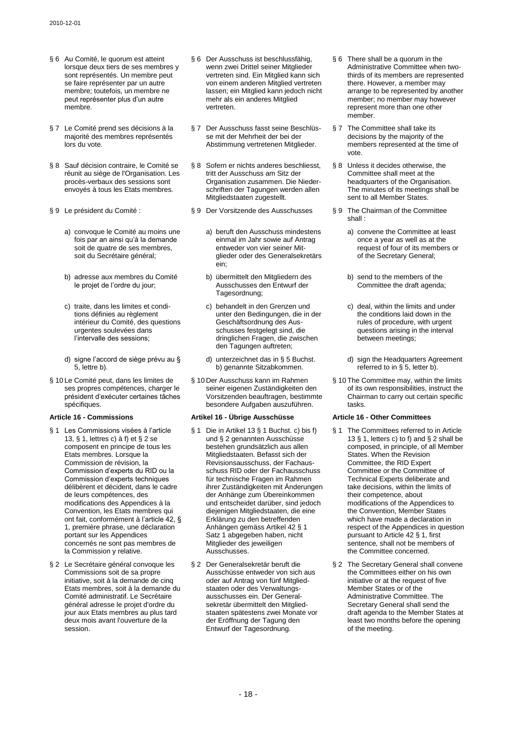§ 6 Au Comité, le quorum est atteint lorsque deux tiers de ses membres y sont représentés. Un membre peut se faire représenter par un autre membre; toutefois, un membre ne peut représenter plus d'un autre membre.

§ 7 Le Comité prend ses décisions à la majorité des membres représentés lors du vote.

§ 8 Sauf décision contraire, le Comité se réunit au siège de l'Organisation. Les procès-verbaux des sessions sont envoyés à tous les Etats membres.

§ 9 Le président du Comité :

a) convoque le Comité au moins une fois par an ainsi qu'à la demande soit de quatre de ses membres, soit du Secrétaire général;

b) adresse aux membres du Comité le projet de l'ordre du jour;

c) traite, dans les limites et conditions définies au règlement intérieur du Comité, des questions urgentes soulevées dans l'intervalle des sessions;

d) signe l'accord de siège prévu au § 5, lettre b).

§ 10 Le Comité peut, dans les limites de ses propres compétences, charger le président d'exécuter certaines tâches spécifiques.

**Article 16 - Commissions**

§ 1 Les Commissions visées à l'article 13, § 1, lettres c) à f) et § 2 se composent en principe de tous les Etats membres. Lorsque la Commission de révision, la Commission d'experts du RID ou la Commission d'experts techniques délibèrent et décident, dans le cadre de leurs compétences, des modifications des Appendices à la Convention, les Etats membres qui ont fait, conformément à l'article 42, § 1, première phrase, une déclaration portant sur les Appendices concernés ne sont pas membres de la Commission y relative.

§ 2 Le Secrétaire général convoque les Commissions soit de sa propre initiative, soit à la demande de cinq Etats membres, soit à la demande du Comité administratif. Le Secrétaire général adresse le projet d'ordre du jour aux Etats membres au plus tard deux mois avant l'ouverture de la session.

§ 6 Der Ausschuss ist beschlussfähig, wenn zwei Drittel seiner Mitglieder vertreten sind. Ein Mitglied kann sich von einem anderen Mitglied vertreten lassen; ein Mitglied kann jedoch nicht mehr als ein anderes Mitglied vertreten.

§ 7 Der Ausschuss fasst seine Beschlüsse mit der Mehrheit der bei der Abstimmung vertretenen Mitglieder.

§ 8 Sofern er nichts anderes beschliesst, tritt der Ausschuss am Sitz der Organisation zusammen. Die Niederschriften der Tagungen werden allen Mitgliedstaaten zugestellt.

§ 9 Der Vorsitzende des Ausschusses

a) beruft den Ausschuss mindestens einmal im Jahr sowie auf Antrag entweder von vier seiner Mitglieder oder des Generalsekretärs ein;

b) übermittelt den Mitgliedern des Ausschusses den Entwurf der Tagesordnung;

c) behandelt in den Grenzen und unter den Bedingungen, die in der Geschäftsordnung des Ausschusses festgelegt sind, die dringlichen Fragen, die zwischen den Tagungen auftreten;

d) unterzeichnet das in § 5 Buchst. b) genannte Sitzabkommen.

§ 10 Der Ausschuss kann im Rahmen seiner eigenen Zuständigkeiten den Vorsitzenden beauftragen, bestimmte besondere Aufgaben auszuführen.

**Artikel 16 - Übrige Ausschüsse**

§ 1 Die in Artikel 13 § 1 Buchst. c) bis f) und § 2 genannten Ausschüsse bestehen grundsätzlich aus allen Mitgliedstaaten. Befasst sich der Revisionsausschuss, der Fachausschuss RID oder der Fachausschuss für technische Fragen im Rahmen ihrer Zuständigkeiten mit Änderungen der Anhänge zum Übereinkommen und entscheidet darüber, sind jedoch diejenigen Mitgliedstaaten, die eine Erklärung zu den betreffenden Anhängen gemäss Artikel 42 § 1 Satz 1 abgegeben haben, nicht Mitglieder des jeweiligen Ausschusses.

§ 2 Der Generalsekretär beruft die Ausschüsse entweder von sich aus oder auf Antrag von fünf Mitgliedstaaten oder des Verwaltungsausschusses ein. Der Generalsekretär übermittelt den Mitgliedstaaten spätestens zwei Monate vor der Eröffnung der Tagung den Entwurf der Tagesordnung.

§ 6 There shall be a quorum in the Administrative Committee when two-thirds of its members are represented there. However, a member may arrange to be represented by another member; no member may however represent more than one other member.

§ 7 The Committee shall take its decisions by the majority of the members represented at the time of vote.

§ 8 Unless it decides otherwise, the Committee shall meet at the headquarters of the Organisation. The minutes of its meetings shall be sent to all Member States.

§ 9 The Chairman of the Committee shall :

a) convene the Committee at least once a year as well as at the request of four of its members or of the Secretary General;

b) send to the members of the Committee the draft agenda;

c) deal, within the limits and under the conditions laid down in the rules of procedure, with urgent questions arising in the interval between meetings;

d) sign the Headquarters Agreement referred to in § 5, letter b).

§ 10 The Committee may, within the limits of its own responsibilities, instruct the Chairman to carry out certain specific tasks.

**Article 16 - Other Committees**

§ 1 The Committees referred to in Article 13 § 1, letters c) to f) and § 2 shall be composed, in principle, of all Member States. When the Revision Committee, the RID Expert Committee or the Committee of Technical Experts deliberate and take decisions, within the limits of their competence, about modifications of the Appendices to the Convention, Member States which have made a declaration in respect of the Appendices in question pursuant to Article 42 § 1, first sentence, shall not be members of the Committee concerned.

§ 2 The Secretary General shall convene the Committees either on his own initiative or at the request of five Member States or of the Administrative Committee. The Secretary General shall send the draft agenda to the Member States at least two months before the opening of the meeting.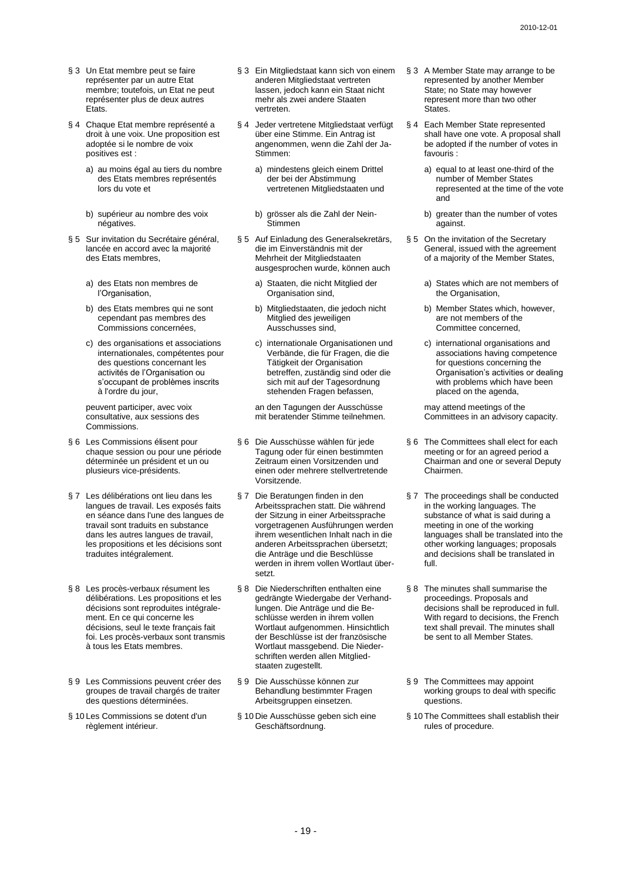§ 3 Un Etat membre peut se faire représenter par un autre Etat membre; toutefois, un Etat ne peut représenter plus de deux autres Etats.

§ 4 Chaque Etat membre représenté a droit à une voix. Une proposition est adoptée si le nombre de voix positives est :

a) au moins égal au tiers du nombre des Etats membres représentés lors du vote et

b) supérieur au nombre des voix négatives.

§ 5 Sur invitation du Secrétaire général, lancée en accord avec la majorité des Etats membres,

a) des Etats non membres de l'Organisation,

b) des Etats membres qui ne sont cependant pas membres des Commissions concernées,

c) des organisations et associations internationales, compétentes pour des questions concernant les activités de l'Organisation ou s'occupant de problèmes inscrits à l'ordre du jour,

peuvent participer, avec voix consultative, aux sessions des Commissions.

§ 6 Les Commissions élisent pour chaque session ou pour une période déterminée un président et un ou plusieurs vice-présidents.

§ 7 Les délibérations ont lieu dans les langues de travail. Les exposés faits en séance dans l'une des langues de travail sont traduits en substance dans les autres langues de travail, les propositions et les décisions sont traduites intégralement.

§ 8 Les procès-verbaux résument les délibérations. Les propositions et les décisions sont reproduites intégralement. En ce qui concerne les décisions, seul le texte français fait foi. Les procès-verbaux sont transmis à tous les Etats membres.

§ 9 Les Commissions peuvent créer des groupes de travail chargés de traiter des questions déterminées.

§ 10 Les Commissions se dotent d'un règlement intérieur.

§ 3 Ein Mitgliedstaat kann sich von einem anderen Mitgliedstaat vertreten lassen, jedoch kann ein Staat nicht mehr als zwei andere Staaten vertreten.

§ 4 Jeder vertretene Mitgliedstaat verfügt über eine Stimme. Ein Antrag ist angenommen, wenn die Zahl der Ja-Stimmen:

a) mindestens gleich einem Drittel der bei der Abstimmung vertretenen Mitgliedstaaten und

b) grösser als die Zahl der Nein-Stimmen

§ 5 Auf Einladung des Generalsekretärs, die im Einverständnis mit der Mehrheit der Mitgliedstaaten ausgesprochen wurde, können auch

a) Staaten, die nicht Mitglied der Organisation sind,

b) Mitgliedstaaten, die jedoch nicht Mitglied des jeweiligen Ausschusses sind,

c) internationale Organisationen und Verbände, die für Fragen, die die Tätigkeit der Organisation betreffen, zuständig sind oder die sich mit auf der Tagesordnung stehenden Fragen befassen,

an den Tagungen der Ausschüsse mit beratender Stimme teilnehmen.

§ 6 Die Ausschüsse wählen für jede Tagung oder für einen bestimmten Zeitraum einen Vorsitzenden und einen oder mehrere stellvertretende Vorsitzende.

§ 7 Die Beratungen finden in den Arbeitssprachen statt. Die während der Sitzung in einer Arbeitssprache vorgetragenen Ausführungen werden ihrem wesentlichen Inhalt nach in die anderen Arbeitssprachen übersetzt; die Anträge und die Beschlüsse werden in ihrem vollen Wortlaut übersetzt.

§ 8 Die Niederschriften enthalten eine gedrängte Wiedergabe der Verhandlungen. Die Anträge und die Beschlüsse werden in ihrem vollen Wortlaut aufgenommen. Hinsichtlich der Beschlüsse ist der französische Wortlaut massgebend. Die Niederschriften werden allen Mitgliedstaaten zugestellt.

§ 9 Die Ausschüsse können zur Behandlung bestimmter Fragen Arbeitsgruppen einsetzen.

§ 10 Die Ausschüsse geben sich eine Geschäftsordnung.

§ 3 A Member State may arrange to be represented by another Member State; no State may however represent more than two other States.

§ 4 Each Member State represented shall have one vote. A proposal shall be adopted if the number of votes in favouris :

a) equal to at least one-third of the number of Member States represented at the time of the vote and

b) greater than the number of votes against.

§ 5 On the invitation of the Secretary General, issued with the agreement of a majority of the Member States,

a) States which are not members of the Organisation,

b) Member States which, however, are not members of the Committee concerned,

c) international organisations and associations having competence for questions concerning the Organisation's activities or dealing with problems which have been placed on the agenda,

may attend meetings of the Committees in an advisory capacity.

§ 6 The Committees shall elect for each meeting or for an agreed period a Chairman and one or several Deputy Chairmen.

§ 7 The proceedings shall be conducted in the working languages. The substance of what is said during a meeting in one of the working languages shall be translated into the other working languages; proposals and decisions shall be translated in full.

§ 8 The minutes shall summarise the proceedings. Proposals and decisions shall be reproduced in full. With regard to decisions, the French text shall prevail. The minutes shall be sent to all Member States.

§ 9 The Committees may appoint working groups to deal with specific questions.

§ 10 The Committees shall establish their rules of procedure.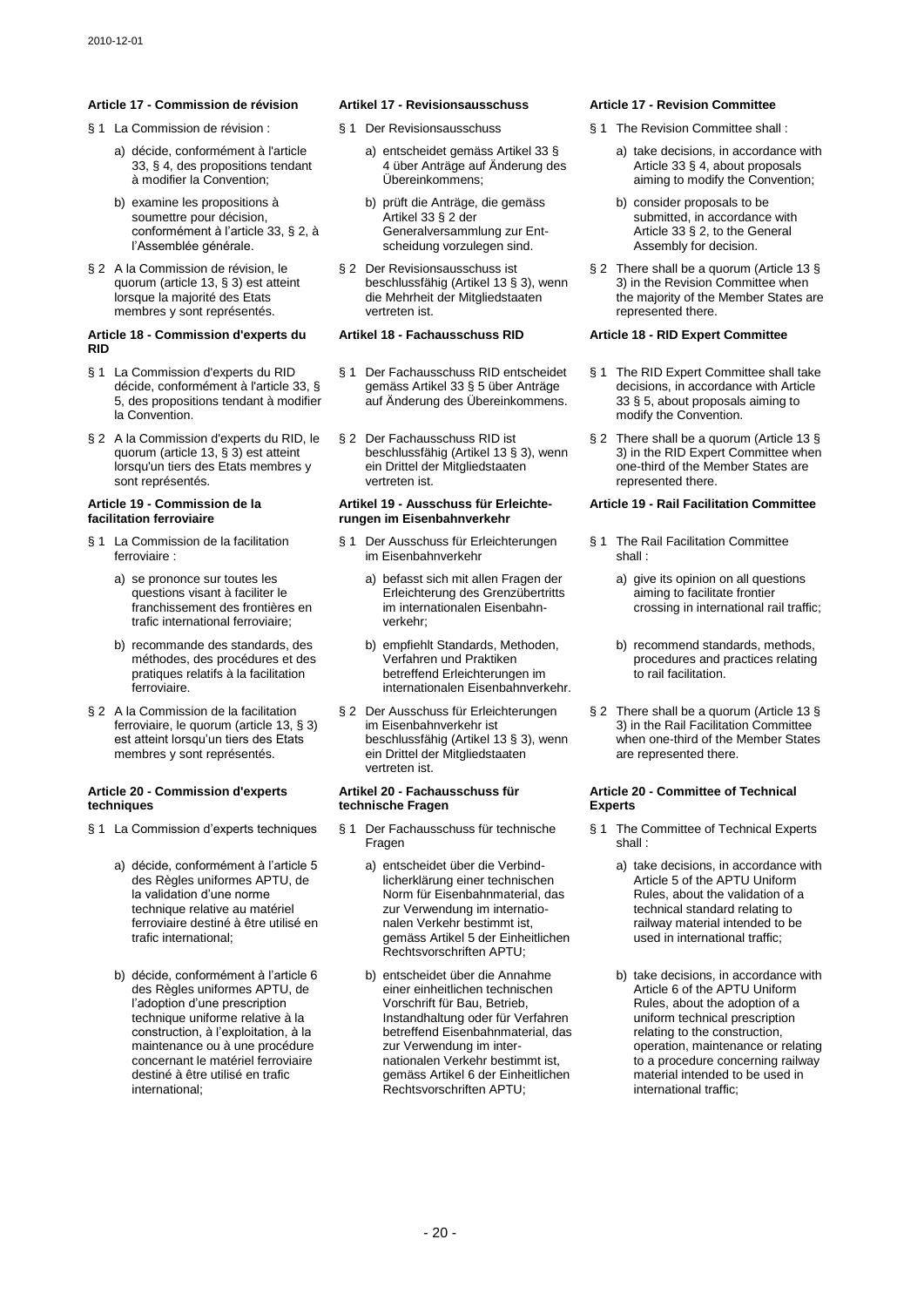#### Article 17 - Commission de révision

§ 1 La Commission de révision :

a) décide, conformément à l'article 33, § 4, des propositions tendant à modifier la Convention;

b) examine les propositions à soumettre pour décision, conformément à l'article 33, § 2, à l'Assemblée générale.

§ 2 A la Commission de révision, le quorum (article 13, § 3) est atteint lorsque la majorité des Etats membres y sont représentés.

#### Article 18 - Commission d'experts du RID

§ 1 La Commission d'experts du RID décide, conformément à l'article 33, § 5, des propositions tendant à modifier la Convention.

§ 2 A la Commission d'experts du RID, le quorum (article 13, § 3) est atteint lorsqu'un tiers des Etats membres y sont représentés.

#### Article 19 - Commission de la facilitation ferroviaire

§ 1 La Commission de la facilitation ferroviaire :

a) se prononce sur toutes les questions visant à faciliter le franchissement des frontières en trafic international ferroviaire;

b) recommande des standards, des méthodes, des procédures et des pratiques relatifs à la facilitation ferroviaire.

§ 2 A la Commission de la facilitation ferroviaire, le quorum (article 13, § 3) est atteint lorsqu'un tiers des Etats membres y sont représentés.

#### Article 20 - Commission d'experts techniques

§ 1 La Commission d'experts techniques

a) décide, conformément à l'article 5 des Règles uniformes APTU, de la validation d'une norme technique relative au matériel ferroviaire destiné à être utilisé en trafic international;

b) décide, conformément à l'article 6 des Règles uniformes APTU, de l'adoption d'une prescription technique uniforme relative à la construction, à l'exploitation, à la maintenance ou à une procédure concernant le matériel ferroviaire destiné à être utilisé en trafic international;

#### Artikel 17 - Revisionsausschuss

§ 1 Der Revisionsausschuss

a) entscheidet gemäss Artikel 33 § 4 über Anträge auf Änderung des Übereinkommens;

b) prüft die Anträge, die gemäss Artikel 33 § 2 der Generalversammlung zur Entscheidung vorzulegen sind.

§ 2 Der Revisionsausschuss ist beschlussfähig (Artikel 13 § 3), wenn die Mehrheit der Mitgliedstaaten vertreten ist.

#### Artikel 18 - Fachausschuss RID

§ 1 Der Fachausschuss RID entscheidet gemäss Artikel 33 § 5 über Anträge auf Änderung des Übereinkommens.

§ 2 Der Fachausschuss RID ist beschlussfähig (Artikel 13 § 3), wenn ein Drittel der Mitgliedstaaten vertreten ist.

#### Artikel 19 - Ausschuss für Erleichterungen im Eisenbahnverkehr

§ 1 Der Ausschuss für Erleichterungen im Eisenbahnverkehr

a) befasst sich mit allen Fragen der Erleichterung des Grenzübertritts im internationalen Eisenbahnverkehr;

b) empfiehlt Standards, Methoden, Verfahren und Praktiken betreffend Erleichterungen im internationalen Eisenbahnverkehr.

§ 2 Der Ausschuss für Erleichterungen im Eisenbahnverkehr ist beschlussfähig (Artikel 13 § 3), wenn ein Drittel der Mitgliedstaaten vertreten ist.

#### Artikel 20 - Fachausschuss für technische Fragen

§ 1 Der Fachausschuss für technische Fragen

a) entscheidet über die Verbindlicherklärung einer technischen Norm für Eisenbahnmaterial, das zur Verwendung im internationalen Verkehr bestimmt ist, gemäss Artikel 5 der Einheitlichen Rechtsvorschriften APTU;

b) entscheidet über die Annahme einer einheitlichen technischen Vorschrift für Bau, Betrieb, Instandhaltung oder für Verfahren betreffend Eisenbahnmaterial, das zur Verwendung im internationalen Verkehr bestimmt ist, gemäss Artikel 6 der Einheitlichen Rechtsvorschriften APTU;

#### Article 17 - Revision Committee

§ 1 The Revision Committee shall :

a) take decisions, in accordance with Article 33 § 4, about proposals aiming to modify the Convention;

b) consider proposals to be submitted, in accordance with Article 33 § 2, to the General Assembly for decision.

§ 2 There shall be a quorum (Article 13 § 3) in the Revision Committee when the majority of the Member States are represented there.

#### Article 18 - RID Expert Committee

§ 1 The RID Expert Committee shall take decisions, in accordance with Article 33 § 5, about proposals aiming to modify the Convention.

§ 2 There shall be a quorum (Article 13 § 3) in the RID Expert Committee when one-third of the Member States are represented there.

#### Article 19 - Rail Facilitation Committee

§ 1 The Rail Facilitation Committee shall :

a) give its opinion on all questions aiming to facilitate frontier crossing in international rail traffic;

b) recommend standards, methods, procedures and practices relating to rail facilitation.

§ 2 There shall be a quorum (Article 13 § 3) in the Rail Facilitation Committee when one-third of the Member States are represented there.

#### Article 20 - Committee of Technical Experts

§ 1 The Committee of Technical Experts shall :

a) take decisions, in accordance with Article 5 of the APTU Uniform Rules, about the validation of a technical standard relating to railway material intended to be used in international traffic;

b) take decisions, in accordance with Article 6 of the APTU Uniform Rules, about the adoption of a uniform technical prescription relating to the construction, operation, maintenance or relating to a procedure concerning railway material intended to be used in international traffic;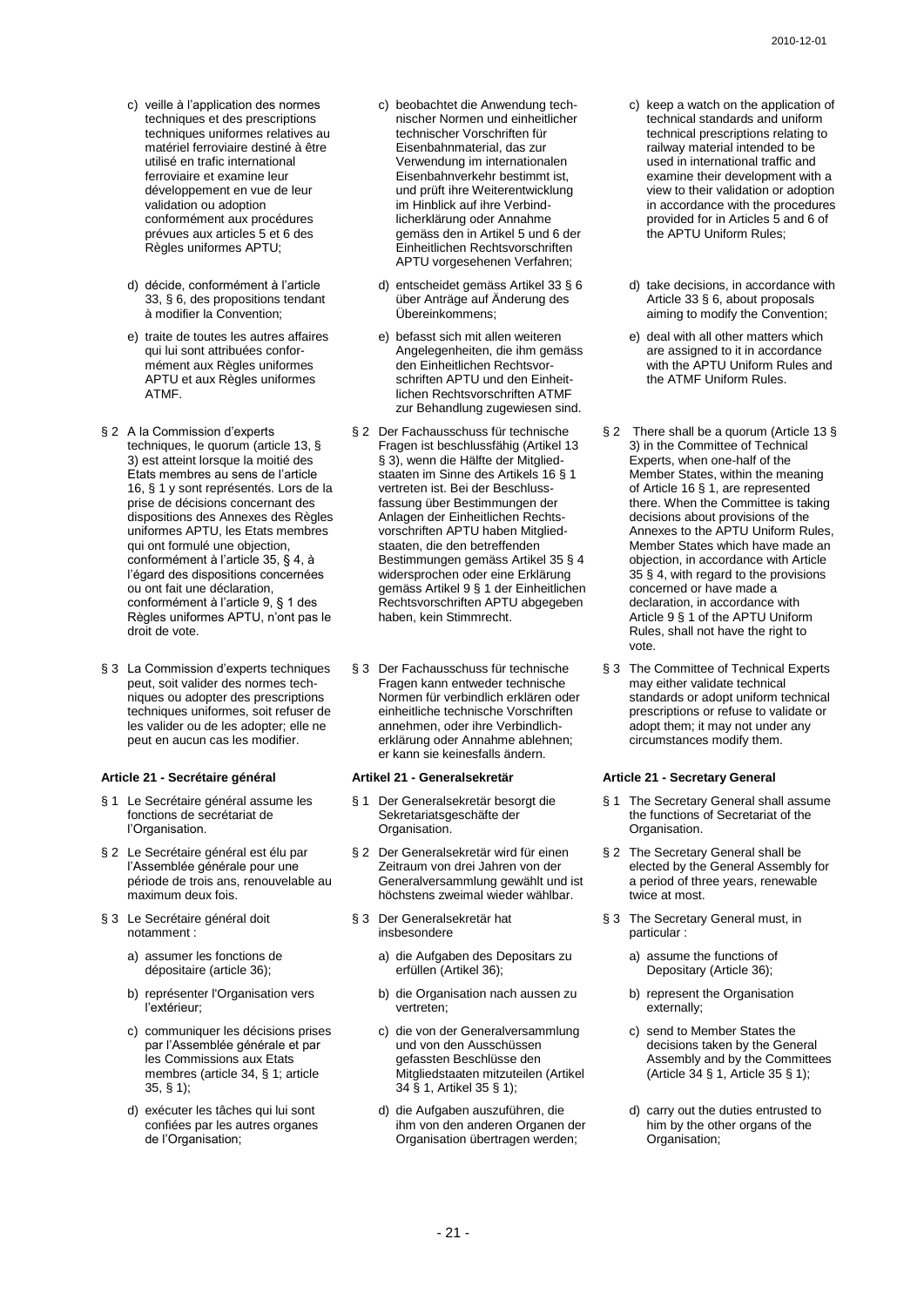c) veille à l'application des normes techniques et des prescriptions techniques uniformes relatives au matériel ferroviaire destiné à être utilisé en trafic international ferroviaire et examine leur développement en vue de leur validation ou adoption conformément aux procédures prévues aux articles 5 et 6 des Règles uniformes APTU;

d) décide, conformément à l'article 33, § 6, des propositions tendant à modifier la Convention;

e) traite de toutes les autres affaires qui lui sont attribuées conformément aux Règles uniformes APTU et aux Règles uniformes ATMF.

§ 2 A la Commission d'experts techniques, le quorum (article 13, § 3) est atteint lorsque la moitié des Etats membres au sens de l'article 16, § 1 y sont représentés. Lors de la prise de décisions concernant des dispositions des Annexes des Règles uniformes APTU, les Etats membres qui ont formulé une objection, conformément à l'article 35, § 4, à l'égard des dispositions concernées ou ont fait une déclaration, conformément à l'article 9, § 1 des Règles uniformes APTU, n'ont pas le droit de vote.

§ 3 La Commission d'experts techniques peut, soit valider des normes techniques ou adopter des prescriptions techniques uniformes, soit refuser de les valider ou de les adopter; elle ne peut en aucun cas les modifier.

### Article 21 - Secrétaire général

§ 1 Le Secrétaire général assume les fonctions de secrétariat de l'Organisation.

§ 2 Le Secrétaire général est élu par l'Assemblée générale pour une période de trois ans, renouvelable au maximum deux fois.

§ 3 Le Secrétaire général doit notamment :

a) assumer les fonctions de dépositaire (article 36);

b) représenter l'Organisation vers l'extérieur;

c) communiquer les décisions prises par l'Assemblée générale et par les Commissions aux Etats membres (article 34, § 1; article 35, § 1);

d) exécuter les tâches qui lui sont confiées par les autres organes de l'Organisation;

---

c) beobachtet die Anwendung technischer Normen und einheitlicher technischer Vorschriften für Eisenbahnmaterial, das zur Verwendung im internationalen Eisenbahnverkehr bestimmt ist, und prüft ihre Weiterentwicklung im Hinblick auf ihre Verbindlicherklärung oder Annahme gemäss den in Artikel 5 und 6 der Einheitlichen Rechtsvorschriften APTU vorgesehenen Verfahren;

d) entscheidet gemäss Artikel 33 § 6 über Anträge auf Änderung des Übereinkommens;

e) befasst sich mit allen weiteren Angelegenheiten, die ihm gemäss den Einheitlichen Rechtsvorschriften APTU und den Einheitlichen Rechtsvorschriften ATMF zur Behandlung zugewiesen sind.

§ 2 Der Fachausschuss für technische Fragen ist beschlussfähig (Artikel 13 § 3), wenn die Hälfte der Mitgliedstaaten im Sinne des Artikels 16 § 1 vertreten ist. Bei der Beschlussfassung über Bestimmungen der Anlagen der Einheitlichen Rechtsvorschriften APTU haben Mitgliedstaaten, die den betreffenden Bestimmungen gemäss Artikel 35 § 4 widersprochen oder eine Erklärung gemäss Artikel 9 § 1 der Einheitlichen Rechtsvorschriften APTU abgegeben haben, kein Stimmrecht.

§ 3 Der Fachausschuss für technische Fragen kann entweder technische Normen für verbindlich erklären oder einheitliche technische Vorschriften annehmen, oder ihre Verbindlicherklärung oder Annahme ablehnen; er kann sie keinesfalls ändern.

### Artikel 21 - Generalsekretär

§ 1 Der Generalsekretär besorgt die Sekretariatsgeschäfte der Organisation.

§ 2 Der Generalsekretär wird für einen Zeitraum von drei Jahren von der Generalversammlung gewählt und ist höchstens zweimal wieder wählbar.

§ 3 Der Generalsekretär hat insbesondere

a) die Aufgaben des Depositars zu erfüllen (Artikel 36);

b) die Organisation nach aussen zu vertreten;

c) die von der Generalversammlung und von den Ausschüssen gefassten Beschlüsse den Mitgliedstaaten mitzuteilen (Artikel 34 § 1, Artikel 35 § 1);

d) die Aufgaben auszuführen, die ihm von den anderen Organen der Organisation übertragen werden;

---

c) keep a watch on the application of technical standards and uniform technical prescriptions relating to railway material intended to be used in international traffic and examine their development with a view to their validation or adoption in accordance with the procedures provided for in Articles 5 and 6 of the APTU Uniform Rules;

d) take decisions, in accordance with Article 33 § 6, about proposals aiming to modify the Convention;

e) deal with all other matters which are assigned to it in accordance with the APTU Uniform Rules and the ATMF Uniform Rules.

§ 2 There shall be a quorum (Article 13 § 3) in the Committee of Technical Experts, when one-half of the Member States, within the meaning of Article 16 § 1, are represented there. When the Committee is taking decisions about provisions of the Annexes to the APTU Uniform Rules, Member States which have made an objection, in accordance with Article 35 § 4, with regard to the provisions concerned or have made a declaration, in accordance with Article 9 § 1 of the APTU Uniform Rules, shall not have the right to vote.

§ 3 The Committee of Technical Experts may either validate technical standards or adopt uniform technical prescriptions or refuse to validate or adopt them; it may not under any circumstances modify them.

### Article 21 - Secretary General

§ 1 The Secretary General shall assume the functions of Secretariat of the Organisation.

§ 2 The Secretary General shall be elected by the General Assembly for a period of three years, renewable twice at most.

§ 3 The Secretary General must, in particular :

a) assume the functions of Depositary (Article 36);

b) represent the Organisation externally;

c) send to Member States the decisions taken by the General Assembly and by the Committees (Article 34 § 1, Article 35 § 1);

d) carry out the duties entrusted to him by the other organs of the Organisation;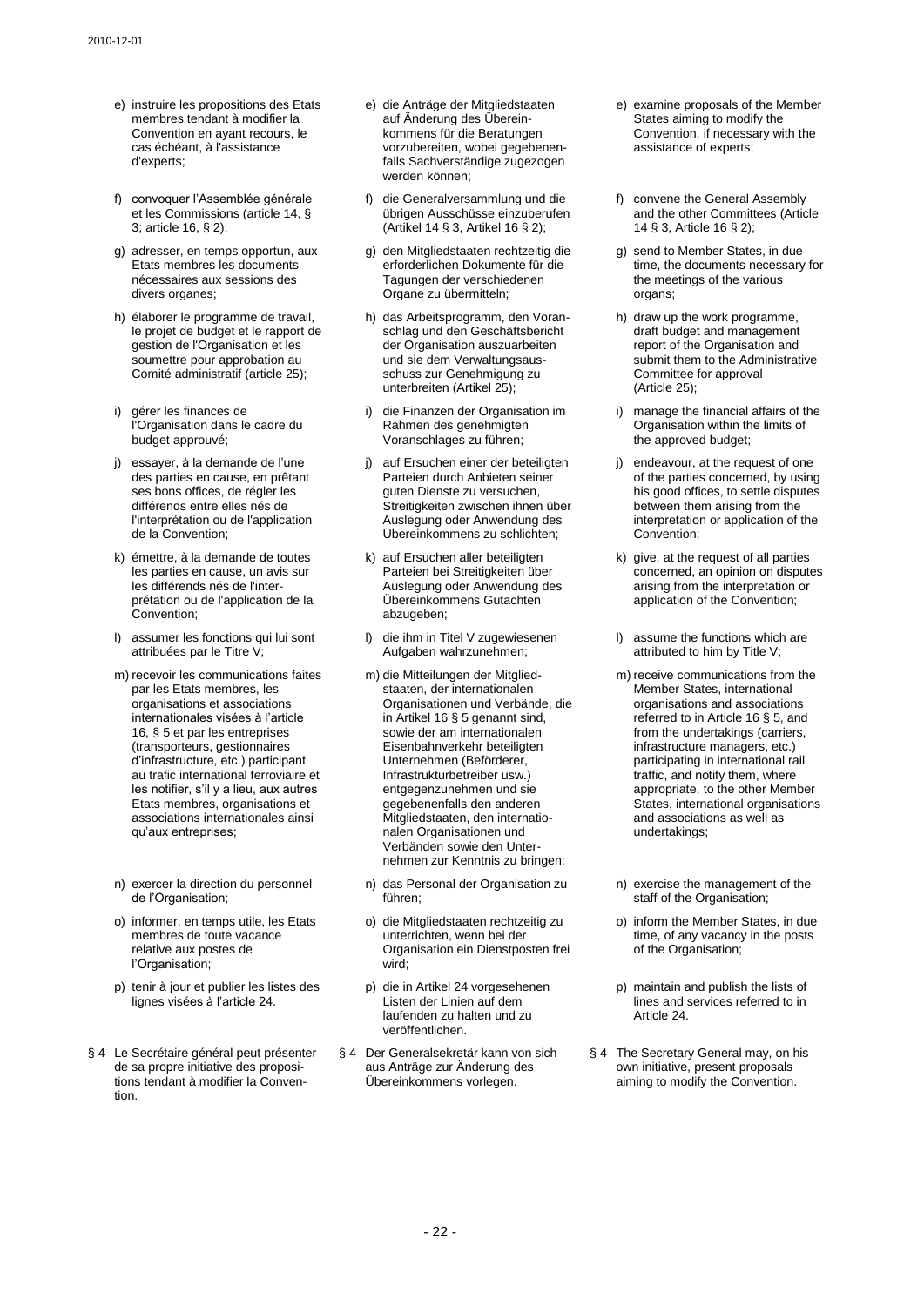e) instruire les propositions des Etats membres tendant à modifier la Convention en ayant recours, le cas échéant, à l'assistance d'experts;

f) convoquer l'Assemblée générale et les Commissions (article 14, § 3; article 16, § 2);

g) adresser, en temps opportun, aux Etats membres les documents nécessaires aux sessions des divers organes;

h) élaborer le programme de travail, le projet de budget et le rapport de gestion de l'Organisation et les soumettre pour approbation au Comité administratif (article 25);

i) gérer les finances de l'Organisation dans le cadre du budget approuvé;

j) essayer, à la demande de l'une des parties en cause, en prêtant ses bons offices, de régler les différends entre elles nés de l'interprétation ou de l'application de la Convention;

k) émettre, à la demande de toutes les parties en cause, un avis sur les différends nés de l'interprétation ou de l'application de la Convention;

l) assumer les fonctions qui lui sont attribuées par le Titre V;

m) recevoir les communications faites par les Etats membres, les organisations et associations internationales visées à l'article 16, § 5 et par les entreprises (transporteurs, gestionnaires d'infrastructure, etc.) participant au trafic international ferroviaire et les notifier, s'il y a lieu, aux autres Etats membres, organisations et associations internationales ainsi qu'aux entreprises;

n) exercer la direction du personnel de l'Organisation;

o) informer, en temps utile, les Etats membres de toute vacance relative aux postes de l'Organisation;

p) tenir à jour et publier les listes des lignes visées à l'article 24.

§ 4 Le Secrétaire général peut présenter de sa propre initiative des propositions tendant à modifier la Convention.

e) die Anträge der Mitgliedstaaten auf Änderung des Übereinkommens für die Beratungen vorzubereiten, wobei gegebenenfalls Sachverständige zugezogen werden können;

f) die Generalversammlung und die übrigen Ausschüsse einzuberufen (Artikel 14 § 3, Artikel 16 § 2);

g) den Mitgliedstaaten rechtzeitig die erforderlichen Dokumente für die Tagungen der verschiedenen Organe zu übermitteln;

h) das Arbeitsprogramm, den Voranschlag und den Geschäftsbericht der Organisation auszuarbeiten und sie dem Verwaltungsausschuss zur Genehmigung zu unterbreiten (Artikel 25);

i) die Finanzen der Organisation im Rahmen des genehmigten Voranschlages zu führen;

j) auf Ersuchen einer der beteiligten Parteien durch Anbieten seiner guten Dienste zu versuchen, Streitigkeiten zwischen ihnen über Auslegung oder Anwendung des Übereinkommens zu schlichten;

k) auf Ersuchen aller beteiligten Parteien bei Streitigkeiten über Auslegung oder Anwendung des Übereinkommens Gutachten abzugeben;

l) die ihm in Titel V zugewiesenen Aufgaben wahrzunehmen;

m) die Mitteilungen der Mitgliedstaaten, der internationalen Organisationen und Verbände, die in Artikel 16 § 5 genannt sind, sowie der am internationalen Eisenbahnverkehr beteiligten Unternehmen (Beförderer, Infrastrukturbetreiber usw.) entgegenzunehmen und sie gegebenenfalls den anderen Mitgliedstaaten, den internationalen Organisationen und Verbänden sowie den Unternehmen zur Kenntnis zu bringen;

n) das Personal der Organisation zu führen;

o) die Mitgliedstaaten rechtzeitig zu unterrichten, wenn bei der Organisation ein Dienstposten frei wird;

p) die in Artikel 24 vorgesehenen Listen der Linien auf dem laufenden zu halten und zu veröffentlichen.

§ 4 Der Generalsekretär kann von sich aus Anträge zur Änderung des Übereinkommens vorlegen.

e) examine proposals of the Member States aiming to modify the Convention, if necessary with the assistance of experts;

f) convene the General Assembly and the other Committees (Article 14 § 3, Article 16 § 2);

g) send to Member States, in due time, the documents necessary for the meetings of the various organs;

h) draw up the work programme, draft budget and management report of the Organisation and submit them to the Administrative Committee for approval (Article 25);

i) manage the financial affairs of the Organisation within the limits of the approved budget;

j) endeavour, at the request of one of the parties concerned, by using his good offices, to settle disputes between them arising from the interpretation or application of the Convention;

k) give, at the request of all parties concerned, an opinion on disputes arising from the interpretation or application of the Convention;

l) assume the functions which are attributed to him by Title V;

m) receive communications from the Member States, international organisations and associations referred to in Article 16 § 5, and from the undertakings (carriers, infrastructure managers, etc.) participating in international rail traffic, and notify them, where appropriate, to the other Member States, international organisations and associations as well as undertakings;

n) exercise the management of the staff of the Organisation;

o) inform the Member States, in due time, of any vacancy in the posts of the Organisation;

p) maintain and publish the lists of lines and services referred to in Article 24.

§ 4 The Secretary General may, on his own initiative, present proposals aiming to modify the Convention.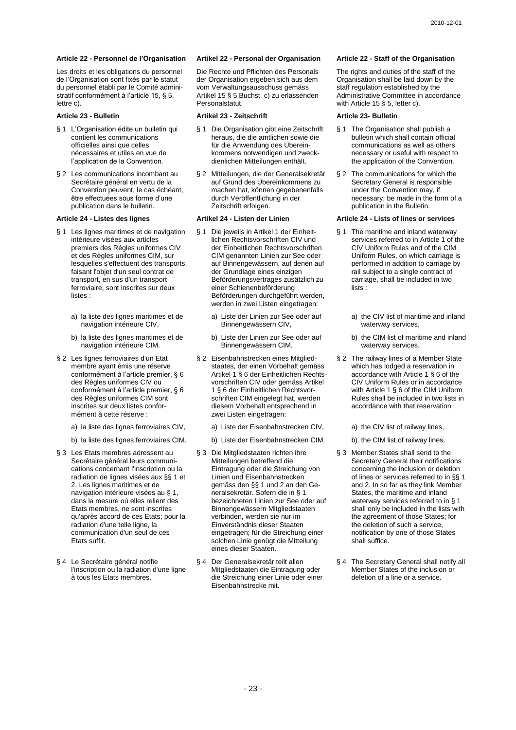**Article 22 - Personnel de l'Organisation**

Les droits et les obligations du personnel de l'Organisation sont fixés par le statut du personnel établi par le Comité administratif conformément à l'article 15, § 5, lettre c).

**Article 23 - Bulletin**

§ 1 L'Organisation édite un bulletin qui contient les communications officielles ainsi que celles nécessaires et utiles en vue de l'application de la Convention.

§ 2 Les communications incombant au Secrétaire général en vertu de la Convention peuvent, le cas échéant, être effectuées sous forme d'une publication dans le bulletin.

**Article 24 - Listes des lignes**

§ 1 Les lignes maritimes et de navigation intérieure visées aux articles premiers des Règles uniformes CIV et des Règles uniformes CIM, sur lesquelles s'effectuent des transports, faisant l'objet d'un seul contrat de transport, en sus d'un transport ferroviaire, sont inscrites sur deux listes :

a) la liste des lignes maritimes et de navigation intérieure CIV,

b) la liste des lignes maritimes et de navigation intérieure CIM.

§ 2 Les lignes ferroviaires d'un Etat membre ayant émis une réserve conformément à l'article premier, § 6 des Règles uniformes CIV ou conformément à l'article premier, § 6 des Règles uniformes CIM sont inscrites sur deux listes conformément à cette réserve :

a) la liste des lignes ferroviaires CIV,

b) la liste des lignes ferroviaires CIM.

§ 3 Les Etats membres adressent au Secrétaire général leurs communications concernant l'inscription ou la radiation de lignes visées aux §§ 1 et 2. Les lignes maritimes et de navigation intérieure visées au § 1, dans la mesure où elles relient des Etats membres, ne sont inscrites qu'après accord de ces Etats; pour la radiation d'une telle ligne, la communication d'un seul de ces Etats suffit.

§ 4 Le Secrétaire général notifie l'inscription ou la radiation d'une ligne à tous les Etats membres.

**Artikel 22 - Personal der Organisation**

Die Rechte und Pflichten des Personals der Organisation ergeben sich aus dem vom Verwaltungsausschuss gemäss Artikel 15 § 5 Buchst. c) zu erlassenden Personalstatut.

**Artikel 23 - Zeitschrift**

§ 1 Die Organisation gibt eine Zeitschrift heraus, die die amtlichen sowie die für die Anwendung des Übereinkommens notwendigen und zweckdienlichen Mitteilungen enthält.

§ 2 Mitteilungen, die der Generalsekretär auf Grund des Übereinkommens zu machen hat, können gegebenenfalls durch Veröffentlichung in der Zeitschrift erfolgen.

**Artikel 24 - Listen der Linien**

§ 1 Die jeweils in Artikel 1 der Einheitlichen Rechtsvorschriften CIV und der Einheitlichen Rechtsvorschriften CIM genannten Linien zur See oder auf Binnengewässern, auf denen auf der Grundlage eines einzigen Beförderungsvertrages zusätzlich zu einer Schienenbeförderung Beförderungen durchgeführt werden, werden in zwei Listen eingetragen:

a) Liste der Linien zur See oder auf Binnengewässern CIV,

b) Liste der Linien zur See oder auf Binnengewässern CIM.

§ 2 Eisenbahnstrecken eines Mitgliedstaates, der einen Vorbehalt gemäss Artikel 1 § 6 der Einheitlichen Rechtsvorschriften CIV oder gemäss Artikel 1 § 6 der Einheitlichen Rechtsvorschriften CIM eingelegt hat, werden diesem Vorbehalt entsprechend in zwei Listen eingetragen:

a) Liste der Eisenbahnstrecken CIV,

b) Liste der Eisenbahnstrecken CIM.

§ 3 Die Mitgliedstaaten richten ihre Mitteilungen betreffend die Eintragung oder die Streichung von Linien und Eisenbahnstrecken gemäss den §§ 1 und 2 an den Generalsekretär. Sofern die in § 1 bezeichneten Linien zur See oder auf Binnengewässern Mitgliedstaaten verbinden, werden sie nur im Einverständnis dieser Staaten eingetragen; für die Streichung einer solchen Linie genügt die Mitteilung eines dieser Staaten.

§ 4 Der Generalsekretär teilt allen Mitgliedstaaten die Eintragung oder die Streichung einer Linie oder einer Eisenbahnstrecke mit.

**Article 22 - Staff of the Organisation**

The rights and duties of the staff of the Organisation shall be laid down by the staff regulation established by the Administrative Committee in accordance with Article 15 § 5, letter c).

**Article 23- Bulletin**

§ 1 The Organisation shall publish a bulletin which shall contain official communications as well as others necessary or useful with respect to the application of the Convention.

§ 2 The communications for which the Secretary General is responsible under the Convention may, if necessary, be made in the form of a publication in the Bulletin.

**Article 24 - Lists of lines or services**

§ 1 The maritime and inland waterway services referred to in Article 1 of the CIV Uniform Rules and of the CIM Uniform Rules, on which carriage is performed in addition to carriage by rail subject to a single contract of carriage, shall be included in two lists :

a) the CIV list of maritime and inland waterway services,

b) the CIM list of maritime and inland waterway services.

§ 2 The railway lines of a Member State which has lodged a reservation in accordance with Article 1 § 6 of the CIV Uniform Rules or in accordance with Article 1 § 6 of the CIM Uniform Rules shall be included in two lists in accordance with that reservation :

a) the CIV list of railway lines,

b) the CIM list of railway lines.

§ 3 Member States shall send to the Secretary General their notifications concerning the inclusion or deletion of lines or services referred to in §§ 1 and 2. In so far as they link Member States, the maritime and inland waterway services referred to in § 1 shall only be included in the lists with the agreement of those States; for the deletion of such a service, notification by one of those States shall suffice.

§ 4 The Secretary General shall notify all Member States of the inclusion or deletion of a line or a service.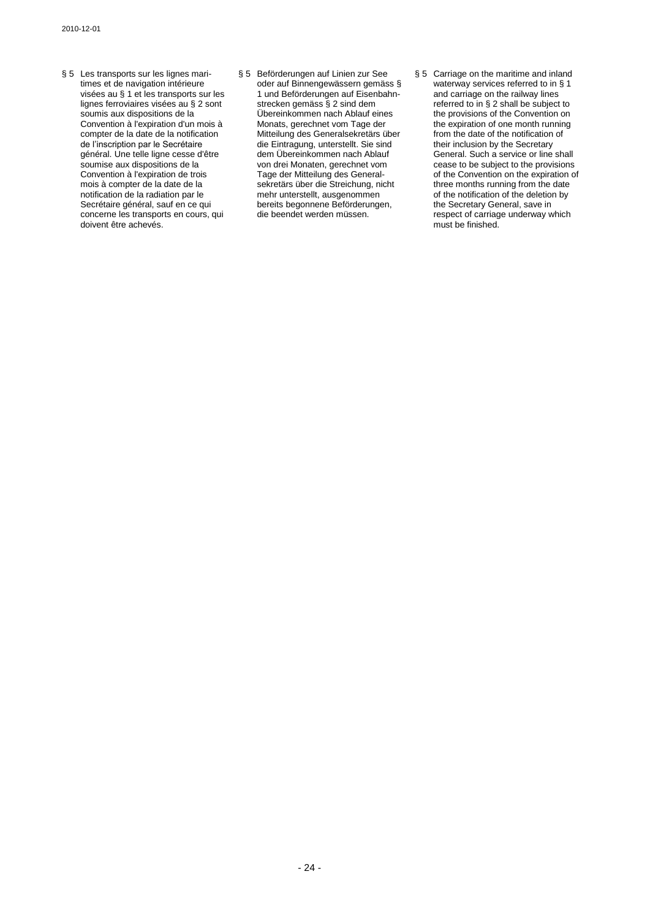§ 5 Les transports sur les lignes maritimes et de navigation intérieure visées au § 1 et les transports sur les lignes ferroviaires visées au § 2 sont soumis aux dispositions de la Convention à l'expiration d'un mois à compter de la date de la notification de l'inscription par le Secrétaire général. Une telle ligne cesse d'être soumise aux dispositions de la Convention à l'expiration de trois mois à compter de la date de la notification de la radiation par le Secrétaire général, sauf en ce qui concerne les transports en cours, qui doivent être achevés.

§ 5 Beförderungen auf Linien zur See oder auf Binnengewässern gemäss § 1 und Beförderungen auf Eisenbahnstrecken gemäss § 2 sind dem Übereinkommen nach Ablauf eines Monats, gerechnet vom Tage der Mitteilung des Generalsekretärs über die Eintragung, unterstellt. Sie sind dem Übereinkommen nach Ablauf von drei Monaten, gerechnet vom Tage der Mitteilung des Generalsekretärs über die Streichung, nicht mehr unterstellt, ausgenommen bereits begonnene Beförderungen, die beendet werden müssen.

§ 5 Carriage on the maritime and inland waterway services referred to in § 1 and carriage on the railway lines referred to in § 2 shall be subject to the provisions of the Convention on the expiration of one month running from the date of the notification of their inclusion by the Secretary General. Such a service or line shall cease to be subject to the provisions of the Convention on the expiration of three months running from the date of the notification of the deletion by the Secretary General, save in respect of carriage underway which must be finished.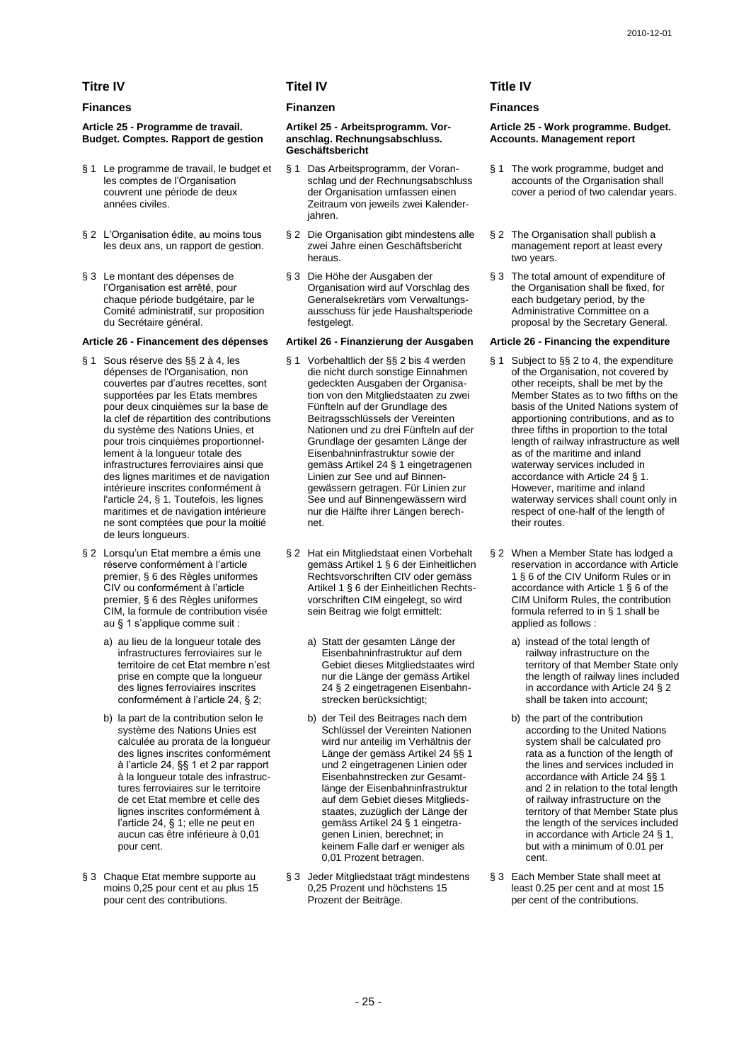## Titre IV

### Finances

#### Article 25 - Programme de travail. Budget. Comptes. Rapport de gestion

§ 1 Le programme de travail, le budget et les comptes de l'Organisation couvrent une période de deux années civiles.

§ 2 L'Organisation édite, au moins tous les deux ans, un rapport de gestion.

§ 3 Le montant des dépenses de l'Organisation est arrêté, pour chaque période budgétaire, par le Comité administratif, sur proposition du Secrétaire général.

#### Article 26 - Financement des dépenses

§ 1 Sous réserve des §§ 2 à 4, les dépenses de l'Organisation, non couvertes par d'autres recettes, sont supportées par les Etats membres pour deux cinquièmes sur la base de la clef de répartition des contributions du système des Nations Unies, et pour trois cinquièmes proportionnellement à la longueur totale des infrastructures ferroviaires ainsi que des lignes maritimes et de navigation intérieure inscrites conformément à l'article 24, § 1. Toutefois, les lignes maritimes et de navigation intérieure ne sont comptées que pour la moitié de leurs longueurs.

§ 2 Lorsqu'un Etat membre a émis une réserve conformément à l'article premier, § 6 des Règles uniformes CIV ou conformément à l'article premier, § 6 des Règles uniformes CIM, la formule de contribution visée au § 1 s'applique comme suit :

a) au lieu de la longueur totale des infrastructures ferroviaires sur le territoire de cet Etat membre n'est prise en compte que la longueur des lignes ferroviaires inscrites conformément à l'article 24, § 2;

b) la part de la contribution selon le système des Nations Unies est calculée au prorata de la longueur des lignes inscrites conformément à l'article 24, §§ 1 et 2 par rapport à la longueur totale des infrastructures ferroviaires sur le territoire de cet Etat membre et celle des lignes inscrites conformément à l'article 24, § 1; elle ne peut en aucun cas être inférieure à 0,01 pour cent.

§ 3 Chaque Etat membre supporte au moins 0,25 pour cent et au plus 15 pour cent des contributions.

## Titel IV

### Finanzen

#### Artikel 25 - Arbeitsprogramm. Voranschlag. Rechnungsabschluss. Geschäftsbericht

§ 1 Das Arbeitsprogramm, der Voranschlag und der Rechnungsabschluss der Organisation umfassen einen Zeitraum von jeweils zwei Kalenderjahren.

§ 2 Die Organisation gibt mindestens alle zwei Jahre einen Geschäftsbericht heraus.

§ 3 Die Höhe der Ausgaben der Organisation wird auf Vorschlag des Generalsekretärs vom Verwaltungsausschuss für jede Haushaltsperiode festgelegt.

#### Artikel 26 - Finanzierung der Ausgaben

§ 1 Vorbehaltlich der §§ 2 bis 4 werden die nicht durch sonstige Einnahmen gedeckten Ausgaben der Organisation von den Mitgliedstaaten zu zwei Fünfteln auf der Grundlage des Beitragsschlüssels der Vereinten Nationen und zu drei Fünfteln auf der Grundlage der gesamten Länge der Eisenbahninfrastruktur sowie der gemäss Artikel 24 § 1 eingetragenen Linien zur See und auf Binnengewässern getragen. Für Linien zur See und auf Binnengewässern wird nur die Hälfte ihrer Längen berechnet.

§ 2 Hat ein Mitgliedstaat einen Vorbehalt gemäss Artikel 1 § 6 der Einheitlichen Rechtsvorschriften CIV oder gemäss Artikel 1 § 6 der Einheitlichen Rechtsvorschriften CIM eingelegt, so wird sein Beitrag wie folgt ermittelt:

a) Statt der gesamten Länge der Eisenbahninfrastruktur auf dem Gebiet dieses Mitgliedstaates wird nur die Länge der gemäss Artikel 24 § 2 eingetragenen Eisenbahnstrecken berücksichtigt;

b) der Teil des Beitrages nach dem Schlüssel der Vereinten Nationen wird nur anteilig im Verhältnis der Länge der gemäss Artikel 24 §§ 1 und 2 eingetragenen Linien oder Eisenbahnstrecken zur Gesamtlänge der Eisenbahninfrastruktur auf dem Gebiet dieses Mitgliedsstaates, zuzüglich der Länge der gemäss Artikel 24 § 1 eingetragenen Linien, berechnet; in keinem Falle darf er weniger als 0,01 Prozent betragen.

§ 3 Jeder Mitgliedstaat trägt mindestens 0,25 Prozent und höchstens 15 Prozent der Beiträge.

## Title IV

### Finances

#### Article 25 - Work programme. Budget. Accounts. Management report

§ 1 The work programme, budget and accounts of the Organisation shall cover a period of two calendar years.

§ 2 The Organisation shall publish a management report at least every two years.

§ 3 The total amount of expenditure of the Organisation shall be fixed, for each budgetary period, by the Administrative Committee on a proposal by the Secretary General.

#### Article 26 - Financing the expenditure

§ 1 Subject to §§ 2 to 4, the expenditure of the Organisation, not covered by other receipts, shall be met by the Member States as to two fifths on the basis of the United Nations system of apportioning contributions, and as to three fifths in proportion to the total length of railway infrastructure as well as of the maritime and inland waterway services included in accordance with Article 24 § 1. However, maritime and inland waterway services shall count only in respect of one-half of the length of their routes.

§ 2 When a Member State has lodged a reservation in accordance with Article 1 § 6 of the CIV Uniform Rules or in accordance with Article 1 § 6 of the CIM Uniform Rules, the contribution formula referred to in § 1 shall be applied as follows :

a) instead of the total length of railway infrastructure on the territory of that Member State only the length of railway lines included in accordance with Article 24 § 2 shall be taken into account;

b) the part of the contribution according to the United Nations system shall be calculated pro rata as a function of the length of the lines and services included in accordance with Article 24 §§ 1 and 2 in relation to the total length of railway infrastructure on the territory of that Member State plus the length of the services included in accordance with Article 24 § 1, but with a minimum of 0.01 per cent.

§ 3 Each Member State shall meet at least 0.25 per cent and at most 15 per cent of the contributions.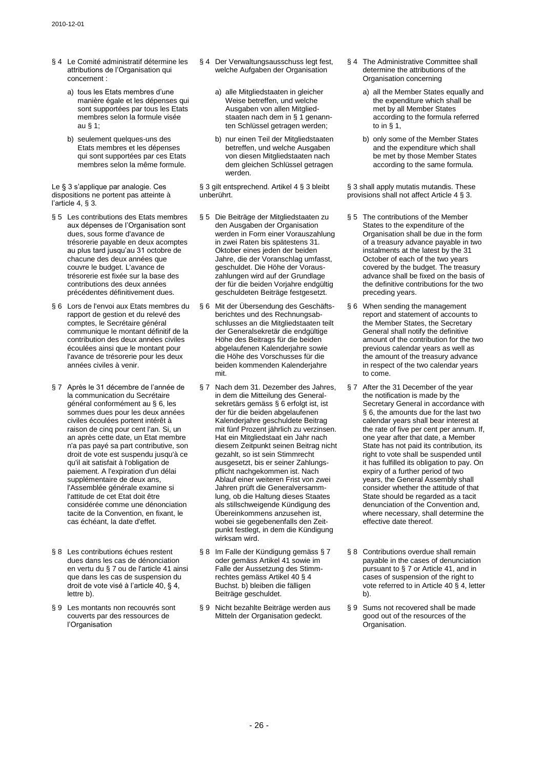§ 4 Le Comité administratif détermine les attributions de l'Organisation qui concernent :

a) tous les Etats membres d'une manière égale et les dépenses qui sont supportées par tous les Etats membres selon la formule visée au § 1;

b) seulement quelques-uns des Etats membres et les dépenses qui sont supportées par ces Etats membres selon la même formule.

Le § 3 s'applique par analogie. Ces dispositions ne portent pas atteinte à l'article 4, § 3.

§ 5 Les contributions des Etats membres aux dépenses de l'Organisation sont dues, sous forme d'avance de trésorerie payable en deux acomptes au plus tard jusqu'au 31 octobre de chacune des deux années que couvre le budget. L'avance de trésorerie est fixée sur la base des contributions des deux années précédentes définitivement dues.

§ 6 Lors de l'envoi aux Etats membres du rapport de gestion et du relevé des comptes, le Secrétaire général communique le montant définitif de la contribution des deux années civiles écoulées ainsi que le montant pour l'avance de trésorerie pour les deux années civiles à venir.

§ 7 Après le 31 décembre de l'année de la communication du Secrétaire général conformément au § 6, les sommes dues pour les deux années civiles écoulées portent intérêt à raison de cinq pour cent l'an. Si, un an après cette date, un Etat membre n'a pas payé sa part contributive, son droit de vote est suspendu jusqu'à ce qu'il ait satisfait à l'obligation de paiement. A l'expiration d'un délai supplémentaire de deux ans, l'Assemblée générale examine si l'attitude de cet Etat doit être considérée comme une dénonciation tacite de la Convention, en fixant, le cas échéant, la date d'effet.

§ 8 Les contributions échues restent dues dans les cas de dénonciation en vertu du § 7 ou de l'article 41 ainsi que dans les cas de suspension du droit de vote visé à l'article 40, § 4, lettre b).

§ 9 Les montants non recouvrés sont couverts par des ressources de l'Organisation

§ 4 Der Verwaltungsausschuss legt fest, welche Aufgaben der Organisation

a) alle Mitgliedstaaten in gleicher Weise betreffen, und welche Ausgaben von allen Mitgliedstaaten nach dem in § 1 genannten Schlüssel getragen werden;

b) nur einen Teil der Mitgliedstaaten betreffen, und welche Ausgaben von diesen Mitgliedstaaten nach dem gleichen Schlüssel getragen werden.

§ 3 gilt entsprechend. Artikel 4 § 3 bleibt unberührt.

§ 5 Die Beiträge der Mitgliedstaaten zu den Ausgaben der Organisation werden in Form einer Vorauszahlung in zwei Raten bis spätestens 31. Oktober eines jeden der beiden Jahre, die der Voranschlag umfasst, geschuldet. Die Höhe der Vorauszahlungen wird auf der Grundlage der für die beiden Vorjahre endgültig geschuldeten Beiträge festgesetzt.

§ 6 Mit der Übersendung des Geschäftsberichtes und des Rechnungsabschlusses an die Mitgliedstaaten teilt der Generalsekretär die endgültige Höhe des Beitrags für die beiden abgelaufenen Kalenderjahre sowie die Höhe des Vorschusses für die beiden kommenden Kalenderjahre mit.

§ 7 Nach dem 31. Dezember des Jahres, in dem die Mitteilung des Generalsekretärs gemäss § 6 erfolgt ist, ist der für die beiden abgelaufenen Kalenderjahre geschuldete Beitrag mit fünf Prozent jährlich zu verzinsen. Hat ein Mitgliedstaat ein Jahr nach diesem Zeitpunkt seinen Beitrag nicht gezahlt, so ist sein Stimmrecht ausgesetzt, bis er seiner Zahlungspflicht nachgekommen ist. Nach Ablauf einer weiteren Frist von zwei Jahren prüft die Generalversammlung, ob die Haltung dieses Staates als stillschweigende Kündigung des Übereinkommens anzusehen ist, wobei sie gegebenenfalls den Zeitpunkt festlegt, in dem die Kündigung wirksam wird.

§ 8 Im Falle der Kündigung gemäss § 7 oder gemäss Artikel 41 sowie im Falle der Aussetzung des Stimmrechtes gemäss Artikel 40 § 4 Buchst. b) bleiben die fälligen Beiträge geschuldet.

§ 9 Nicht bezahlte Beiträge werden aus Mitteln der Organisation gedeckt.

§ 4 The Administrative Committee shall determine the attributions of the Organisation concerning

a) all the Member States equally and the expenditure which shall be met by all Member States according to the formula referred to in § 1,

b) only some of the Member States and the expenditure which shall be met by those Member States according to the same formula.

§ 3 shall apply mutatis mutandis. These provisions shall not affect Article 4 § 3.

§ 5 The contributions of the Member States to the expenditure of the Organisation shall be due in the form of a treasury advance payable in two instalments at the latest by the 31 October of each of the two years covered by the budget. The treasury advance shall be fixed on the basis of the definitive contributions for the two preceding years.

§ 6 When sending the management report and statement of accounts to the Member States, the Secretary General shall notify the definitive amount of the contribution for the two previous calendar years as well as the amount of the treasury advance in respect of the two calendar years to come.

§ 7 After the 31 December of the year the notification is made by the Secretary General in accordance with § 6, the amounts due for the last two calendar years shall bear interest at the rate of five per cent per annum. If, one year after that date, a Member State has not paid its contribution, its right to vote shall be suspended until it has fulfilled its obligation to pay. On expiry of a further period of two years, the General Assembly shall consider whether the attitude of that State should be regarded as a tacit denunciation of the Convention and, where necessary, shall determine the effective date thereof.

§ 8 Contributions overdue shall remain payable in the cases of denunciation pursuant to § 7 or Article 41, and in cases of suspension of the right to vote referred to in Article 40 § 4, letter b).

§ 9 Sums not recovered shall be made good out of the resources of the Organisation.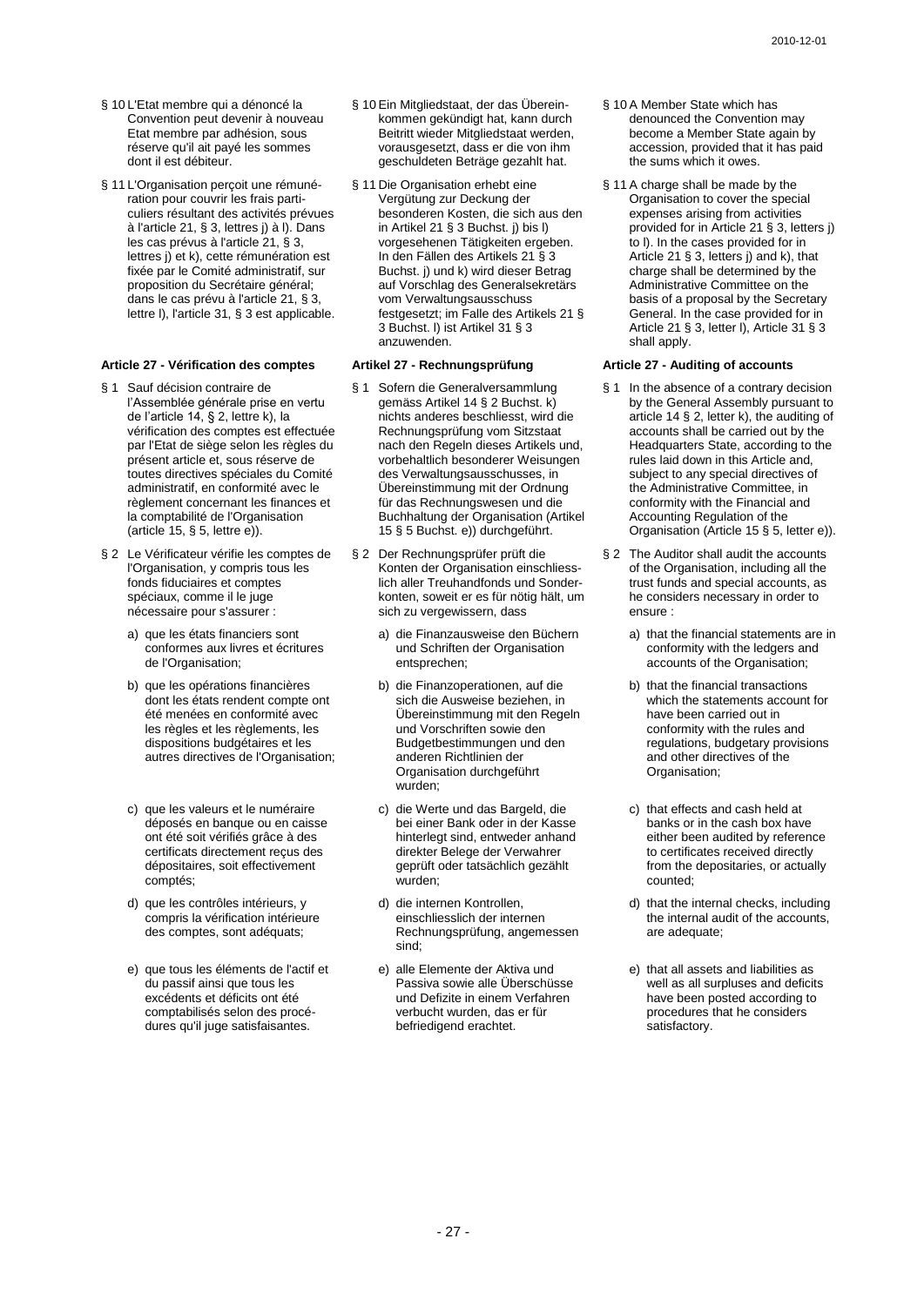§ 10 L'Etat membre qui a dénoncé la Convention peut devenir à nouveau Etat membre par adhésion, sous réserve qu'il ait payé les sommes dont il est débiteur.

§ 11 L'Organisation perçoit une rémunération pour couvrir les frais particuliers résultant des activités prévues à l'article 21, § 3, lettres j) à l). Dans les cas prévus à l'article 21, § 3, lettres j) et k), cette rémunération est fixée par le Comité administratif, sur proposition du Secrétaire général; dans le cas prévu à l'article 21, § 3, lettre l), l'article 31, § 3 est applicable.

### Article 27 - Vérification des comptes

§ 1 Sauf décision contraire de l'Assemblée générale prise en vertu de l'article 14, § 2, lettre k), la vérification des comptes est effectuée par l'Etat de siège selon les règles du présent article et, sous réserve de toutes directives spéciales du Comité administratif, en conformité avec le règlement concernant les finances et la comptabilité de l'Organisation (article 15, § 5, lettre e)).

§ 2 Le Vérificateur vérifie les comptes de l'Organisation, y compris tous les fonds fiduciaires et comptes spéciaux, comme il le juge nécessaire pour s'assurer :

a) que les états financiers sont conformes aux livres et écritures de l'Organisation;

b) que les opérations financières dont les états rendent compte ont été menées en conformité avec les règles et les règlements, les dispositions budgétaires et les autres directives de l'Organisation;

c) que les valeurs et le numéraire déposés en banque ou en caisse ont été soit vérifiés grâce à des certificats directement reçus des dépositaires, soit effectivement comptés;

d) que les contrôles intérieurs, y compris la vérification intérieure des comptes, sont adéquats;

e) que tous les éléments de l'actif et du passif ainsi que tous les excédents et déficits ont été comptabilisés selon des procédures qu'il juge satisfaisantes.

§ 10 Ein Mitgliedstaat, der das Übereinkommen gekündigt hat, kann durch Beitritt wieder Mitgliedstaat werden, vorausgesetzt, dass er die von ihm geschuldeten Beträge gezahlt hat.

§ 11 Die Organisation erhebt eine Vergütung zur Deckung der besonderen Kosten, die sich aus den in Artikel 21 § 3 Buchst. j) bis l) vorgesehenen Tätigkeiten ergeben. In den Fällen des Artikels 21 § 3 Buchst. j) und k) wird dieser Betrag auf Vorschlag des Generalsekretärs vom Verwaltungsausschuss festgesetzt; im Falle des Artikels 21 § 3 Buchst. l) ist Artikel 31 § 3 anzuwenden.

### Artikel 27 - Rechnungsprüfung

§ 1 Sofern die Generalversammlung gemäss Artikel 14 § 2 Buchst. k) nichts anderes beschliesst, wird die Rechnungsprüfung vom Sitzstaat nach den Regeln dieses Artikels und, vorbehaltlich besonderer Weisungen des Verwaltungsausschusses, in Übereinstimmung mit der Ordnung für das Rechnungswesen und die Buchhaltung der Organisation (Artikel 15 § 5 Buchst. e)) durchgeführt.

§ 2 Der Rechnungsprüfer prüft die Konten der Organisation einschliesslich aller Treuhandfonds und Sonderkonten, soweit er es für nötig hält, um sich zu vergewissern, dass

a) die Finanzausweise den Büchern und Schriften der Organisation entsprechen;

b) die Finanzoperationen, auf die sich die Ausweise beziehen, in Übereinstimmung mit den Regeln und Vorschriften sowie den Budgetbestimmungen und den anderen Richtlinien der Organisation durchgeführt wurden;

c) die Werte und das Bargeld, die bei einer Bank oder in der Kasse hinterlegt sind, entweder anhand direkter Belege der Verwahrer geprüft oder tatsächlich gezählt wurden;

d) die internen Kontrollen, einschliesslich der internen Rechnungsprüfung, angemessen sind;

e) alle Elemente der Aktiva und Passiva sowie alle Überschüsse und Defizite in einem Verfahren verbucht wurden, das er für befriedigend erachtet.

§ 10 A Member State which has denounced the Convention may become a Member State again by accession, provided that it has paid the sums which it owes.

§ 11 A charge shall be made by the Organisation to cover the special expenses arising from activities provided for in Article 21 § 3, letters j) to l). In the cases provided for in Article 21 § 3, letters j) and k), that charge shall be determined by the Administrative Committee on the basis of a proposal by the Secretary General. In the case provided for in Article 21 § 3, letter l), Article 31 § 3 shall apply.

### Article 27 - Auditing of accounts

§ 1 In the absence of a contrary decision by the General Assembly pursuant to article 14 § 2, letter k), the auditing of accounts shall be carried out by the Headquarters State, according to the rules laid down in this Article and, subject to any special directives of the Administrative Committee, in conformity with the Financial and Accounting Regulation of the Organisation (Article 15 § 5, letter e)).

§ 2 The Auditor shall audit the accounts of the Organisation, including all the trust funds and special accounts, as he considers necessary in order to ensure :

a) that the financial statements are in conformity with the ledgers and accounts of the Organisation;

b) that the financial transactions which the statements account for have been carried out in conformity with the rules and regulations, budgetary provisions and other directives of the Organisation;

c) that effects and cash held at banks or in the cash box have either been audited by reference to certificates received directly from the depositaries, or actually counted;

d) that the internal checks, including the internal audit of the accounts, are adequate;

e) that all assets and liabilities as well as all surpluses and deficits have been posted according to procedures that he considers satisfactory.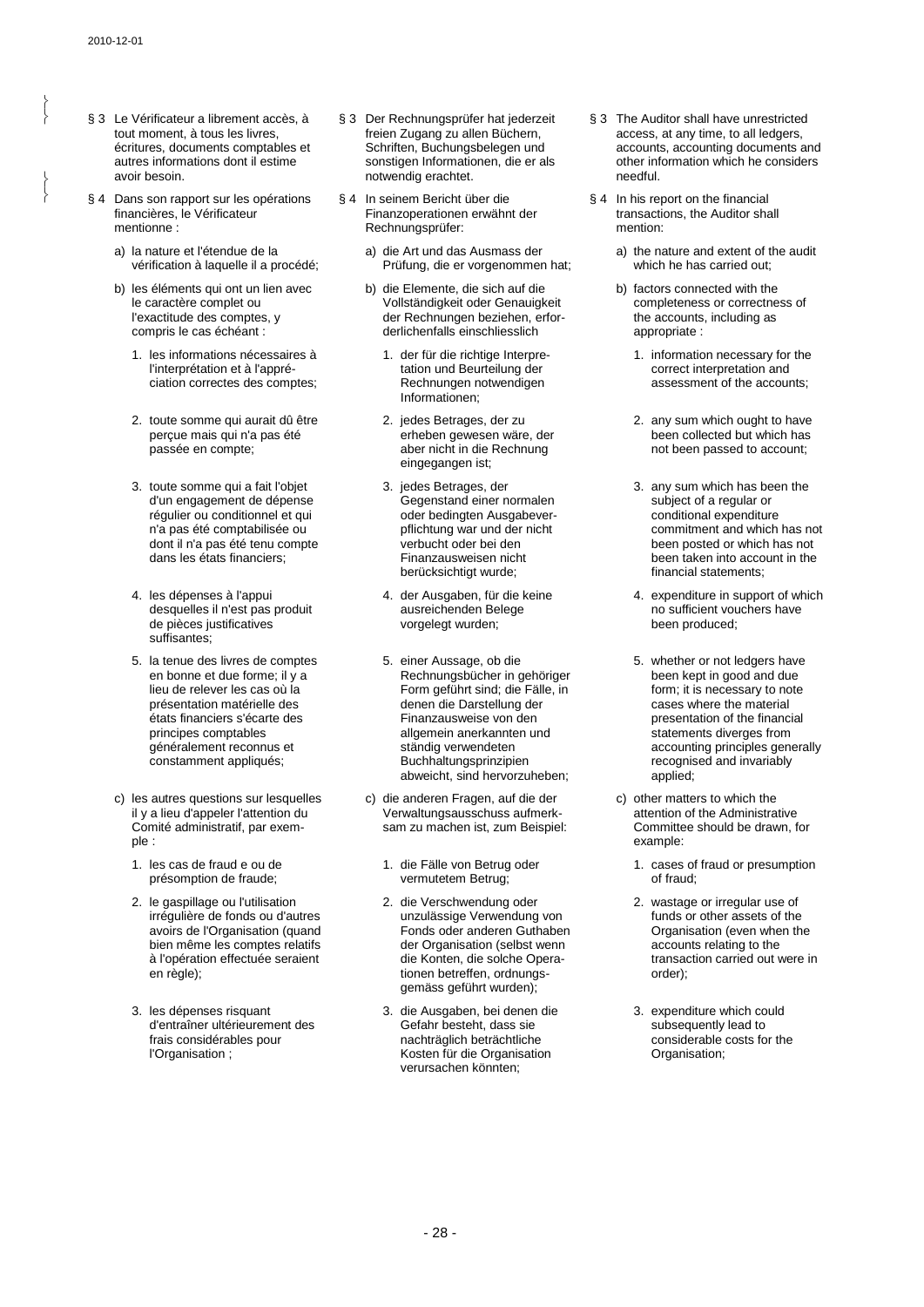§ 3 Le Vérificateur a librement accès, à tout moment, à tous les livres, écritures, documents comptables et autres informations dont il estime avoir besoin.

§ 4 Dans son rapport sur les opérations financières, le Vérificateur mentionne :

a) la nature et l'étendue de la vérification à laquelle il a procédé;

b) les éléments qui ont un lien avec le caractère complet ou l'exactitude des comptes, y compris le cas échéant :

1. les informations nécessaires à l'interprétation et à l'appréciation correctes des comptes;

2. toute somme qui aurait dû être perçue mais qui n'a pas été passée en compte;

3. toute somme qui a fait l'objet d'un engagement de dépense régulier ou conditionnel et qui n'a pas été comptabilisée ou dont il n'a pas été tenu compte dans les états financiers;

4. les dépenses à l'appui desquelles il n'est pas produit de pièces justificatives suffisantes;

5. la tenue des livres de comptes en bonne et due forme; il y a lieu de relever les cas où la présentation matérielle des états financiers s'écarte des principes comptables généralement reconnus et constamment appliqués;

c) les autres questions sur lesquelles il y a lieu d'appeler l'attention du Comité administratif, par exemple :

1. les cas de fraude e ou de présomption de fraude;

2. le gaspillage ou l'utilisation irrégulière de fonds ou d'autres avoirs de l'Organisation (quand bien même les comptes relatifs à l'opération effectuée seraient en règle);

3. les dépenses risquant d'entraîner ultérieurement des frais considérables pour l'Organisation ;

§ 3 Der Rechnungsprüfer hat jederzeit freien Zugang zu allen Büchern, Schriften, Buchungsbelegen und sonstigen Informationen, die er als notwendig erachtet.

§ 4 In seinem Bericht über die Finanzoperationen erwähnt der Rechnungsprüfer:

a) die Art und das Ausmass der Prüfung, die er vorgenommen hat;

b) die Elemente, die sich auf die Vollständigkeit oder Genauigkeit der Rechnungen beziehen, erforderlichenfalls einschliesslich

1. der für die richtige Interpretation und Beurteilung der Rechnungen notwendigen Informationen;

2. jedes Betrages, der zu erheben gewesen wäre, der aber nicht in die Rechnung eingegangen ist;

3. jedes Betrages, der Gegenstand einer normalen oder bedingten Ausgabeverpflichtung war und der nicht verbucht oder bei den Finanzausweisen nicht berücksichtigt wurde;

4. der Ausgaben, für die keine ausreichenden Belege vorgelegt wurden;

5. einer Aussage, ob die Rechnungsbücher in gehöriger Form geführt sind; die Fälle, in denen die Darstellung der Finanzausweise von den allgemein anerkannten und ständig verwendeten Buchhaltungsprinzipien abweicht, sind hervorzuheben;

c) die anderen Fragen, auf die der Verwaltungsausschuss aufmerksam zu machen ist, zum Beispiel:

1. die Fälle von Betrug oder vermutetem Betrug;

2. die Verschwendung oder unzulässige Verwendung von Fonds oder anderen Guthaben der Organisation (selbst wenn die Konten, die solche Operationen betreffen, ordnungsgemäss geführt wurden);

3. die Ausgaben, bei denen die Gefahr besteht, dass sie nachträglich beträchtliche Kosten für die Organisation verursachen könnten;

§ 3 The Auditor shall have unrestricted access, at any time, to all ledgers, accounts, accounting documents and other information which he considers needful.

§ 4 In his report on the financial transactions, the Auditor shall mention:

a) the nature and extent of the audit which he has carried out;

b) factors connected with the completeness or correctness of the accounts, including as appropriate :

1. information necessary for the correct interpretation and assessment of the accounts;

2. any sum which ought to have been collected but which has not been passed to account;

3. any sum which has been the subject of a regular or conditional expenditure commitment and which has not been posted or which has not been taken into account in the financial statements;

4. expenditure in support of which no sufficient vouchers have been produced;

5. whether or not ledgers have been kept in good and due form; it is necessary to note cases where the material presentation of the financial statements diverges from accounting principles generally recognised and invariably applied;

c) other matters to which the attention of the Administrative Committee should be drawn, for example:

1. cases of fraud or presumption of fraud;

2. wastage or irregular use of funds or other assets of the Organisation (even when the accounts relating to the transaction carried out were in order);

3. expenditure which could subsequently lead to considerable costs for the Organisation;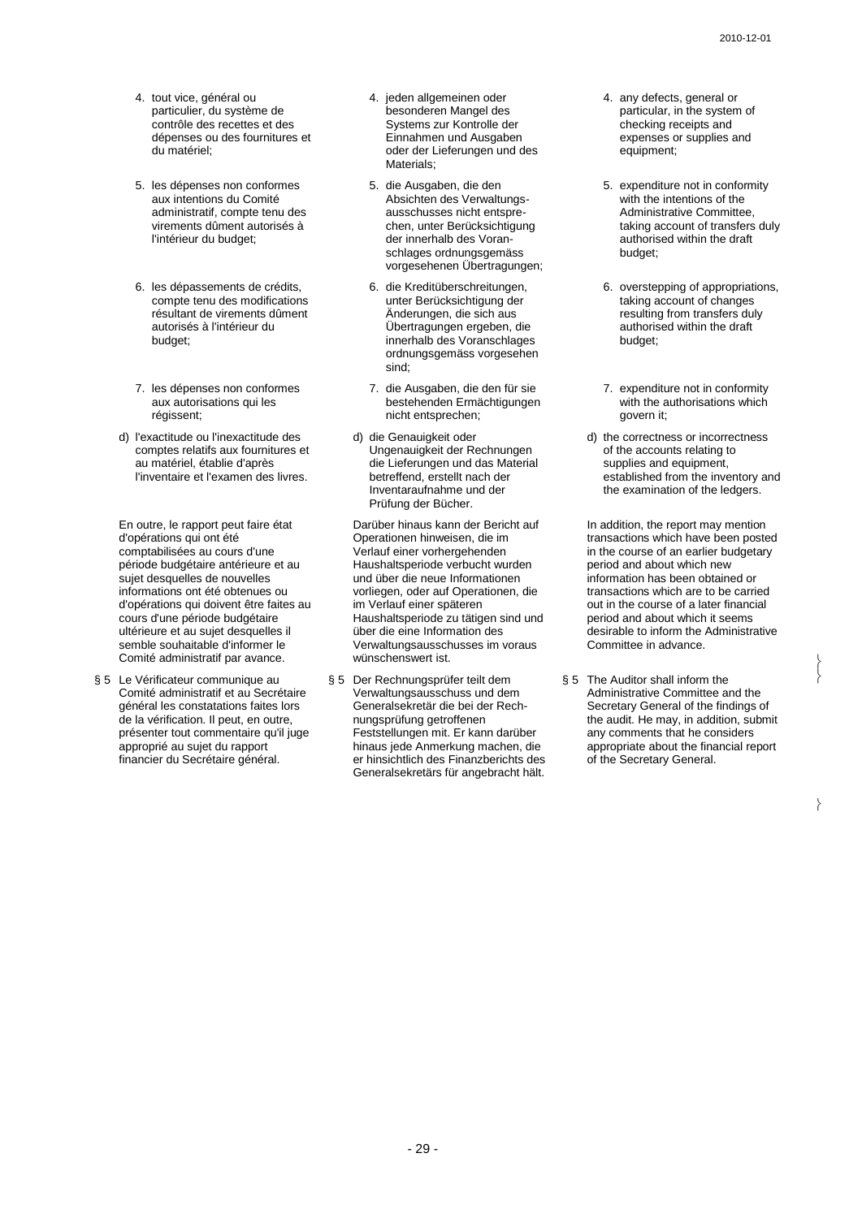4. tout vice, général ou particulier, du système de contrôle des recettes et des dépenses ou des fournitures et du matériel;

5. les dépenses non conformes aux intentions du Comité administratif, compte tenu des virements dûment autorisés à l'intérieur du budget;

6. les dépassements de crédits, compte tenu des modifications résultant de virements dûment autorisés à l'intérieur du budget;

7. les dépenses non conformes aux autorisations qui les régissent;

d) l'exactitude ou l'inexactitude des comptes relatifs aux fournitures et au matériel, établie d'après l'inventaire et l'examen des livres.

En outre, le rapport peut faire état d'opérations qui ont été comptabilisées au cours d'une période budgétaire antérieure et au sujet desquelles de nouvelles informations ont été obtenues ou d'opérations qui doivent être faites au cours d'une période budgétaire ultérieure et au sujet desquelles il semble souhaitable d'informer le Comité administratif par avance.

§ 5 Le Vérificateur communique au Comité administratif et au Secrétaire général les constatations faites lors de la vérification. Il peut, en outre, présenter tout commentaire qu'il juge approprié au sujet du rapport financier du Secrétaire général.

4. jeden allgemeinen oder besonderen Mangel des Systems zur Kontrolle der Einnahmen und Ausgaben oder der Lieferungen und des Materials;

5. die Ausgaben, die den Absichten des Verwaltungsausschusses nicht entsprechen, unter Berücksichtigung der innerhalb des Voranschlages ordnungsgemäss vorgesehenen Übertragungen;

6. die Kreditüberschreitungen, unter Berücksichtigung der Änderungen, die sich aus Übertragungen ergeben, die innerhalb des Voranschlages ordnungsgemäss vorgesehen sind;

7. die Ausgaben, die den für sie bestehenden Ermächtigungen nicht entsprechen;

d) die Genauigkeit oder Ungenauigkeit der Rechnungen die Lieferungen und das Material betreffend, erstellt nach der Inventaraufnahme und der Prüfung der Bücher.

Darüber hinaus kann der Bericht auf Operationen hinweisen, die im Verlauf einer vorhergehenden Haushaltsperiode verbucht wurden und über die neue Informationen vorliegen, oder auf Operationen, die im Verlauf einer späteren Haushaltsperiode zu tätigen sind und über die eine Information des Verwaltungsausschusses im voraus wünschenswert ist.

§ 5 Der Rechnungsprüfer teilt dem Verwaltungsausschuss und dem Generalsekretär die bei der Rechnungsprüfung getroffenen Feststellungen mit. Er kann darüber hinaus jede Anmerkung machen, die er hinsichtlich des Finanzberichts des Generalsekretärs für angebracht hält.

4. any defects, general or particular, in the system of checking receipts and expenses or supplies and equipment;

5. expenditure not in conformity with the intentions of the Administrative Committee, taking account of transfers duly authorised within the draft budget;

6. overstepping of appropriations, taking account of changes resulting from transfers duly authorised within the draft budget;

7. expenditure not in conformity with the authorisations which govern it;

d) the correctness or incorrectness of the accounts relating to supplies and equipment, established from the inventory and the examination of the ledgers.

In addition, the report may mention transactions which have been posted in the course of an earlier budgetary period and about which new information has been obtained or transactions which are to be carried out in the course of a later financial period and about which it seems desirable to inform the Administrative Committee in advance.

§ 5 The Auditor shall inform the Administrative Committee and the Secretary General of the findings of the audit. He may, in addition, submit any comments that he considers appropriate about the financial report of the Secretary General.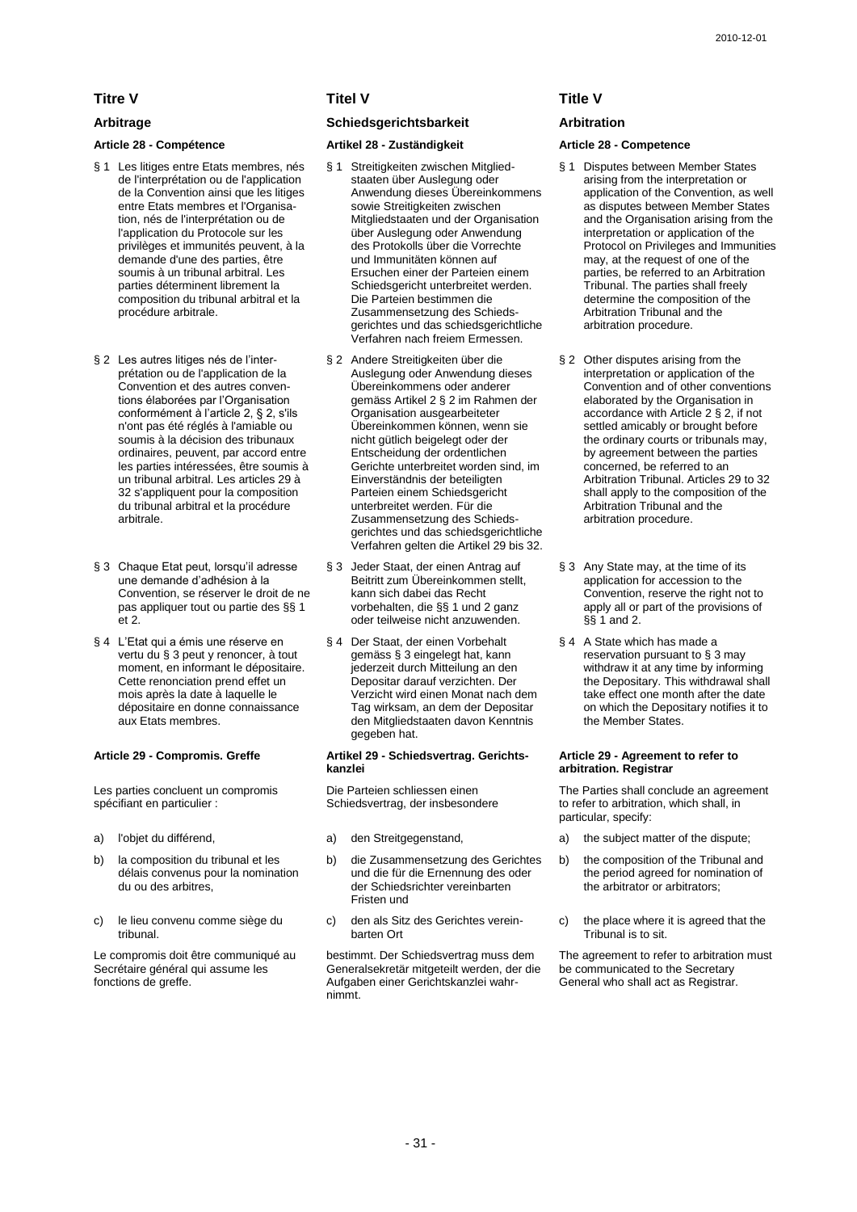# Titre V

## Arbitrage

### Article 28 - Compétence

§ 1 Les litiges entre Etats membres, nés de l'interprétation ou de l'application de la Convention ainsi que les litiges entre Etats membres et l'Organisation, nés de l'interprétation ou de l'application du Protocole sur les privilèges et immunités peuvent, à la demande d'une des parties, être soumis à un tribunal arbitral. Les parties déterminent librement la composition du tribunal arbitral et la procédure arbitrale.

§ 2 Les autres litiges nés de l'interprétation ou de l'application de la Convention et des autres conventions élaborées par l'Organisation conformément à l'article 2, § 2, s'ils n'ont pas été réglés à l'amiable ou soumis à la décision des tribunaux ordinaires, peuvent, par accord entre les parties intéressées, être soumis à un tribunal arbitral. Les articles 29 à 32 s'appliquent pour la composition du tribunal arbitral et la procédure arbitrale.

§ 3 Chaque Etat peut, lorsqu'il adresse une demande d'adhésion à la Convention, se réserver le droit de ne pas appliquer tout ou partie des §§ 1 et 2.

§ 4 L'Etat qui a émis une réserve en vertu du § 3 peut y renoncer, à tout moment, en informant le dépositaire. Cette renonciation prend effet un mois après la date à laquelle le dépositaire en donne connaissance aux Etats membres.

### Article 29 - Compromis. Greffe

Les parties concluent un compromis spécifiant en particulier :

a) l'objet du différend,

b) la composition du tribunal et les délais convenus pour la nomination du ou des arbitres,

c) le lieu convenu comme siège du tribunal.

Le compromis doit être communiqué au Secrétaire général qui assume les fonctions de greffe.

# Titel V

## Schiedsgerichtsbarkeit

### Artikel 28 - Zuständigkeit

§ 1 Streitigkeiten zwischen Mitgliedstaaten über Auslegung oder Anwendung dieses Übereinkommens sowie Streitigkeiten zwischen Mitgliedstaaten und der Organisation über Auslegung oder Anwendung des Protokolls über die Vorrechte und Immunitäten können auf Ersuchen einer der Parteien einem Schiedsgericht unterbreitet werden. Die Parteien bestimmen die Zusammensetzung des Schiedsgerichtes und das schiedsgerichtliche Verfahren nach freiem Ermessen.

§ 2 Andere Streitigkeiten über die Auslegung oder Anwendung dieses Übereinkommens oder anderer gemäss Artikel 2 § 2 im Rahmen der Organisation ausgearbeiteter Übereinkommen können, wenn sie nicht gütlich beigelegt oder der Entscheidung der ordentlichen Gerichte unterbreitet worden sind, im Einverständnis der beteiligten Parteien einem Schiedsgericht unterbreitet werden. Für die Zusammensetzung des Schiedsgerichtes und das schiedsgerichtliche Verfahren gelten die Artikel 29 bis 32.

§ 3 Jeder Staat, der einen Antrag auf Beitritt zum Übereinkommen stellt, kann sich dabei das Recht vorbehalten, die §§ 1 und 2 ganz oder teilweise nicht anzuwenden.

§ 4 Der Staat, der einen Vorbehalt gemäss § 3 eingelegt hat, kann jederzeit durch Mitteilung an den Depositar darauf verzichten. Der Verzicht wird einen Monat nach dem Tag wirksam, an dem der Depositar den Mitgliedstaaten davon Kenntnis gegeben hat.

### Artikel 29 - Schiedsvertrag. Gerichtskanzlei

Die Parteien schliessen einen Schiedsvertrag, der insbesondere

a) den Streitgegenstand,

b) die Zusammensetzung des Gerichtes und die für die Ernennung des oder der Schiedsrichter vereinbarten Fristen und

c) den als Sitz des Gerichtes vereinbarten Ort

bestimmt. Der Schiedsvertrag muss dem Generalsekretär mitgeteilt werden, der die Aufgaben einer Gerichtskanzlei wahrnimmt.

# Title V

## Arbitration

### Article 28 - Competence

§ 1 Disputes between Member States arising from the interpretation or application of the Convention, as well as disputes between Member States and the Organisation arising from the interpretation or application of the Protocol on Privileges and Immunities may, at the request of one of the parties, be referred to an Arbitration Tribunal. The parties shall freely determine the composition of the Arbitration Tribunal and the arbitration procedure.

§ 2 Other disputes arising from the interpretation or application of the Convention and of other conventions elaborated by the Organisation in accordance with Article 2 § 2, if not settled amicably or brought before the ordinary courts or tribunals may, by agreement between the parties concerned, be referred to an Arbitration Tribunal. Articles 29 to 32 shall apply to the composition of the Arbitration Tribunal and the arbitration procedure.

§ 3 Any State may, at the time of its application for accession to the Convention, reserve the right not to apply all or part of the provisions of §§ 1 and 2.

§ 4 A State which has made a reservation pursuant to § 3 may withdraw it at any time by informing the Depositary. This withdrawal shall take effect one month after the date on which the Depositary notifies it to the Member States.

### Article 29 - Agreement to refer to arbitration. Registrar

The Parties shall conclude an agreement to refer to arbitration, which shall, in particular, specify:

a) the subject matter of the dispute;

b) the composition of the Tribunal and the period agreed for nomination of the arbitrator or arbitrators;

c) the place where it is agreed that the Tribunal is to sit.

The agreement to refer to arbitration must be communicated to the Secretary General who shall act as Registrar.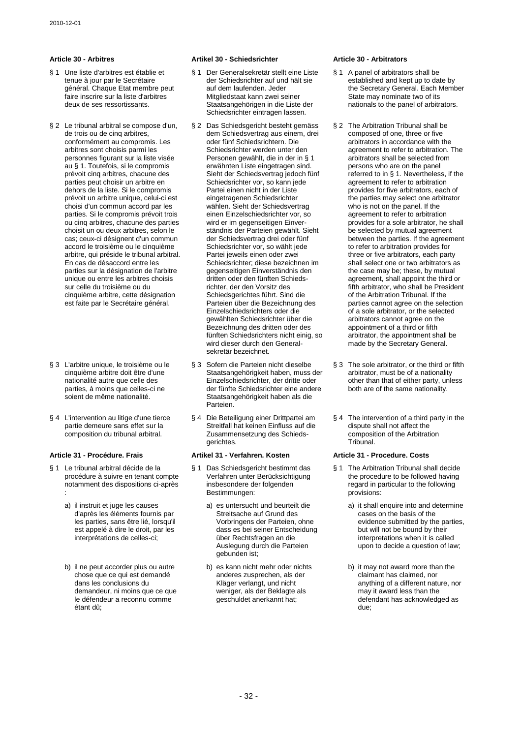### Article 30 - Arbitres

§ 1 Une liste d'arbitres est établie et tenue à jour par le Secrétaire général. Chaque Etat membre peut faire inscrire sur la liste d'arbitres deux de ses ressortissants.

§ 2 Le tribunal arbitral se compose d'un, de trois ou de cinq arbitres, conformément au compromis. Les arbitres sont choisis parmi les personnes figurant sur la liste visée au § 1. Toutefois, si le compromis prévoit cinq arbitres, chacune des parties peut choisir un arbitre en dehors de la liste. Si le compromis prévoit un arbitre unique, celui-ci est choisi d'un commun accord par les parties. Si le compromis prévoit trois ou cinq arbitres, chacune des parties choisit un ou deux arbitres, selon le cas; ceux-ci désignent d'un commun accord le troisième ou le cinquième arbitre, qui préside le tribunal arbitral. En cas de désaccord entre les parties sur la désignation de l'arbitre unique ou entre les arbitres choisis sur celle du troisième ou du cinquième arbitre, cette désignation est faite par le Secrétaire général.

§ 3 L'arbitre unique, le troisième ou le cinquième arbitre doit être d'une nationalité autre que celle des parties, à moins que celles-ci ne soient de même nationalité.

§ 4 L'intervention au litige d'une tierce partie demeure sans effet sur la composition du tribunal arbitral.

### Article 31 - Procédure. Frais

§ 1 Le tribunal arbitral décide de la procédure à suivre en tenant compte notamment des dispositions ci-après :

a) il instruit et juge les causes d'après les éléments fournis par les parties, sans être lié, lorsqu'il est appelé à dire le droit, par les interprétations de celles-ci;

b) il ne peut accorder plus ou autre chose que ce qui est demandé dans les conclusions du demandeur, ni moins que ce que le défendeur a reconnu comme étant dû;

### Artikel 30 - Schiedsrichter

§ 1 Der Generalsekretär stellt eine Liste der Schiedsrichter auf und hält sie auf dem laufenden. Jeder Mitgliedstaat kann zwei seiner Staatsangehörigen in die Liste der Schiedsrichter eintragen lassen.

§ 2 Das Schiedsgericht besteht gemäss dem Schiedsvertrag aus einem, drei oder fünf Schiedsrichtern. Die Schiedsrichter werden unter den Personen gewählt, die in der in § 1 erwähnten Liste eingetragen sind. Sieht der Schiedsvertrag jedoch fünf Schiedsrichter vor, so kann jede Partei einen nicht in der Liste eingetragenen Schiedsrichter wählen. Sieht der Schiedsvertrag einen Einzelschiedsrichter vor, so wird er im gegenseitigen Einverständnis der Parteien gewählt. Sieht der Schiedsvertrag drei oder fünf Schiedsrichter vor, so wählt jede Partei jeweils einen oder zwei Schiedsrichter; diese bezeichnen im gegenseitigen Einverständnis den dritten oder den fünften Schiedsrichter, der den Vorsitz des Schiedsgerichtes führt. Sind die Parteien über die Bezeichnung des Einzelschiedsrichters oder die gewählten Schiedsrichter über die Bezeichnung des dritten oder des fünften Schiedsrichters nicht einig, so wird dieser durch den Generalsekretär bezeichnet.

§ 3 Sofern die Parteien nicht dieselbe Staatsangehörigkeit haben, muss der Einzelschiedsrichter, der dritte oder der fünfte Schiedsrichter eine andere Staatsangehörigkeit haben als die Parteien.

§ 4 Die Beteiligung einer Drittpartei am Streitfall hat keinen Einfluss auf die Zusammensetzung des Schiedsgerichtes.

### Artikel 31 - Verfahren. Kosten

§ 1 Das Schiedsgericht bestimmt das Verfahren unter Berücksichtigung insbesondere der folgenden Bestimmungen:

a) es untersucht und beurteilt die Streitsache auf Grund des Vorbringens der Parteien, ohne dass es bei seiner Entscheidung über Rechtsfragen an die Auslegung durch die Parteien gebunden ist;

b) es kann nicht mehr oder nichts anderes zusprechen, als der Kläger verlangt, und nicht weniger, als der Beklagte als geschuldet anerkannt hat;

### Article 30 - Arbitrators

§ 1 A panel of arbitrators shall be established and kept up to date by the Secretary General. Each Member State may nominate two of its nationals to the panel of arbitrators.

§ 2 The Arbitration Tribunal shall be composed of one, three or five arbitrators in accordance with the agreement to refer to arbitration. The arbitrators shall be selected from persons who are on the panel referred to in § 1. Nevertheless, if the agreement to refer to arbitration provides for five arbitrators, each of the parties may select one arbitrator who is not on the panel. If the agreement to refer to arbitration provides for a sole arbitrator, he shall be selected by mutual agreement between the parties. If the agreement to refer to arbitration provides for three or five arbitrators, each party shall select one or two arbitrators as the case may be; these, by mutual agreement, shall appoint the third or fifth arbitrator, who shall be President of the Arbitration Tribunal. If the parties cannot agree on the selection of a sole arbitrator, or the selected arbitrators cannot agree on the appointment of a third or fifth arbitrator, the appointment shall be made by the Secretary General.

§ 3 The sole arbitrator, or the third or fifth arbitrator, must be of a nationality other than that of either party, unless both are of the same nationality.

§ 4 The intervention of a third party in the dispute shall not affect the composition of the Arbitration Tribunal.

### Article 31 - Procedure. Costs

§ 1 The Arbitration Tribunal shall decide the procedure to be followed having regard in particular to the following provisions:

a) it shall enquire into and determine cases on the basis of the evidence submitted by the parties, but will not be bound by their interpretations when it is called upon to decide a question of law;

b) it may not award more than the claimant has claimed, nor anything of a different nature, nor may it award less than the defendant has acknowledged as due;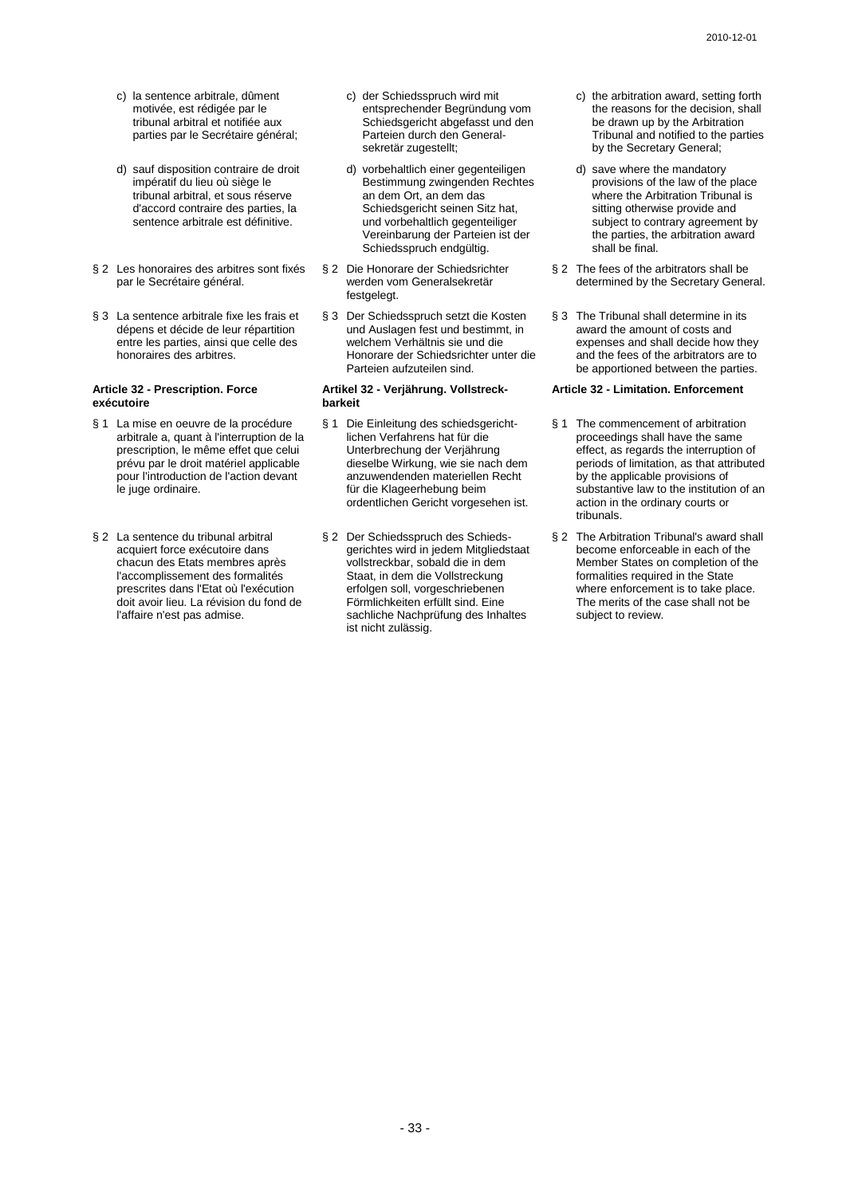c) la sentence arbitrale, dûment motivée, est rédigée par le tribunal arbitral et notifiée aux parties par le Secrétaire général;

d) sauf disposition contraire de droit impératif du lieu où siège le tribunal arbitral, et sous réserve d'accord contraire des parties, la sentence arbitrale est définitive.

§ 2 Les honoraires des arbitres sont fixés par le Secrétaire général.

§ 3 La sentence arbitrale fixe les frais et dépens et décide de leur répartition entre les parties, ainsi que celle des honoraires des arbitres.

**Article 32 - Prescription. Force exécutoire**

§ 1 La mise en oeuvre de la procédure arbitrale a, quant à l'interruption de la prescription, le même effet que celui prévu par le droit matériel applicable pour l'introduction de l'action devant le juge ordinaire.

§ 2 La sentence du tribunal arbitral acquiert force exécutoire dans chacun des Etats membres après l'accomplissement des formalités prescrites dans l'Etat où l'exécution doit avoir lieu. La révision du fond de l'affaire n'est pas admise.

c) der Schiedsspruch wird mit entsprechender Begründung vom Schiedsgericht abgefasst und den Parteien durch den Generalsekretär zugestellt;

d) vorbehaltlich einer gegenteiligen Bestimmung zwingenden Rechtes an dem Ort, an dem das Schiedsgericht seinen Sitz hat, und vorbehaltlich gegenteiliger Vereinbarung der Parteien ist der Schiedsspruch endgültig.

§ 2 Die Honorare der Schiedsrichter werden vom Generalsekretär festgelegt.

§ 3 Der Schiedsspruch setzt die Kosten und Auslagen fest und bestimmt, in welchem Verhältnis sie und die Honorare der Schiedsrichter unter die Parteien aufzuteilen sind.

**Artikel 32 - Verjährung. Vollstreckbarkeit**

§ 1 Die Einleitung des schiedsgerichtlichen Verfahrens hat für die Unterbrechung der Verjährung dieselbe Wirkung, wie sie nach dem anzuwendenden materiellen Recht für die Klageerhebung beim ordentlichen Gericht vorgesehen ist.

§ 2 Der Schiedsspruch des Schiedsgerichtes wird in jedem Mitgliedstaat vollstreckbar, sobald die in dem Staat, in dem die Vollstreckung erfolgen soll, vorgeschriebenen Förmlichkeiten erfüllt sind. Eine sachliche Nachprüfung des Inhaltes ist nicht zulässig.

c) the arbitration award, setting forth the reasons for the decision, shall be drawn up by the Arbitration Tribunal and notified to the parties by the Secretary General;

d) save where the mandatory provisions of the law of the place where the Arbitration Tribunal is sitting otherwise provide and subject to contrary agreement by the parties, the arbitration award shall be final.

§ 2 The fees of the arbitrators shall be determined by the Secretary General.

§ 3 The Tribunal shall determine in its award the amount of costs and expenses and shall decide how they and the fees of the arbitrators are to be apportioned between the parties.

**Article 32 - Limitation. Enforcement**

§ 1 The commencement of arbitration proceedings shall have the same effect, as regards the interruption of periods of limitation, as that attributed by the applicable provisions of substantive law to the institution of an action in the ordinary courts or tribunals.

§ 2 The Arbitration Tribunal's award shall become enforceable in each of the Member States on completion of the formalities required in the State where enforcement is to take place. The merits of the case shall not be subject to review.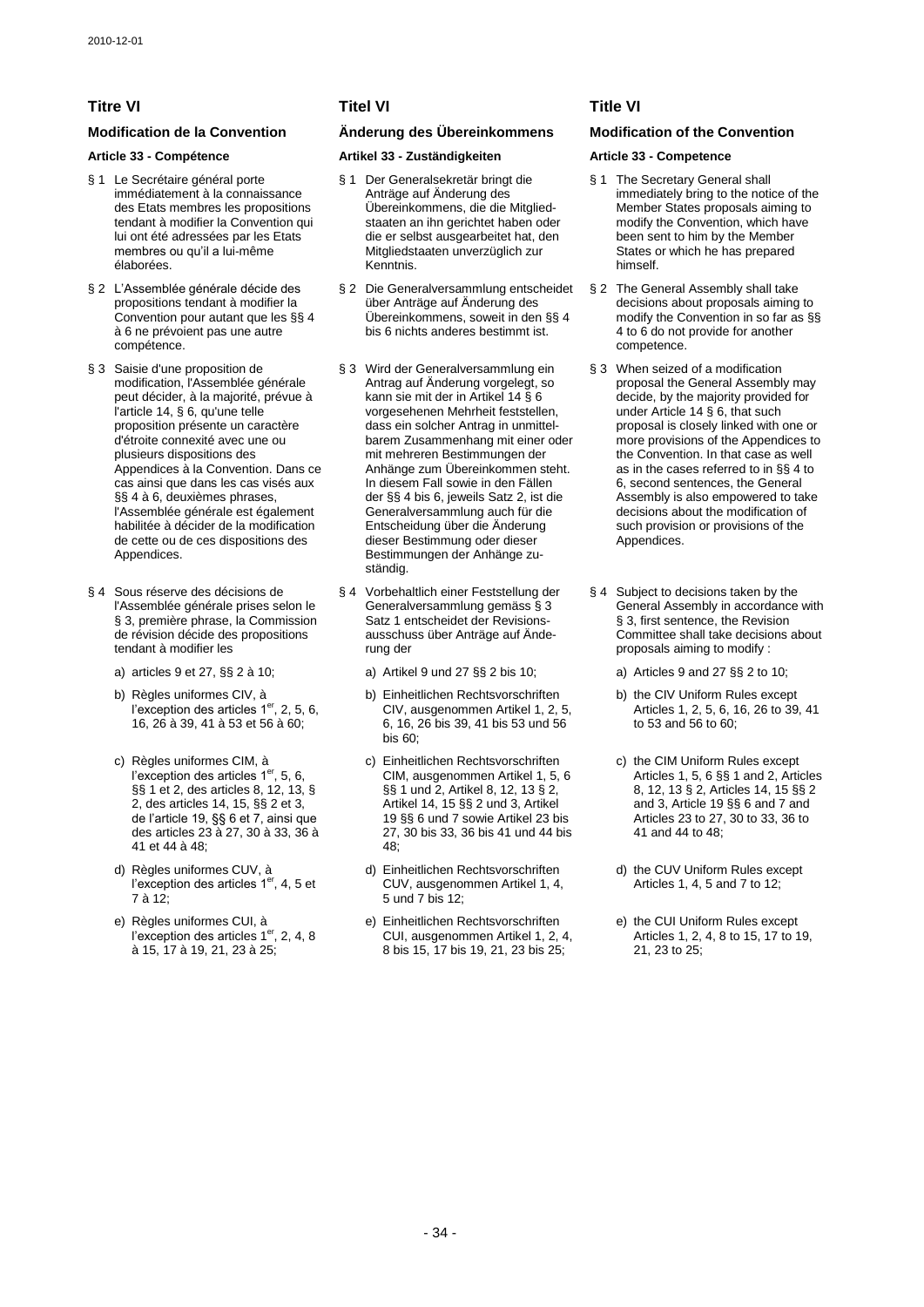## Titre VI

### Modification de la Convention

#### Article 33 - Compétence

§ 1 Le Secrétaire général porte immédiatement à la connaissance des Etats membres les propositions tendant à modifier la Convention qui lui ont été adressées par les Etats membres ou qu'il a lui-même élaborées.

§ 2 L'Assemblée générale décide des propositions tendant à modifier la Convention pour autant que les §§ 4 à 6 ne prévoient pas une autre compétence.

§ 3 Saisie d'une proposition de modification, l'Assemblée générale peut décider, à la majorité, prévue à l'article 14, § 6, qu'une telle proposition présente un caractère d'étroite connexité avec une ou plusieurs dispositions des Appendices à la Convention. Dans ce cas ainsi que dans les cas visés aux §§ 4 à 6, deuxièmes phrases, l'Assemblée générale est également habilitée à décider de la modification de cette ou de ces dispositions des Appendices.

§ 4 Sous réserve des décisions de l'Assemblée générale prises selon le § 3, première phrase, la Commission de révision décide des propositions tendant à modifier les

a) articles 9 et 27, §§ 2 à 10;

b) Règles uniformes CIV, à l'exception des articles 1er, 2, 5, 6, 16, 26 à 39, 41 à 53 et 56 à 60;

c) Règles uniformes CIM, à l'exception des articles 1er, 5, 6, §§ 1 et 2, des articles 8, 12, 13, § 2, des articles 14, 15, §§ 2 et 3, de l'article 19, §§ 6 et 7, ainsi que des articles 23 à 27, 30 à 33, 36 à 41 et 44 à 48;

d) Règles uniformes CUV, à l'exception des articles 1er, 4, 5 et 7 à 12;

e) Règles uniformes CUI, à l'exception des articles 1er, 2, 4, 8 à 15, 17 à 19, 21, 23 à 25;

## Titel VI

### Änderung des Übereinkommens

#### Artikel 33 - Zuständigkeiten

§ 1 Der Generalsekretär bringt die Anträge auf Änderung des Übereinkommens, die die Mitgliedstaaten an ihn gerichtet haben oder die er selbst ausgearbeitet hat, den Mitgliedstaaten unverzüglich zur Kenntnis.

§ 2 Die Generalversammlung entscheidet über Anträge auf Änderung des Übereinkommens, soweit in den §§ 4 bis 6 nichts anderes bestimmt ist.

§ 3 Wird der Generalversammlung ein Antrag auf Änderung vorgelegt, so kann sie mit der in Artikel 14 § 6 vorgesehenen Mehrheit feststellen, dass ein solcher Antrag in unmittelbarem Zusammenhang mit einer oder mit mehreren Bestimmungen der Anhänge zum Übereinkommen steht. In diesem Fall sowie in den Fällen der §§ 4 bis 6, jeweils Satz 2, ist die Generalversammlung auch für die Entscheidung über die Änderung dieser Bestimmung oder dieser Bestimmungen der Anhänge zuständig.

§ 4 Vorbehaltlich einer Feststellung der Generalversammlung gemäss § 3 Satz 1 entscheidet der Revisionsausschuss über Anträge auf Änderung der

a) Artikel 9 und 27 §§ 2 bis 10;

b) Einheitlichen Rechtsvorschriften CIV, ausgenommen Artikel 1, 2, 5, 6, 16, 26 bis 39, 41 bis 53 und 56 bis 60;

c) Einheitlichen Rechtsvorschriften CIM, ausgenommen Artikel 1, 5, 6 §§ 1 und 2, Artikel 8, 12, 13 § 2, Artikel 14, 15 §§ 2 und 3, Artikel 19 §§ 6 und 7 sowie Artikel 23 bis 27, 30 bis 33, 36 bis 41 und 44 bis 48;

d) Einheitlichen Rechtsvorschriften CUV, ausgenommen Artikel 1, 4, 5 und 7 bis 12;

e) Einheitlichen Rechtsvorschriften CUI, ausgenommen Artikel 1, 2, 4, 8 bis 15, 17 bis 19, 21, 23 bis 25;

## Title VI

### Modification of the Convention

#### Article 33 - Competence

§ 1 The Secretary General shall immediately bring to the notice of the Member States proposals aiming to modify the Convention, which have been sent to him by the Member States or which he has prepared himself.

§ 2 The General Assembly shall take decisions about proposals aiming to modify the Convention in so far as §§ 4 to 6 do not provide for another competence.

§ 3 When seized of a modification proposal the General Assembly may decide, by the majority provided for under Article 14 § 6, that such proposal is closely linked with one or more provisions of the Appendices to the Convention. In that case as well as in the cases referred to in §§ 4 to 6, second sentences, the General Assembly is also empowered to take decisions about the modification of such provision or provisions of the Appendices.

§ 4 Subject to decisions taken by the General Assembly in accordance with § 3, first sentence, the Revision Committee shall take decisions about proposals aiming to modify :

a) Articles 9 and 27 §§ 2 to 10;

b) the CIV Uniform Rules except Articles 1, 2, 5, 6, 16, 26 to 39, 41 to 53 and 56 to 60;

c) the CIM Uniform Rules except Articles 1, 5, 6 §§ 1 and 2, Articles 8, 12, 13 § 2, Articles 14, 15 §§ 2 and 3, Article 19 §§ 6 and 7 and Articles 23 to 27, 30 to 33, 36 to 41 and 44 to 48;

d) the CUV Uniform Rules except Articles 1, 4, 5 and 7 to 12;

e) the CUI Uniform Rules except Articles 1, 2, 4, 8 to 15, 17 to 19, 21, 23 to 25;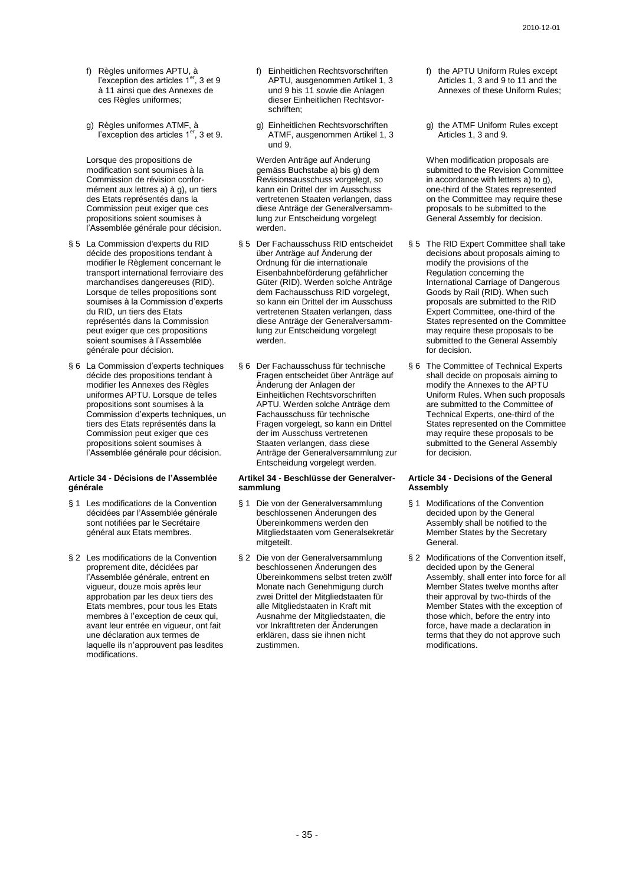f) Règles uniformes APTU, à l'exception des articles 1er, 3 et 9 à 11 ainsi que des Annexes de ces Règles uniformes;

g) Règles uniformes ATMF, à l'exception des articles 1er, 3 et 9.

Lorsque des propositions de modification sont soumises à la Commission de révision conformément aux lettres a) à g), un tiers des Etats représentés dans la Commission peut exiger que ces propositions soient soumises à l'Assemblée générale pour décision.

§ 5 La Commission d'experts du RID décide des propositions tendant à modifier le Règlement concernant le transport international ferroviaire des marchandises dangereuses (RID). Lorsque de telles propositions sont soumises à la Commission d'experts du RID, un tiers des Etats représentés dans la Commission peut exiger que ces propositions soient soumises à l'Assemblée générale pour décision.

§ 6 La Commission d'experts techniques décide des propositions tendant à modifier les Annexes des Règles uniformes APTU. Lorsque de telles propositions sont soumises à la Commission d'experts techniques, un tiers des Etats représentés dans la Commission peut exiger que ces propositions soient soumises à l'Assemblée générale pour décision.

**Article 34 - Décisions de l'Assemblée générale**

§ 1 Les modifications de la Convention décidées par l'Assemblée générale sont notifiées par le Secrétaire général aux Etats membres.

§ 2 Les modifications de la Convention proprement dite, décidées par l'Assemblée générale, entrent en vigueur, douze mois après leur approbation par les deux tiers des Etats membres, pour tous les Etats membres à l'exception de ceux qui, avant leur entrée en vigueur, ont fait une déclaration aux termes de laquelle ils n'approuvent pas lesdites modifications.

f) Einheitlichen Rechtsvorschriften APTU, ausgenommen Artikel 1, 3 und 9 bis 11 sowie die Anlagen dieser Einheitlichen Rechtsvorschriften;

g) Einheitlichen Rechtsvorschriften ATMF, ausgenommen Artikel 1, 3 und 9.

Werden Anträge auf Änderung gemäss Buchstabe a) bis g) dem Revisionsausschuss vorgelegt, so kann ein Drittel der im Ausschuss vertretenen Staaten verlangen, dass diese Anträge der Generalversammlung zur Entscheidung vorgelegt werden.

§ 5 Der Fachausschuss RID entscheidet über Anträge auf Änderung der Ordnung für die internationale Eisenbahnbeförderung gefährlicher Güter (RID). Werden solche Anträge dem Fachausschuss RID vorgelegt, so kann ein Drittel der im Ausschuss vertretenen Staaten verlangen, dass diese Anträge der Generalversammlung zur Entscheidung vorgelegt werden.

§ 6 Der Fachausschuss für technische Fragen entscheidet über Anträge auf Änderung der Anlagen der Einheitlichen Rechtsvorschriften APTU. Werden solche Anträge dem Fachausschuss für technische Fragen vorgelegt, so kann ein Drittel der im Ausschuss vertretenen Staaten verlangen, dass diese Anträge der Generalversammlung zur Entscheidung vorgelegt werden.

**Artikel 34 - Beschlüsse der Generalversammlung**

§ 1 Die von der Generalversammlung beschlossenen Änderungen des Übereinkommens werden den Mitgliedstaaten vom Generalsekretär mitgeteilt.

§ 2 Die von der Generalversammlung beschlossenen Änderungen des Übereinkommens selbst treten zwölf Monate nach Genehmigung durch zwei Drittel der Mitgliedstaaten für alle Mitgliedstaaten in Kraft mit Ausnahme der Mitgliedstaaten, die vor Inkrafttreten der Änderungen erklären, dass sie ihnen nicht zustimmen.

f) the APTU Uniform Rules except Articles 1, 3 and 9 to 11 and the Annexes of these Uniform Rules;

g) the ATMF Uniform Rules except Articles 1, 3 and 9.

When modification proposals are submitted to the Revision Committee in accordance with letters a) to g), one-third of the States represented on the Committee may require these proposals to be submitted to the General Assembly for decision.

§ 5 The RID Expert Committee shall take decisions about proposals aiming to modify the provisions of the Regulation concerning the International Carriage of Dangerous Goods by Rail (RID). When such proposals are submitted to the RID Expert Committee, one-third of the States represented on the Committee may require these proposals to be submitted to the General Assembly for decision.

§ 6 The Committee of Technical Experts shall decide on proposals aiming to modify the Annexes to the APTU Uniform Rules. When such proposals are submitted to the Committee of Technical Experts, one-third of the States represented on the Committee may require these proposals to be submitted to the General Assembly for decision.

**Article 34 - Decisions of the General Assembly**

§ 1 Modifications of the Convention decided upon by the General Assembly shall be notified to the Member States by the Secretary General.

§ 2 Modifications of the Convention itself, decided upon by the General Assembly, shall enter into force for all Member States twelve months after their approval by two-thirds of the Member States with the exception of those which, before the entry into force, have made a declaration in terms that they do not approve such modifications.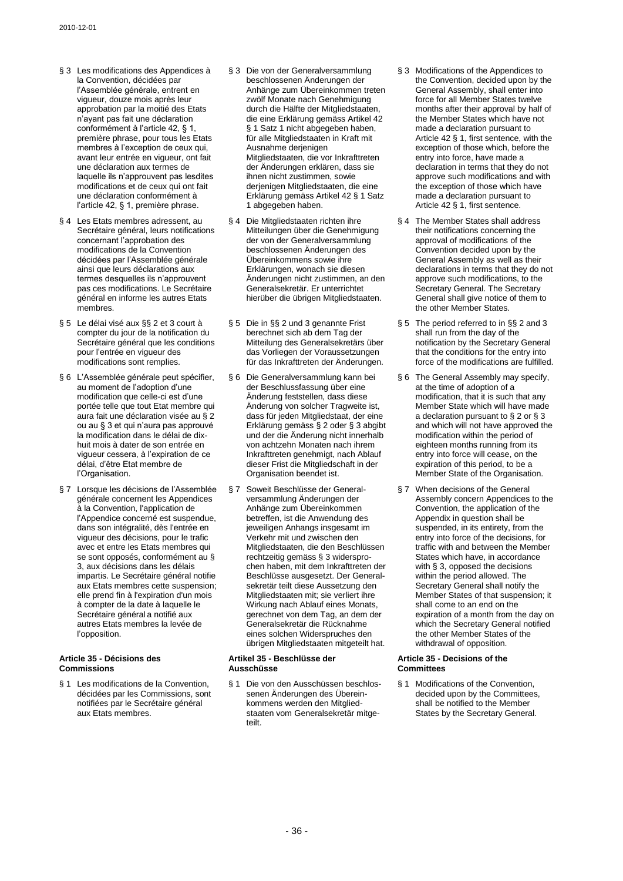§ 3 Les modifications des Appendices à la Convention, décidées par l'Assemblée générale, entrent en vigueur, douze mois après leur approbation par la moitié des Etats n'ayant pas fait une déclaration conformément à l'article 42, § 1, première phrase, pour tous les Etats membres à l'exception de ceux qui, avant leur entrée en vigueur, ont fait une déclaration aux termes de laquelle ils n'approuvent pas lesdites modifications et de ceux qui ont fait une déclaration conformément à l'article 42, § 1, première phrase.

§ 4 Les Etats membres adressent, au Secrétaire général, leurs notifications concernant l'approbation des modifications de la Convention décidées par l'Assemblée générale ainsi que leurs déclarations aux termes desquelles ils n'approuvent pas ces modifications. Le Secrétaire général en informe les autres Etats membres.

§ 5 Le délai visé aux §§ 2 et 3 court à compter du jour de la notification du Secrétaire général que les conditions pour l'entrée en vigueur des modifications sont remplies.

§ 6 L'Assemblée générale peut spécifier, au moment de l'adoption d'une modification que celle-ci est d'une portée telle que tout Etat membre qui aura fait une déclaration visée au § 2 ou au § 3 et qui n'aura pas approuvé la modification dans le délai de dix-huit mois à dater de son entrée en vigueur cessera, à l'expiration de ce délai, d'être Etat membre de l'Organisation.

§ 7 Lorsque les décisions de l'Assemblée générale concernent les Appendices à la Convention, l'application de l'Appendice concerné est suspendue, dans son intégralité, dès l'entrée en vigueur des décisions, pour le trafic avec et entre les Etats membres qui se sont opposés, conformément au § 3, aux décisions dans les délais impartis. Le Secrétaire général notifie aux Etats membres cette suspension; elle prend fin à l'expiration d'un mois à compter de la date à laquelle le Secrétaire général a notifié aux autres Etats membres la levée de l'opposition.

**Article 35 - Décisions des Commissions**

§ 1 Les modifications de la Convention, décidées par les Commissions, sont notifiées par le Secrétaire général aux Etats membres.

§ 3 Die von der Generalversammlung beschlossenen Änderungen der Anhänge zum Übereinkommen treten zwölf Monate nach Genehmigung durch die Hälfte der Mitgliedstaaten, die eine Erklärung gemäss Artikel 42 § 1 Satz 1 nicht abgegeben haben, für alle Mitgliedstaaten in Kraft mit Ausnahme derjenigen Mitgliedstaaten, die vor Inkrafttreten der Änderungen erklären, dass sie ihnen nicht zustimmen, sowie derjenigen Mitgliedstaaten, die eine Erklärung gemäss Artikel 42 § 1 Satz 1 abgegeben haben.

§ 4 Die Mitgliedstaaten richten ihre Mitteilungen über die Genehmigung der von der Generalversammlung beschlossenen Änderungen des Übereinkommens sowie ihre Erklärungen, wonach sie diesen Änderungen nicht zustimmen, an den Generalsekretär. Er unterrichtet hierüber die übrigen Mitgliedstaaten.

§ 5 Die in §§ 2 und 3 genannte Frist berechnet sich ab dem Tag der Mitteilung des Generalsekretärs über das Vorliegen der Voraussetzungen für das Inkrafttreten der Änderungen.

§ 6 Die Generalversammlung kann bei der Beschlussfassung über eine Änderung feststellen, dass diese Änderung von solcher Tragweite ist, dass für jeden Mitgliedstaat, der eine Erklärung gemäss § 2 oder § 3 abgibt und der die Änderung nicht innerhalb von achtzehn Monaten nach ihrem Inkrafttreten genehmigt, nach Ablauf dieser Frist die Mitgliedschaft in der Organisation beendet ist.

§ 7 Soweit Beschlüsse der Generalversammlung Änderungen der Anhänge zum Übereinkommen betreffen, ist die Anwendung des jeweiligen Anhangs insgesamt im Verkehr mit und zwischen den Mitgliedstaaten, die den Beschlüssen rechtzeitig gemäss § 3 widersprochen haben, mit dem Inkrafttreten der Beschlüsse ausgesetzt. Der Generalsekretär teilt diese Aussetzung den Mitgliedstaaten mit; sie verliert ihre Wirkung nach Ablauf eines Monats, gerechnet von dem Tag, an dem der Generalsekretär die Rücknahme eines solchen Widerspruches den übrigen Mitgliedstaaten mitgeteilt hat.

**Artikel 35 - Beschlüsse der Ausschüsse**

§ 1 Die von den Ausschüssen beschlossenen Änderungen des Übereinkommens werden den Mitgliedstaaten vom Generalsekretär mitgeteilt.

§ 3 Modifications of the Appendices to the Convention, decided upon by the General Assembly, shall enter into force for all Member States twelve months after their approval by half of the Member States which have not made a declaration pursuant to Article 42 § 1, first sentence, with the exception of those which, before the entry into force, have made a declaration in terms that they do not approve such modifications and with the exception of those which have made a declaration pursuant to Article 42 § 1, first sentence.

§ 4 The Member States shall address their notifications concerning the approval of modifications of the Convention decided upon by the General Assembly as well as their declarations in terms that they do not approve such modifications, to the Secretary General. The Secretary General shall give notice of them to the other Member States.

§ 5 The period referred to in §§ 2 and 3 shall run from the day of the notification by the Secretary General that the conditions for the entry into force of the modifications are fulfilled.

§ 6 The General Assembly may specify, at the time of adoption of a modification, that it is such that any Member State which will have made a declaration pursuant to § 2 or § 3 and which will not have approved the modification within the period of eighteen months running from its entry into force will cease, on the expiration of this period, to be a Member State of the Organisation.

§ 7 When decisions of the General Assembly concern Appendices to the Convention, the application of the Appendix in question shall be suspended, in its entirety, from the entry into force of the decisions, for traffic with and between the Member States which have, in accordance with § 3, opposed the decisions within the period allowed. The Secretary General shall notify the Member States of that suspension; it shall come to an end on the expiration of a month from the day on which the Secretary General notified the other Member States of the withdrawal of opposition.

**Article 35 - Decisions of the Committees**

§ 1 Modifications of the Convention, decided upon by the Committees, shall be notified to the Member States by the Secretary General.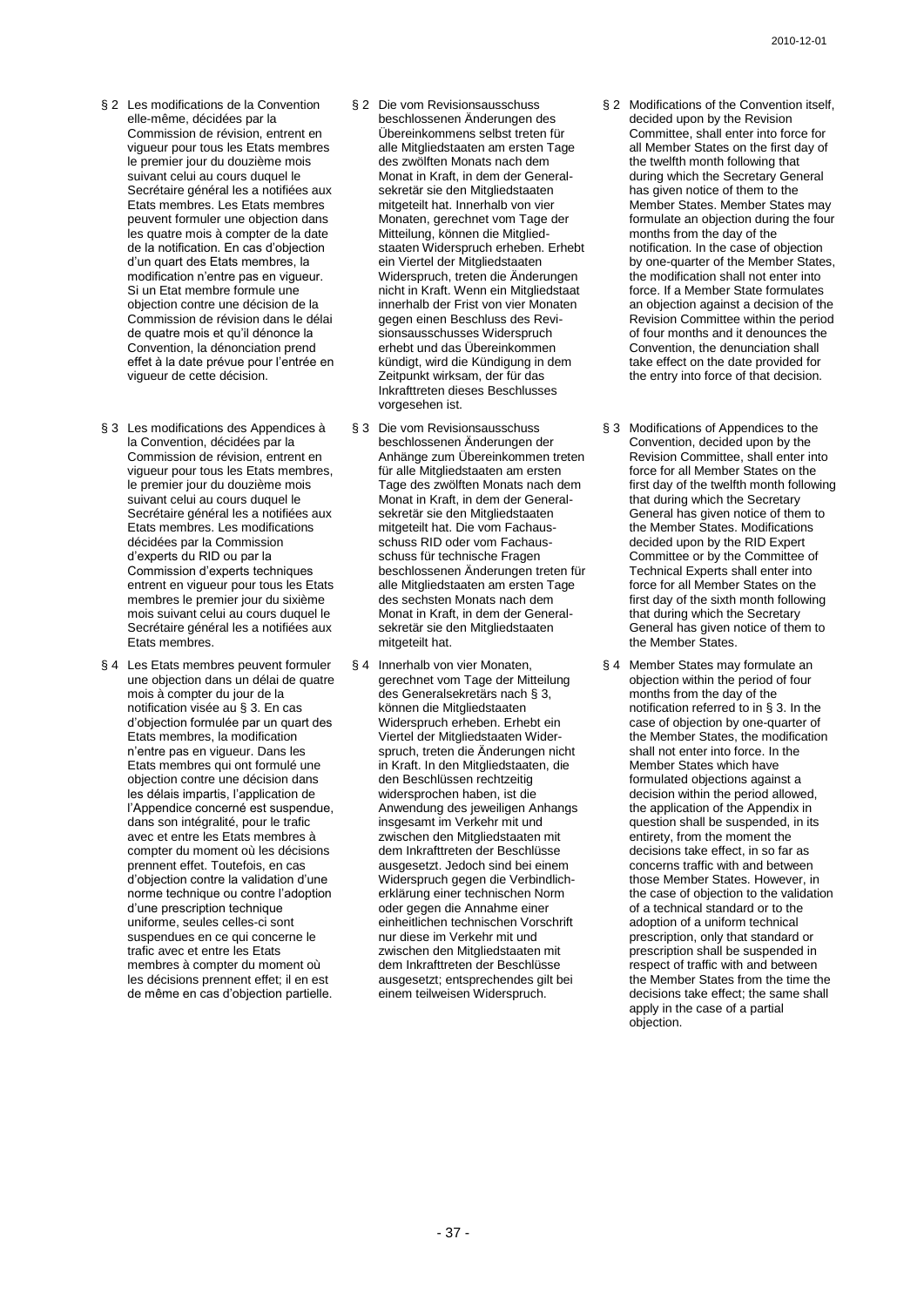§ 2 Les modifications de la Convention elle-même, décidées par la Commission de révision, entrent en vigueur pour tous les Etats membres le premier jour du douzième mois suivant celui au cours duquel le Secrétaire général les a notifiées aux Etats membres. Les Etats membres peuvent formuler une objection dans les quatre mois à compter de la date de la notification. En cas d'objection d'un quart des Etats membres, la modification n'entre pas en vigueur. Si un Etat membre formule une objection contre une décision de la Commission de révision dans le délai de quatre mois et qu'il dénonce la Convention, la dénonciation prend effet à la date prévue pour l'entrée en vigueur de cette décision.

§ 3 Les modifications des Appendices à la Convention, décidées par la Commission de révision, entrent en vigueur pour tous les Etats membres, le premier jour du douzième mois suivant celui au cours duquel le Secrétaire général les a notifiées aux Etats membres. Les modifications décidées par la Commission d'experts du RID ou par la Commission d'experts techniques entrent en vigueur pour tous les Etats membres le premier jour du sixième mois suivant celui au cours duquel le Secrétaire général les a notifiées aux Etats membres.

§ 4 Les Etats membres peuvent formuler une objection dans un délai de quatre mois à compter du jour de la notification visée au § 3. En cas d'objection formulée par un quart des Etats membres, la modification n'entre pas en vigueur. Dans les Etats membres qui ont formulé une objection contre une décision dans les délais impartis, l'application de l'Appendice concerné est suspendue, dans son intégralité, pour le trafic avec et entre les Etats membres à compter du moment où les décisions prennent effet. Toutefois, en cas d'objection contre la validation d'une norme technique ou contre l'adoption d'une prescription technique uniforme, seules celles-ci sont suspendues en ce qui concerne le trafic avec et entre les Etats membres à compter du moment où les décisions prennent effet; il en est de même en cas d'objection partielle.

§ 2 Die vom Revisionsausschuss beschlossenen Änderungen des Übereinkommens selbst treten für alle Mitgliedstaaten am ersten Tage des zwölften Monats nach dem Monat in Kraft, in dem der Generalsekretär sie den Mitgliedstaaten mitgeteilt hat. Innerhalb von vier Monaten, gerechnet vom Tage der Mitteilung, können die Mitgliedstaaten Widerspruch erheben. Erhebt ein Viertel der Mitgliedstaaten Widerspruch, treten die Änderungen nicht in Kraft. Wenn ein Mitgliedstaat innerhalb der Frist von vier Monaten gegen einen Beschluss des Revisionsausschusses Widerspruch erhebt und das Übereinkommen kündigt, wird die Kündigung in dem Zeitpunkt wirksam, der für das Inkrafttreten dieses Beschlusses vorgesehen ist.

§ 3 Die vom Revisionsausschuss beschlossenen Änderungen der Anhänge zum Übereinkommen treten für alle Mitgliedstaaten am ersten Tage des zwölften Monats nach dem Monat in Kraft, in dem der Generalsekretär sie den Mitgliedstaaten mitgeteilt hat. Die vom Fachausschuss RID oder vom Fachausschuss für technische Fragen beschlossenen Änderungen treten für alle Mitgliedstaaten am ersten Tage des sechsten Monats nach dem Monat in Kraft, in dem der Generalsekretär sie den Mitgliedstaaten mitgeteilt hat.

§ 4 Innerhalb von vier Monaten, gerechnet vom Tage der Mitteilung des Generalsekretärs nach § 3, können die Mitgliedstaaten Widerspruch erheben. Erhebt ein Viertel der Mitgliedstaaten Widerspruch, treten die Änderungen nicht in Kraft. In den Mitgliedstaaten, die den Beschlüssen rechtzeitig widersprochen haben, ist die Anwendung des jeweiligen Anhangs insgesamt im Verkehr mit und zwischen den Mitgliedstaaten mit dem Inkrafttreten der Beschlüsse ausgesetzt. Jedoch sind bei einem Widerspruch gegen die Verbindlicherklärung einer technischen Norm oder gegen die Annahme einer einheitlichen technischen Vorschrift nur diese im Verkehr mit und zwischen den Mitgliedstaaten mit dem Inkrafttreten der Beschlüsse ausgesetzt; entsprechendes gilt bei einem teilweisen Widerspruch.

§ 2 Modifications of the Convention itself, decided upon by the Revision Committee, shall enter into force for all Member States on the first day of the twelfth month following that during which the Secretary General has given notice of them to the Member States. Member States may formulate an objection during the four months from the day of the notification. In the case of objection by one-quarter of the Member States, the modification shall not enter into force. If a Member State formulates an objection against a decision of the Revision Committee within the period of four months and it denounces the Convention, the denunciation shall take effect on the date provided for the entry into force of that decision.

§ 3 Modifications of Appendices to the Convention, decided upon by the Revision Committee, shall enter into force for all Member States on the first day of the twelfth month following that during which the Secretary General has given notice of them to the Member States. Modifications decided upon by the RID Expert Committee or by the Committee of Technical Experts shall enter into force for all Member States on the first day of the sixth month following that during which the Secretary General has given notice of them to the Member States.

§ 4 Member States may formulate an objection within the period of four months from the day of the notification referred to in § 3. In the case of objection by one-quarter of the Member States, the modification shall not enter into force. In the Member States which have formulated objections against a decision within the period allowed, the application of the Appendix in question shall be suspended, in its entirety, from the moment the decisions take effect, in so far as concerns traffic with and between those Member States. However, in the case of objection to the validation of a technical standard or to the adoption of a uniform technical prescription, only that standard or prescription shall be suspended in respect of traffic with and between the Member States from the time the decisions take effect; the same shall apply in the case of a partial objection.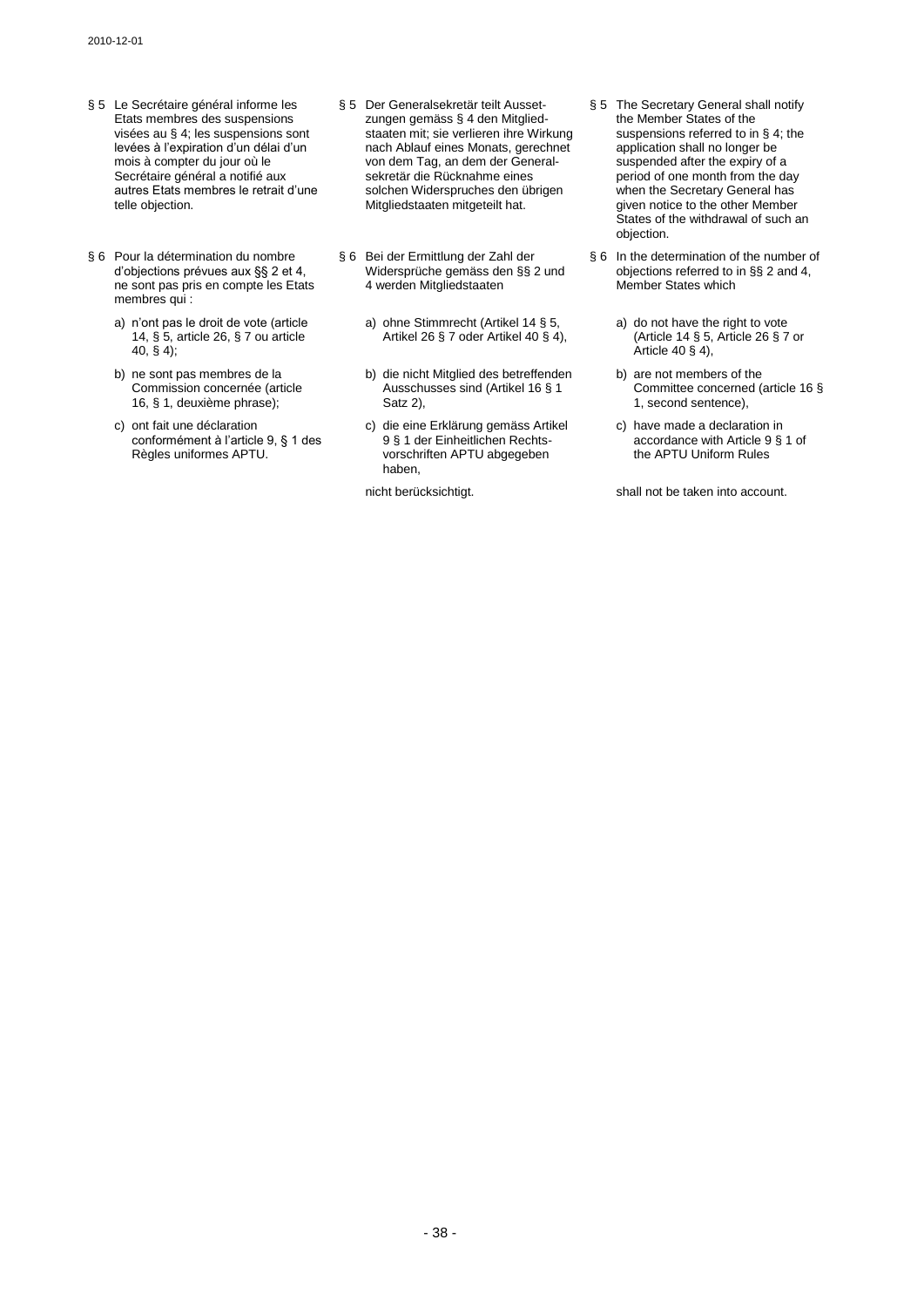§ 5 Le Secrétaire général informe les Etats membres des suspensions visées au § 4; les suspensions sont levées à l'expiration d'un délai d'un mois à compter du jour où le Secrétaire général a notifié aux autres Etats membres le retrait d'une telle objection.

§ 6 Pour la détermination du nombre d'objections prévues aux §§ 2 et 4, ne sont pas pris en compte les Etats membres qui :

a) n'ont pas le droit de vote (article 14, § 5, article 26, § 7 ou article 40, § 4);

b) ne sont pas membres de la Commission concernée (article 16, § 1, deuxième phrase);

c) ont fait une déclaration conformément à l'article 9, § 1 des Règles uniformes APTU.

§ 5 Der Generalsekretär teilt Aussetzungen gemäss § 4 den Mitgliedstaaten mit; sie verlieren ihre Wirkung nach Ablauf eines Monats, gerechnet von dem Tag, an dem der Generalsekretär die Rücknahme eines solchen Widerspruches den übrigen Mitgliedstaaten mitgeteilt hat.

§ 6 Bei der Ermittlung der Zahl der Widersprüche gemäss den §§ 2 und 4 werden Mitgliedstaaten

a) ohne Stimmrecht (Artikel 14 § 5, Artikel 26 § 7 oder Artikel 40 § 4),

b) die nicht Mitglied des betreffenden Ausschusses sind (Artikel 16 § 1 Satz 2),

c) die eine Erklärung gemäss Artikel 9 § 1 der Einheitlichen Rechtsvorschriften APTU abgegeben haben,

nicht berücksichtigt.

§ 5 The Secretary General shall notify the Member States of the suspensions referred to in § 4; the application shall no longer be suspended after the expiry of a period of one month from the day when the Secretary General has given notice to the other Member States of the withdrawal of such an objection.

§ 6 In the determination of the number of objections referred to in §§ 2 and 4, Member States which

a) do not have the right to vote (Article 14 § 5, Article 26 § 7 or Article 40 § 4),

b) are not members of the Committee concerned (article 16 § 1, second sentence),

c) have made a declaration in accordance with Article 9 § 1 of the APTU Uniform Rules

shall not be taken into account.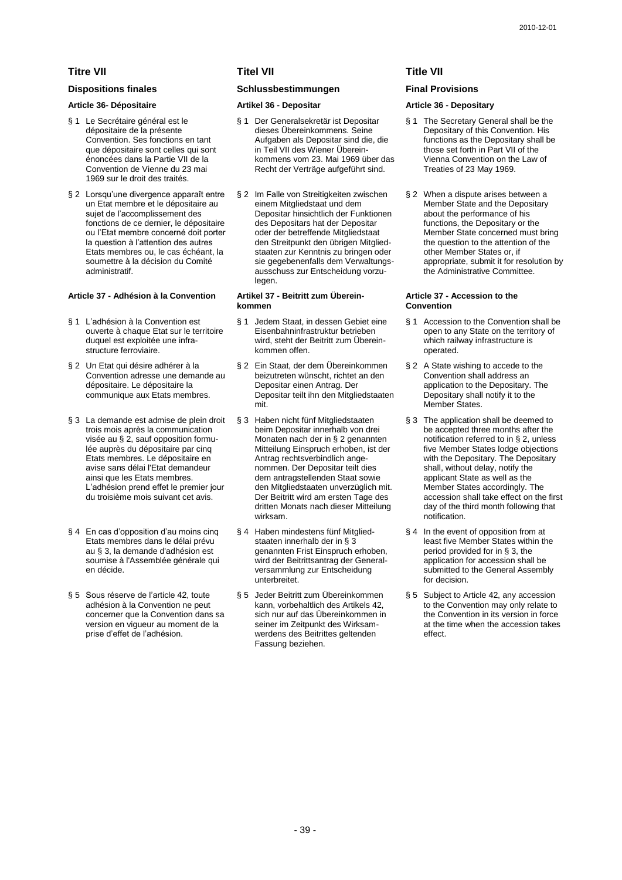# Titre VII

## Dispositions finales

### Article 36- Dépositaire

§ 1 Le Secrétaire général est le dépositaire de la présente Convention. Ses fonctions en tant que dépositaire sont celles qui sont énoncées dans la Partie VII de la Convention de Vienne du 23 mai 1969 sur le droit des traités.

§ 2 Lorsqu'une divergence apparaît entre un Etat membre et le dépositaire au sujet de l'accomplissement des fonctions de ce dernier, le dépositaire ou l'Etat membre concerné doit porter la question à l'attention des autres Etats membres ou, le cas échéant, la soumettre à la décision du Comité administratif.

### Article 37 - Adhésion à la Convention

§ 1 L'adhésion à la Convention est ouverte à chaque Etat sur le territoire duquel est exploitée une infrastructure ferroviaire.

§ 2 Un Etat qui désire adhérer à la Convention adresse une demande au dépositaire. Le dépositaire la communique aux Etats membres.

§ 3 La demande est admise de plein droit trois mois après la communication visée au § 2, sauf opposition formulée auprès du dépositaire par cinq Etats membres. Le dépositaire en avise sans délai l'Etat demandeur ainsi que les Etats membres. L'adhésion prend effet le premier jour du troisième mois suivant cet avis.

§ 4 En cas d'opposition d'au moins cinq Etats membres dans le délai prévu au § 3, la demande d'adhésion est soumise à l'Assemblée générale qui en décide.

§ 5 Sous réserve de l'article 42, toute adhésion à la Convention ne peut concerner que la Convention dans sa version en vigueur au moment de la prise d'effet de l'adhésion.

# Titel VII

## Schlussbestimmungen

### Artikel 36 - Depositar

§ 1 Der Generalsekretär ist Depositar dieses Übereinkommens. Seine Aufgaben als Depositar sind die, die in Teil VII des Wiener Übereinkommens vom 23. Mai 1969 über das Recht der Verträge aufgeführt sind.

§ 2 Im Falle von Streitigkeiten zwischen einem Mitgliedstaat und dem Depositar hinsichtlich der Funktionen des Depositars hat der Depositar oder der betreffende Mitgliedstaat den Streitpunkt den übrigen Mitgliedstaaten zur Kenntnis zu bringen oder sie gegebenenfalls dem Verwaltungsausschuss zur Entscheidung vorzulegen.

### Artikel 37 - Beitritt zum Übereinkommen

§ 1 Jedem Staat, in dessen Gebiet eine Eisenbahninfrastruktur betrieben wird, steht der Beitritt zum Übereinkommen offen.

§ 2 Ein Staat, der dem Übereinkommen beizutreten wünscht, richtet an den Depositar einen Antrag. Der Depositar teilt ihn den Mitgliedstaaten mit.

§ 3 Haben nicht fünf Mitgliedstaaten beim Depositar innerhalb von drei Monaten nach der in § 2 genannten Mitteilung Einspruch erhoben, ist der Antrag rechtsverbindlich angenommen. Der Depositar teilt dies dem antragstellenden Staat sowie den Mitgliedstaaten unverzüglich mit. Der Beitritt wird am ersten Tage des dritten Monats nach dieser Mitteilung wirksam.

§ 4 Haben mindestens fünf Mitgliedstaaten innerhalb der in § 3 genannten Frist Einspruch erhoben, wird der Beitrittsantrag der Generalversammlung zur Entscheidung unterbreitet.

§ 5 Jeder Beitritt zum Übereinkommen kann, vorbehaltlich des Artikels 42, sich nur auf das Übereinkommen in seiner im Zeitpunkt des Wirksamwerdens des Beitrittes geltenden Fassung beziehen.

# Title VII

## Final Provisions

### Article 36 - Depositary

§ 1 The Secretary General shall be the Depositary of this Convention. His functions as the Depositary shall be those set forth in Part VII of the Vienna Convention on the Law of Treaties of 23 May 1969.

§ 2 When a dispute arises between a Member State and the Depositary about the performance of his functions, the Depositary or the Member State concerned must bring the question to the attention of the other Member States or, if appropriate, submit it for resolution by the Administrative Committee.

### Article 37 - Accession to the Convention

§ 1 Accession to the Convention shall be open to any State on the territory of which railway infrastructure is operated.

§ 2 A State wishing to accede to the Convention shall address an application to the Depositary. The Depositary shall notify it to the Member States.

§ 3 The application shall be deemed to be accepted three months after the notification referred to in § 2, unless five Member States lodge objections with the Depositary. The Depositary shall, without delay, notify the applicant State as well as the Member States accordingly. The accession shall take effect on the first day of the third month following that notification.

§ 4 In the event of opposition from at least five Member States within the period provided for in § 3, the application for accession shall be submitted to the General Assembly for decision.

§ 5 Subject to Article 42, any accession to the Convention may only relate to the Convention in its version in force at the time when the accession takes effect.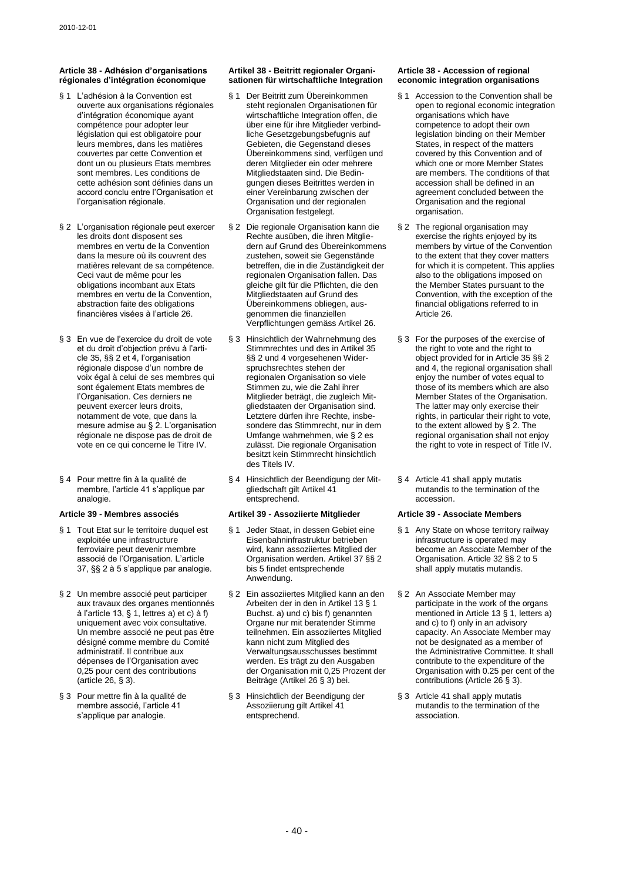**Article 38 - Adhésion d'organisations régionales d'intégration économique**

§ 1 L'adhésion à la Convention est ouverte aux organisations régionales d'intégration économique ayant compétence pour adopter leur législation qui est obligatoire pour leurs membres, dans les matières couvertes par cette Convention et dont un ou plusieurs Etats membres sont membres. Les conditions de cette adhésion sont définies dans un accord conclu entre l'Organisation et l'organisation régionale.

§ 2 L'organisation régionale peut exercer les droits dont disposent ses membres en vertu de la Convention dans la mesure où ils couvrent des matières relevant de sa compétence. Ceci vaut de même pour les obligations incombant aux Etats membres en vertu de la Convention, abstraction faite des obligations financières visées à l'article 26.

§ 3 En vue de l'exercice du droit de vote et du droit d'objection prévu à l'article 35, §§ 2 et 4, l'organisation régionale dispose d'un nombre de voix égal à celui de ses membres qui sont également Etats membres de l'Organisation. Ces derniers ne peuvent exercer leurs droits, notamment de vote, que dans la mesure admise au § 2. L'organisation régionale ne dispose pas de droit de vote en ce qui concerne le Titre IV.

§ 4 Pour mettre fin à la qualité de membre, l'article 41 s'applique par analogie.

**Article 39 - Membres associés**

§ 1 Tout Etat sur le territoire duquel est exploitée une infrastructure ferroviaire peut devenir membre associé de l'Organisation. L'article 37, §§ 2 à 5 s'applique par analogie.

§ 2 Un membre associé peut participer aux travaux des organes mentionnés à l'article 13, § 1, lettres a) et c) à f) uniquement avec voix consultative. Un membre associé ne peut pas être désigné comme membre du Comité administratif. Il contribue aux dépenses de l'Organisation avec 0,25 pour cent des contributions (article 26, § 3).

§ 3 Pour mettre fin à la qualité de membre associé, l'article 41 s'applique par analogie.

**Artikel 38 - Beitritt regionaler Organisationen für wirtschaftliche Integration**

§ 1 Der Beitritt zum Übereinkommen steht regionalen Organisationen für wirtschaftliche Integration offen, die über eine für ihre Mitglieder verbindliche Gesetzgebungsbefugnis auf Gebieten, die Gegenstand dieses Übereinkommens sind, verfügen und deren Mitglieder ein oder mehrere Mitgliedstaaten sind. Die Bedingungen dieses Beitrittes werden in einer Vereinbarung zwischen der Organisation und der regionalen Organisation festgelegt.

§ 2 Die regionale Organisation kann die Rechte ausüben, die ihren Mitgliedern auf Grund des Übereinkommens zustehen, soweit sie Gegenstände betreffen, die in die Zuständigkeit der regionalen Organisation fallen. Das gleiche gilt für die Pflichten, die den Mitgliedstaaten auf Grund des Übereinkommens obliegen, ausgenommen die finanziellen Verpflichtungen gemäss Artikel 26.

§ 3 Hinsichtlich der Wahrnehmung des Stimmrechtes und des in Artikel 35 §§ 2 und 4 vorgesehenen Widerspruchsrechtes stehen der regionalen Organisation so viele Stimmen zu, wie die Zahl ihrer Mitglieder beträgt, die zugleich Mitgliedstaaten der Organisation sind. Letztere dürfen ihre Rechte, insbesondere das Stimmrecht, nur in dem Umfange wahrnehmen, wie § 2 es zulässt. Die regionale Organisation besitzt kein Stimmrecht hinsichtlich des Titels IV.

§ 4 Hinsichtlich der Beendigung der Mitgliedschaft gilt Artikel 41 entsprechend.

**Artikel 39 - Assoziierte Mitglieder**

§ 1 Jeder Staat, in dessen Gebiet eine Eisenbahninfrastruktur betrieben wird, kann assoziiertes Mitglied der Organisation werden. Artikel 37 §§ 2 bis 5 findet entsprechende Anwendung.

§ 2 Ein assoziiertes Mitglied kann an den Arbeiten der in den in Artikel 13 § 1 Buchst. a) und c) bis f) genannten Organe nur mit beratender Stimme teilnehmen. Ein assoziiertes Mitglied kann nicht zum Mitglied des Verwaltungsausschusses bestimmt werden. Es trägt zu den Ausgaben der Organisation mit 0,25 Prozent der Beiträge (Artikel 26 § 3) bei.

§ 3 Hinsichtlich der Beendigung der Assoziierung gilt Artikel 41 entsprechend.

**Article 38 - Accession of regional economic integration organisations**

§ 1 Accession to the Convention shall be open to regional economic integration organisations which have competence to adopt their own legislation binding on their Member States, in respect of the matters covered by this Convention and of which one or more Member States are members. The conditions of that accession shall be defined in an agreement concluded between the Organisation and the regional organisation.

§ 2 The regional organisation may exercise the rights enjoyed by its members by virtue of the Convention to the extent that they cover matters for which it is competent. This applies also to the obligations imposed on the Member States pursuant to the Convention, with the exception of the financial obligations referred to in Article 26.

§ 3 For the purposes of the exercise of the right to vote and the right to object provided for in Article 35 §§ 2 and 4, the regional organisation shall enjoy the number of votes equal to those of its members which are also Member States of the Organisation. The latter may only exercise their rights, in particular their right to vote, to the extent allowed by § 2. The regional organisation shall not enjoy the right to vote in respect of Title IV.

§ 4 Article 41 shall apply mutatis mutandis to the termination of the accession.

**Article 39 - Associate Members**

§ 1 Any State on whose territory railway infrastructure is operated may become an Associate Member of the Organisation. Article 32 §§ 2 to 5 shall apply mutatis mutandis.

§ 2 An Associate Member may participate in the work of the organs mentioned in Article 13 § 1, letters a) and c) to f) only in an advisory capacity. An Associate Member may not be designated as a member of the Administrative Committee. It shall contribute to the expenditure of the Organisation with 0.25 per cent of the contributions (Article 26 § 3).

§ 3 Article 41 shall apply mutatis mutandis to the termination of the association.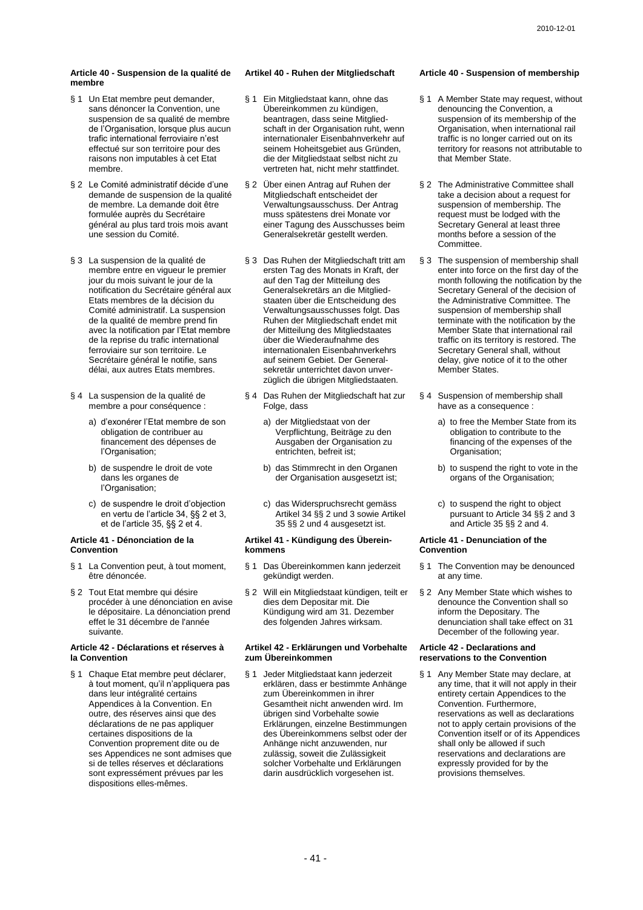### Article 40 - Suspension de la qualité de membre

§ 1 Un Etat membre peut demander, sans dénoncer la Convention, une suspension de sa qualité de membre de l'Organisation, lorsque plus aucun trafic international ferroviaire n'est effectué sur son territoire pour des raisons non imputables à cet Etat membre.

§ 2 Le Comité administratif décide d'une demande de suspension de la qualité de membre. La demande doit être formulée auprès du Secrétaire général au plus tard trois mois avant une session du Comité.

§ 3 La suspension de la qualité de membre entre en vigueur le premier jour du mois suivant le jour de la notification du Secrétaire général aux Etats membres de la décision du Comité administratif. La suspension de la qualité de membre prend fin avec la notification par l'Etat membre de la reprise du trafic international ferroviaire sur son territoire. Le Secrétaire général le notifie, sans délai, aux autres Etats membres.

§ 4 La suspension de la qualité de membre a pour conséquence :

a) d'exonérer l'Etat membre de son obligation de contribuer au financement des dépenses de l'Organisation;

b) de suspendre le droit de vote dans les organes de l'Organisation;

c) de suspendre le droit d'objection en vertu de l'article 34, §§ 2 et 3, et de l'article 35, §§ 2 et 4.

### Article 41 - Dénonciation de la Convention

§ 1 La Convention peut, à tout moment, être dénoncée.

§ 2 Tout Etat membre qui désire procéder à une dénonciation en avise le dépositaire. La dénonciation prend effet le 31 décembre de l'année suivante.

### Article 42 - Déclarations et réserves à la Convention

§ 1 Chaque Etat membre peut déclarer, à tout moment, qu'il n'appliquera pas dans leur intégralité certains Appendices à la Convention. En outre, des réserves ainsi que des déclarations de ne pas appliquer certaines dispositions de la Convention proprement dite ou de ses Appendices ne sont admises que si de telles réserves et déclarations sont expressément prévues par les dispositions elles-mêmes.

### Artikel 40 - Ruhen der Mitgliedschaft

§ 1 Ein Mitgliedstaat kann, ohne das Übereinkommen zu kündigen, beantragen, dass seine Mitgliedschaft in der Organisation ruht, wenn internationaler Eisenbahnverkehr auf seinem Hoheitsgebiet aus Gründen, die der Mitgliedstaat selbst nicht zu vertreten hat, nicht mehr stattfindet.

§ 2 Über einen Antrag auf Ruhen der Mitgliedschaft entscheidet der Verwaltungsausschuss. Der Antrag muss spätestens drei Monate vor einer Tagung des Ausschusses beim Generalsekretär gestellt werden.

§ 3 Das Ruhen der Mitgliedschaft tritt am ersten Tag des Monats in Kraft, der auf den Tag der Mitteilung des Generalsekretärs an die Mitgliedstaaten über die Entscheidung des Verwaltungsausschusses folgt. Das Ruhen der Mitgliedschaft endet mit der Mitteilung des Mitgliedstaates über die Wiederaufnahme des internationalen Eisenbahnverkehrs auf seinem Gebiet. Der Generalsekretär unterrichtet davon unverzüglich die übrigen Mitgliedstaaten.

§ 4 Das Ruhen der Mitgliedschaft hat zur Folge, dass

a) der Mitgliedstaat von der Verpflichtung, Beiträge zu den Ausgaben der Organisation zu entrichten, befreit ist;

b) das Stimmrecht in den Organen der Organisation ausgesetzt ist;

c) das Widerspruchsrecht gemäss Artikel 34 §§ 2 und 3 sowie Artikel 35 §§ 2 und 4 ausgesetzt ist.

### Artikel 41 - Kündigung des Übereinkommens

§ 1 Das Übereinkommen kann jederzeit gekündigt werden.

§ 2 Will ein Mitgliedstaat kündigen, teilt er dies dem Depositar mit. Die Kündigung wird am 31. Dezember des folgenden Jahres wirksam.

### Artikel 42 - Erklärungen und Vorbehalte zum Übereinkommen

§ 1 Jeder Mitgliedstaat kann jederzeit erklären, dass er bestimmte Anhänge zum Übereinkommen in ihrer Gesamtheit nicht anwenden wird. Im übrigen sind Vorbehalte sowie Erklärungen, einzelne Bestimmungen des Übereinkommens selbst oder der Anhänge nicht anzuwenden, nur zulässig, soweit die Zulässigkeit solcher Vorbehalte und Erklärungen darin ausdrücklich vorgesehen ist.

### Article 40 - Suspension of membership

§ 1 A Member State may request, without denouncing the Convention, a suspension of its membership of the Organisation, when international rail traffic is no longer carried out on its territory for reasons not attributable to that Member State.

§ 2 The Administrative Committee shall take a decision about a request for suspension of membership. The request must be lodged with the Secretary General at least three months before a session of the Committee.

§ 3 The suspension of membership shall enter into force on the first day of the month following the notification by the Secretary General of the decision of the Administrative Committee. The suspension of membership shall terminate with the notification by the Member State that international rail traffic on its territory is restored. The Secretary General shall, without delay, give notice of it to the other Member States.

§ 4 Suspension of membership shall have as a consequence :

a) to free the Member State from its obligation to contribute to the financing of the expenses of the Organisation;

b) to suspend the right to vote in the organs of the Organisation;

c) to suspend the right to object pursuant to Article 34 §§ 2 and 3 and Article 35 §§ 2 and 4.

### Article 41 - Denunciation of the Convention

§ 1 The Convention may be denounced at any time.

§ 2 Any Member State which wishes to denounce the Convention shall so inform the Depositary. The denunciation shall take effect on 31 December of the following year.

### Article 42 - Declarations and reservations to the Convention

§ 1 Any Member State may declare, at any time, that it will not apply in their entirety certain Appendices to the Convention. Furthermore, reservations as well as declarations not to apply certain provisions of the Convention itself or of its Appendices shall only be allowed if such reservations and declarations are expressly provided for by the provisions themselves.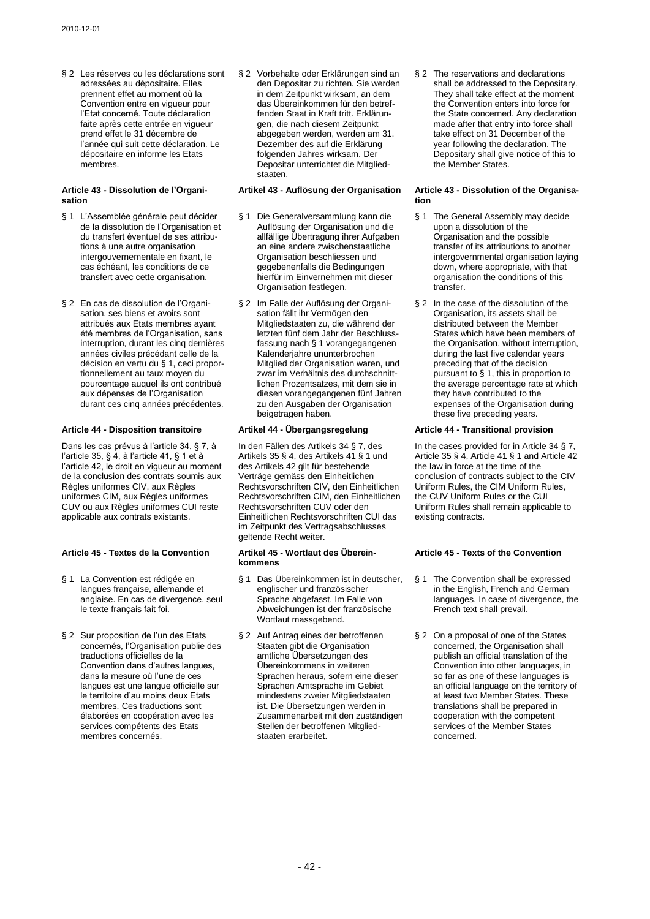§ 2 Les réserves ou les déclarations sont adressées au dépositaire. Elles prennent effet au moment où la Convention entre en vigueur pour l'Etat concerné. Toute déclaration faite après cette entrée en vigueur prend effet le 31 décembre de l'année qui suit cette déclaration. Le dépositaire en informe les Etats membres.

### Article 43 - Dissolution de l'Organisation

§ 1 L'Assemblée générale peut décider de la dissolution de l'Organisation et du transfert éventuel de ses attributions à une autre organisation intergouvernementale en fixant, le cas échéant, les conditions de ce transfert avec cette organisation.

§ 2 En cas de dissolution de l'Organisation, ses biens et avoirs sont attribués aux Etats membres ayant été membres de l'Organisation, sans interruption, durant les cinq dernières années civiles précédant celle de la décision en vertu du § 1, ceci proportionnellement au taux moyen du pourcentage auquel ils ont contribué aux dépenses de l'Organisation durant ces cinq années précédentes.

### Article 44 - Disposition transitoire

Dans les cas prévus à l'article 34, § 7, à l'article 35, § 4, à l'article 41, § 1 et à l'article 42, le droit en vigueur au moment de la conclusion des contrats soumis aux Règles uniformes CIV, aux Règles uniformes CIM, aux Règles uniformes CUV ou aux Règles uniformes CUI reste applicable aux contrats existants.

### Article 45 - Textes de la Convention

§ 1 La Convention est rédigée en langues française, allemande et anglaise. En cas de divergence, seul le texte français fait foi.

§ 2 Sur proposition de l'un des Etats concernés, l'Organisation publie des traductions officielles de la Convention dans d'autres langues, dans la mesure où l'une de ces langues est une langue officielle sur le territoire d'au moins deux Etats membres. Ces traductions sont élaborées en coopération avec les services compétents des Etats membres concernés.

§ 2 Vorbehalte oder Erklärungen sind an den Depositar zu richten. Sie werden in dem Zeitpunkt wirksam, an dem das Übereinkommen für den betreffenden Staat in Kraft tritt. Erklärungen, die nach diesem Zeitpunkt abgegeben werden, werden am 31. Dezember des auf die Erklärung folgenden Jahres wirksam. Der Depositar unterrichtet die Mitgliedstaaten.

### Artikel 43 - Auflösung der Organisation

§ 1 Die Generalversammlung kann die Auflösung der Organisation und die allfällige Übertragung ihrer Aufgaben an eine andere zwischenstaatliche Organisation beschliessen und gegebenenfalls die Bedingungen hierfür im Einvernehmen mit dieser Organisation festlegen.

§ 2 Im Falle der Auflösung der Organisation fällt ihr Vermögen den Mitgliedstaaten zu, die während der letzten fünf dem Jahr der Beschlussfassung nach § 1 vorangegangenen Kalenderjahre ununterbrochen Mitglied der Organisation waren, und zwar im Verhältnis des durchschnittlichen Prozentsatzes, mit dem sie in diesen vorangegangenen fünf Jahren zu den Ausgaben der Organisation beigetragen haben.

### Artikel 44 - Übergangsregelung

In den Fällen des Artikels 34 § 7, des Artikels 35 § 4, des Artikels 41 § 1 und des Artikels 42 gilt für bestehende Verträge gemäss den Einheitlichen Rechtsvorschriften CIV, den Einheitlichen Rechtsvorschriften CIM, den Einheitlichen Rechtsvorschriften CUV oder den Einheitlichen Rechtsvorschriften CUI das im Zeitpunkt des Vertragsabschlusses geltende Recht weiter.

### Artikel 45 - Wortlaut des Übereinkommens

§ 1 Das Übereinkommen ist in deutscher, englischer und französischer Sprache abgefasst. Im Falle von Abweichungen ist der französische Wortlaut massgebend.

§ 2 Auf Antrag eines der betroffenen Staaten gibt die Organisation amtliche Übersetzungen des Übereinkommens in weiteren Sprachen heraus, sofern eine dieser Sprachen Amtssprache im Gebiet mindestens zweier Mitgliedstaaten ist. Die Übersetzungen werden in Zusammenarbeit mit den zuständigen Stellen der betroffenen Mitgliedstaaten erarbeitet.

§ 2 The reservations and declarations shall be addressed to the Depositary. They shall take effect at the moment the Convention enters into force for the State concerned. Any declaration made after that entry into force shall take effect on 31 December of the year following the declaration. The Depositary shall give notice of this to the Member States.

### Article 43 - Dissolution of the Organisation

§ 1 The General Assembly may decide upon a dissolution of the Organisation and the possible transfer of its attributions to another intergovernmental organisation laying down, where appropriate, with that organisation the conditions of this transfer.

§ 2 In the case of the dissolution of the Organisation, its assets shall be distributed between the Member States which have been members of the Organisation, without interruption, during the last five calendar years preceding that of the decision pursuant to § 1, this in proportion to the average percentage rate at which they have contributed to the expenses of the Organisation during these five preceding years.

### Article 44 - Transitional provision

In the cases provided for in Article 34 § 7, Article 35 § 4, Article 41 § 1 and Article 42 the law in force at the time of the conclusion of contracts subject to the CIV Uniform Rules, the CIM Uniform Rules, the CUV Uniform Rules or the CUI Uniform Rules shall remain applicable to existing contracts.

### Article 45 - Texts of the Convention

§ 1 The Convention shall be expressed in the English, French and German languages. In case of divergence, the French text shall prevail.

§ 2 On a proposal of one of the States concerned, the Organisation shall publish an official translation of the Convention into other languages, in so far as one of these languages is an official language on the territory of at least two Member States. These translations shall be prepared in cooperation with the competent services of the Member States concerned.